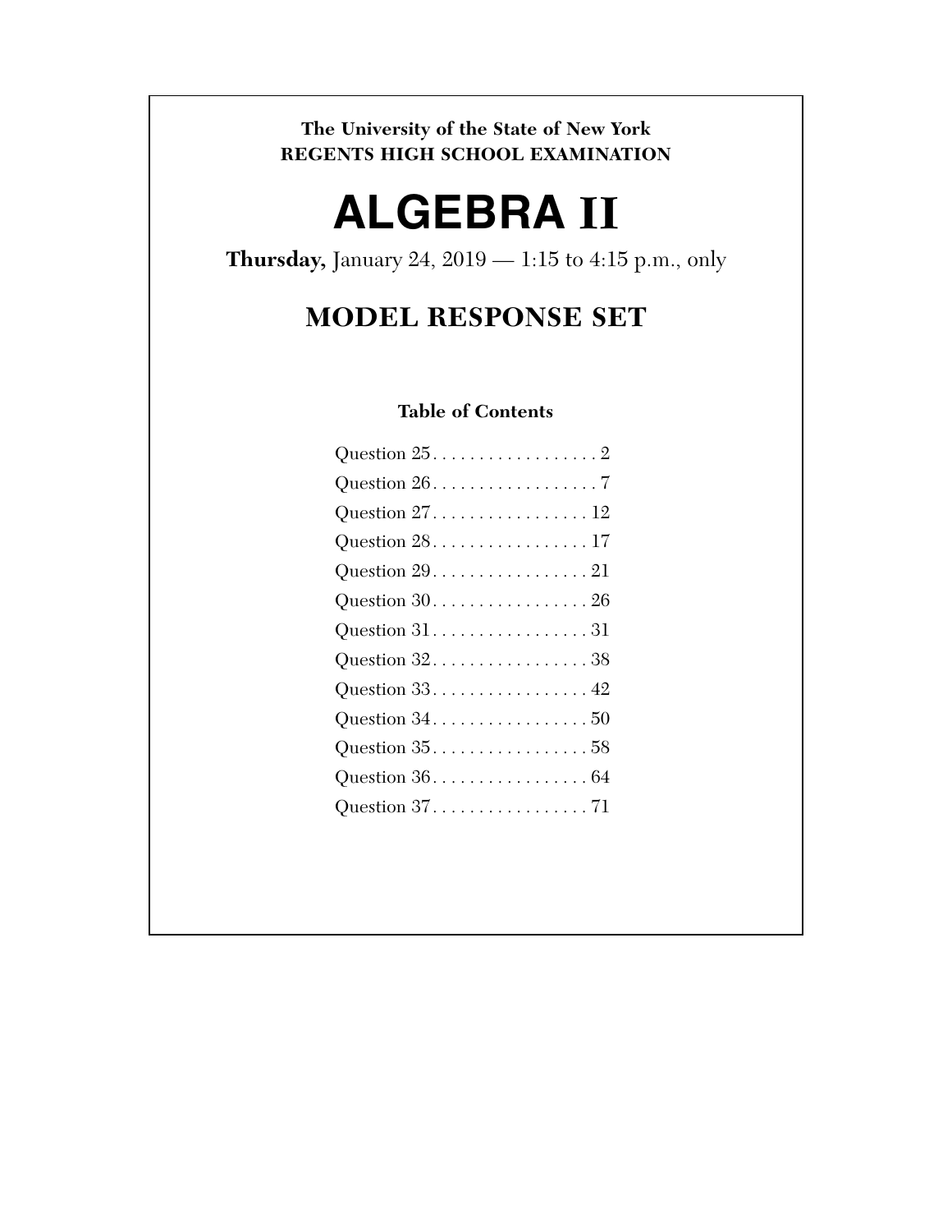**The University of the State of New York**
**REGENTS HIGH SCHOOL EXAMINATION**

# ALGEBRA II

**Thursday,** January 24, 2019 — 1:15 to 4:15 p.m., only

## MODEL RESPONSE SET

### Table of Contents

Question 25. . . . . . . . . . . . . . . . . . 2
Question 26. . . . . . . . . . . . . . . . . . 7
Question 27. . . . . . . . . . . . . . . . . 12
Question 28. . . . . . . . . . . . . . . . . 17
Question 29. . . . . . . . . . . . . . . . . 21
Question 30. . . . . . . . . . . . . . . . . 26
Question 31. . . . . . . . . . . . . . . . . 31
Question 32. . . . . . . . . . . . . . . . . 38
Question 33. . . . . . . . . . . . . . . . . 42
Question 34. . . . . . . . . . . . . . . . . 50
Question 35. . . . . . . . . . . . . . . . . 58
Question 36. . . . . . . . . . . . . . . . . 64
Question 37. . . . . . . . . . . . . . . . . 71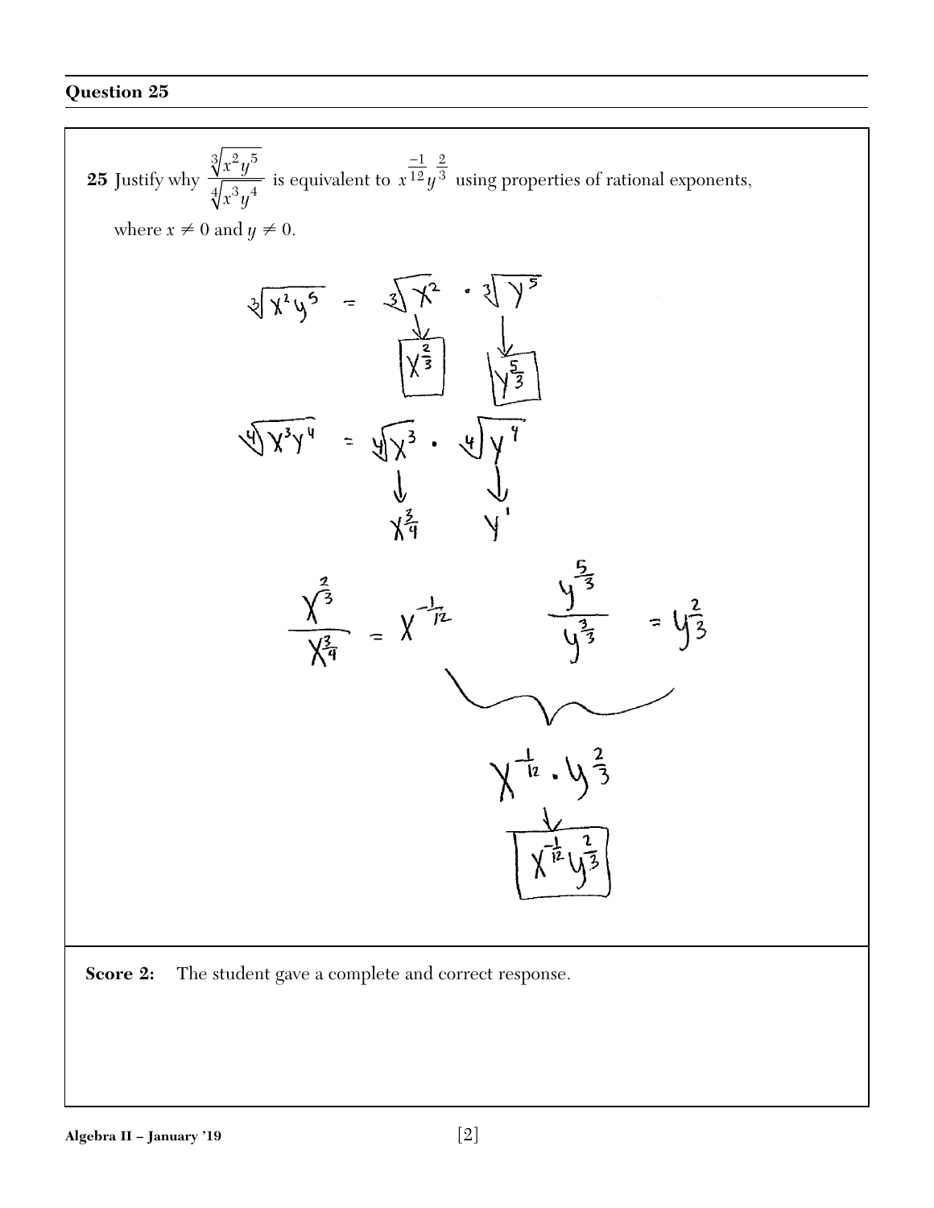## Question 25

**25** Justify why $\dfrac{\sqrt[3]{x^2y^5}}{\sqrt[4]{x^3y^4}}$ is equivalent to $x^{\frac{-1}{12}}y^{\frac{2}{3}}$ using properties of rational exponents, where $x \neq 0$ and $y \neq 0$.

$$\sqrt[3]{x^2y^5} = \sqrt[3]{x^2} \cdot \sqrt[3]{y^5}$$

$$\sqrt[3]{x^2} \rightarrow \boxed{x^{\frac{2}{3}}} \qquad \sqrt[3]{y^5} \rightarrow \boxed{y^{\frac{5}{3}}}$$

$$\sqrt[4]{x^3y^4} = \sqrt[4]{x^3} \cdot \sqrt[4]{y^4}$$

$$\sqrt[4]{x^3} \rightarrow x^{\frac{3}{4}} \qquad \sqrt[4]{y^4} \rightarrow y^{1}$$

$$\frac{x^{\frac{2}{3}}}{x^{\frac{3}{4}}} = x^{-\frac{1}{12}} \qquad \frac{y^{\frac{5}{3}}}{y^{\frac{3}{3}}} = y^{\frac{2}{3}}$$

$$x^{-\frac{1}{12}} \cdot y^{\frac{2}{3}}$$

$$\boxed{x^{-\frac{1}{12}}y^{\frac{2}{3}}}$$

**Score 2:** The student gave a complete and correct response.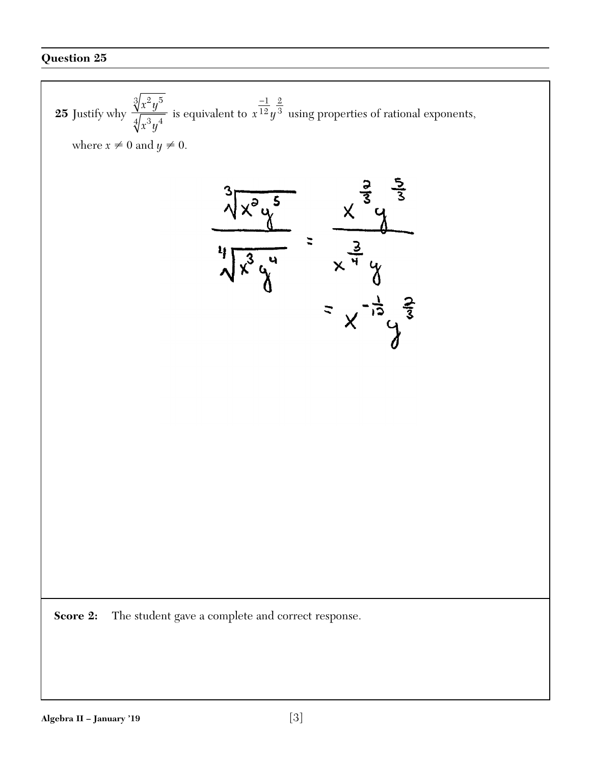## Question 25

**25** Justify why $\dfrac{\sqrt[3]{x^2y^5}}{\sqrt[4]{x^3y^4}}$ is equivalent to $x^{\frac{-1}{12}}y^{\frac{2}{3}}$ using properties of rational exponents, where $x \neq 0$ and $y \neq 0$.

$$\frac{\sqrt[3]{x^2y^5}}{\sqrt[4]{x^3y^4}} = \frac{x^{\frac{2}{3}}y^{\frac{5}{3}}}{x^{\frac{3}{4}}y}$$

$$= x^{-\frac{1}{12}}y^{\frac{2}{3}}$$

**Score 2:** The student gave a complete and correct response.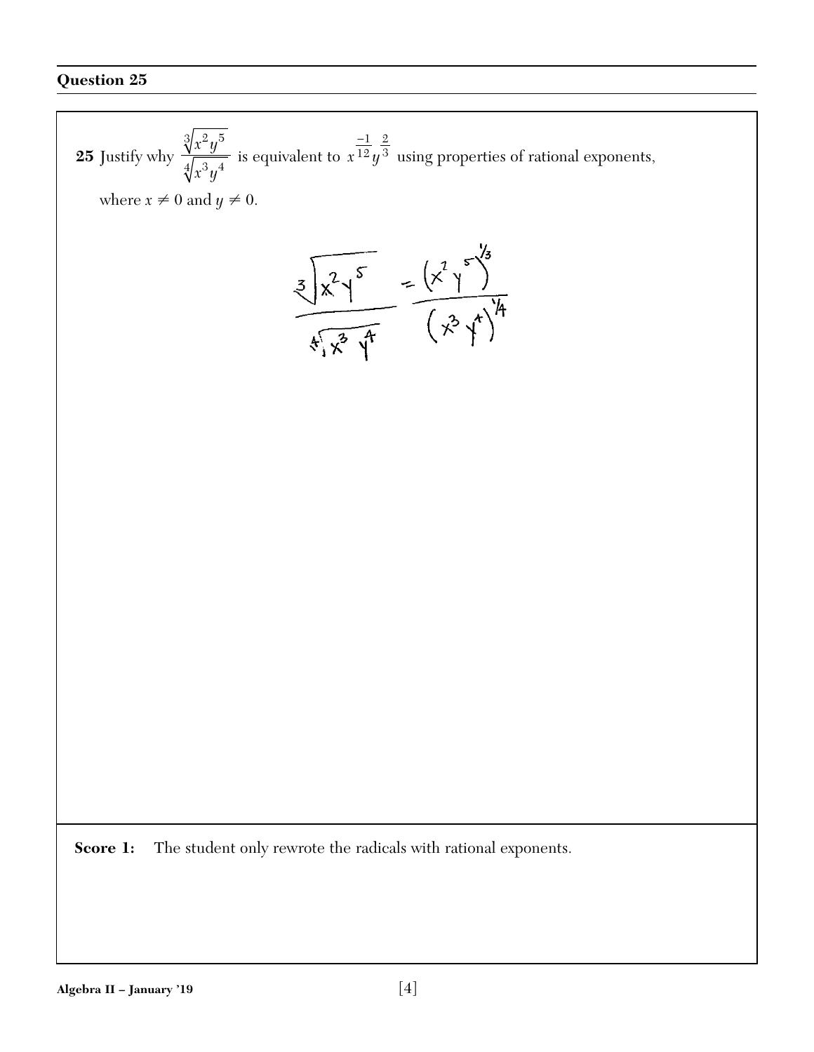## Question 25

**25** Justify why $\dfrac{\sqrt[3]{x^2y^5}}{\sqrt[4]{x^3y^4}}$ is equivalent to $x^{\frac{-1}{12}}y^{\frac{2}{3}}$ using properties of rational exponents, where $x \neq 0$ and $y \neq 0$.

$$\frac{\sqrt[3]{x^2y^5}}{\sqrt[4]{x^3y^4}} = \frac{(x^2y^5)^{1/3}}{(x^3y^4)^{1/4}}$$

**Score 1:** The student only rewrote the radicals with rational exponents.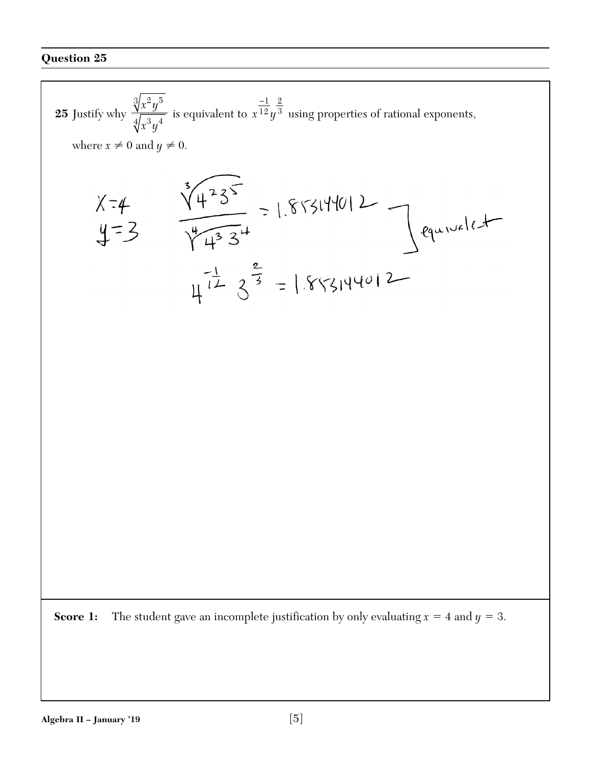## Question 25

**25** Justify why $\dfrac{\sqrt[3]{x^2y^5}}{\sqrt[4]{x^3y^4}}$ is equivalent to $x^{\frac{-1}{12}}y^{\frac{2}{3}}$ using properties of rational exponents, where $x \neq 0$ and $y \neq 0$.

$x = 4$
$y = 3$

$$\frac{\sqrt[3]{4^2 3^5}}{\sqrt[4]{4^3 3^4}} = 1.853144012$$

$$4^{\frac{-1}{12}} 3^{\frac{2}{3}} = 1.853144012$$

equivalent

**Score 1:** The student gave an incomplete justification by only evaluating $x = 4$ and $y = 3$.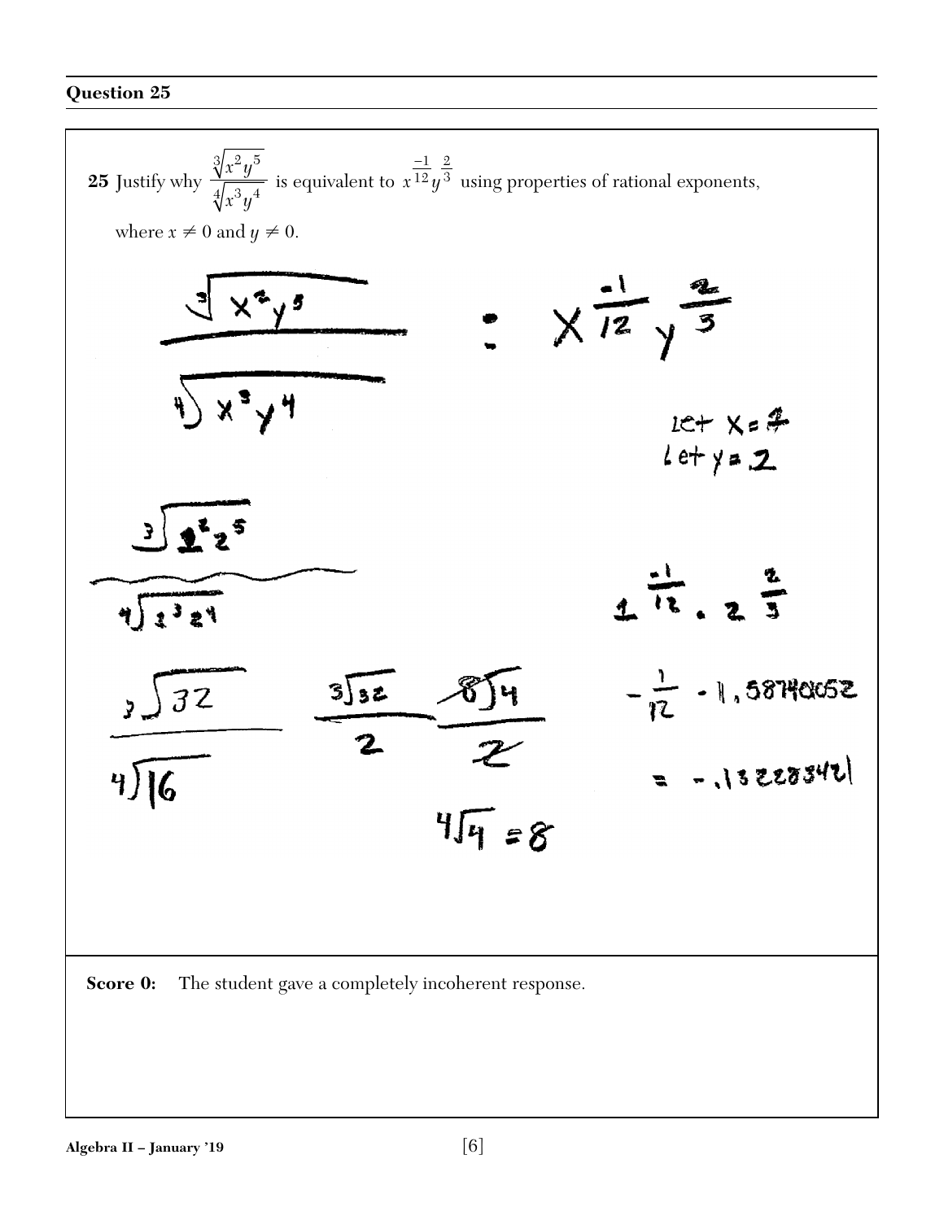## Question 25

**25** Justify why $\dfrac{\sqrt[3]{x^2y^5}}{\sqrt[4]{x^3y^4}}$ is equivalent to $x^{\frac{-1}{12}}y^{\frac{2}{3}}$ using properties of rational exponents, where $x \neq 0$ and $y \neq 0$.

$$\frac{\sqrt[3]{x^2y^5}}{\sqrt[4]{x^3y^4}} : x^{\frac{-1}{12}}y^{\frac{2}{3}}$$

let $x = 1$
Let $y = 2$

$$\frac{\sqrt[3]{1^2 2^5}}{\sqrt[4]{1^3 2^4}}$$

$$1^{\frac{-1}{12}} \cdot 2^{\frac{2}{3}}$$

$$\frac{\sqrt[3]{32}}{\sqrt[4]{16}} \quad \frac{\sqrt[3]{32}}{2} \quad \frac{\sqrt[8]{4}}{2}$$

$$-\frac{1}{12} \cdot 1.58740052$$

$$= -.1322834z1$$

$$\sqrt[4]{4} = 8$$

**Score 0:** The student gave a completely incoherent response.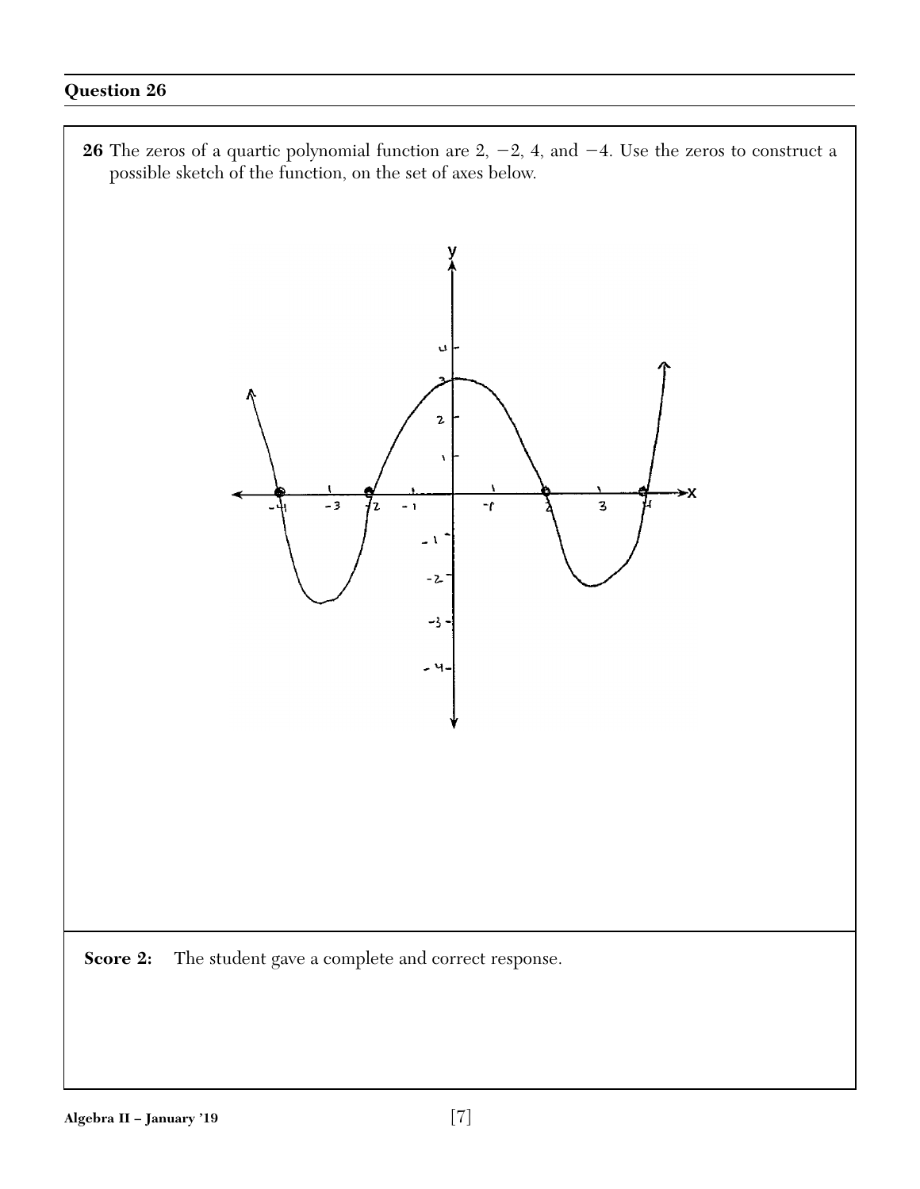## Question 26

**26** The zeros of a quartic polynomial function are 2, $-2$, 4, and $-4$. Use the zeros to construct a possible sketch of the function, on the set of axes below.

**Score 2:** The student gave a complete and correct response.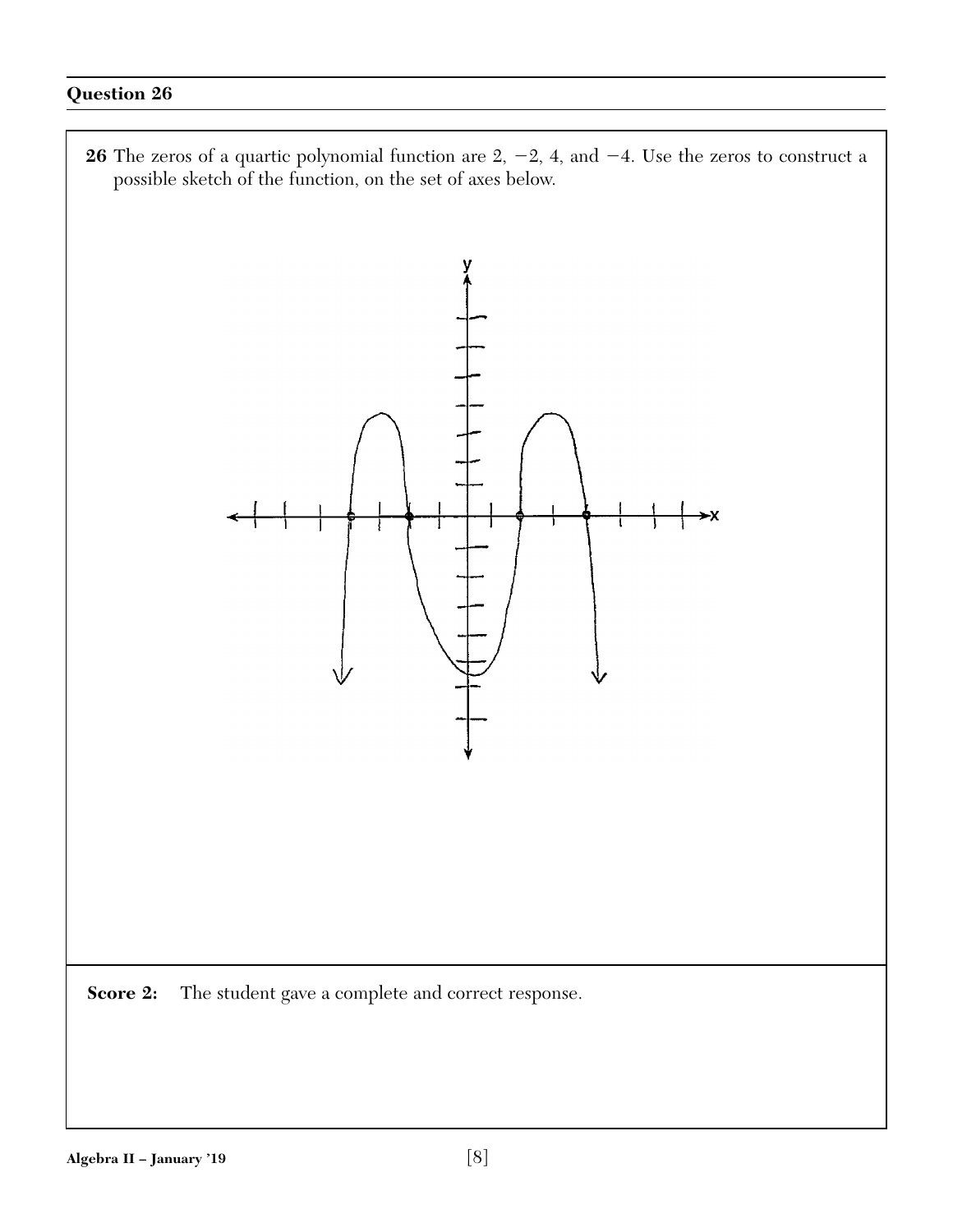## Question 26

**26** The zeros of a quartic polynomial function are 2, −2, 4, and −4. Use the zeros to construct a possible sketch of the function, on the set of axes below.

**Score 2:** The student gave a complete and correct response.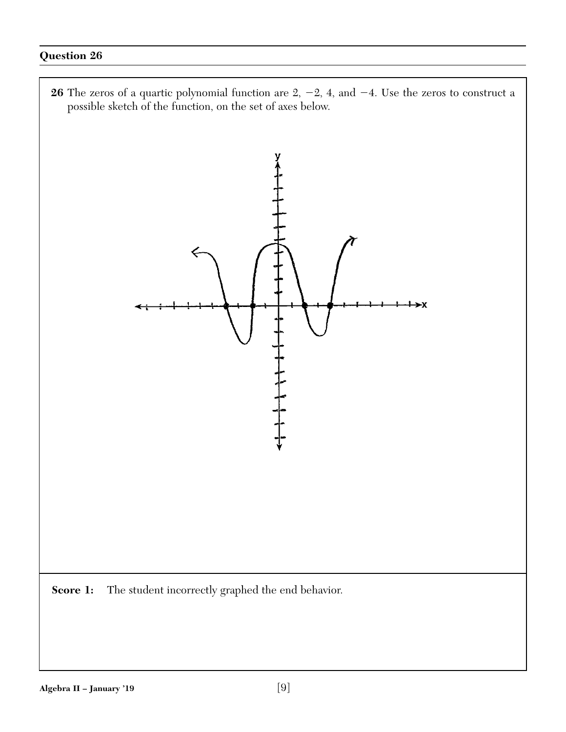**Question 26**

**26** The zeros of a quartic polynomial function are 2, $-2$, 4, and $-4$. Use the zeros to construct a possible sketch of the function, on the set of axes below.

**Score 1:** The student incorrectly graphed the end behavior.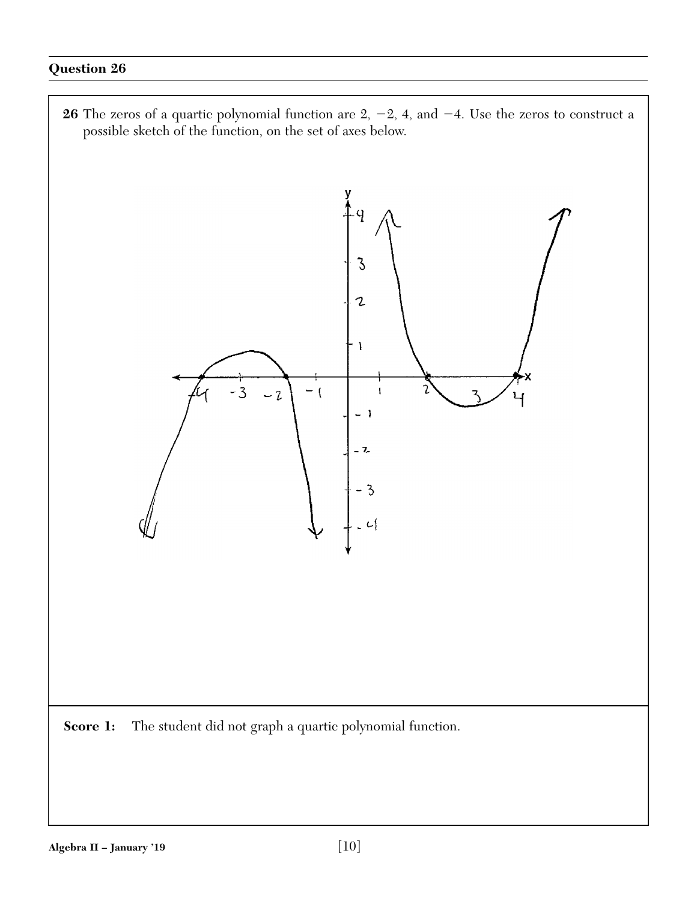## Question 26

**26** The zeros of a quartic polynomial function are 2, $-2$, 4, and $-4$. Use the zeros to construct a possible sketch of the function, on the set of axes below.

**Score 1:** The student did not graph a quartic polynomial function.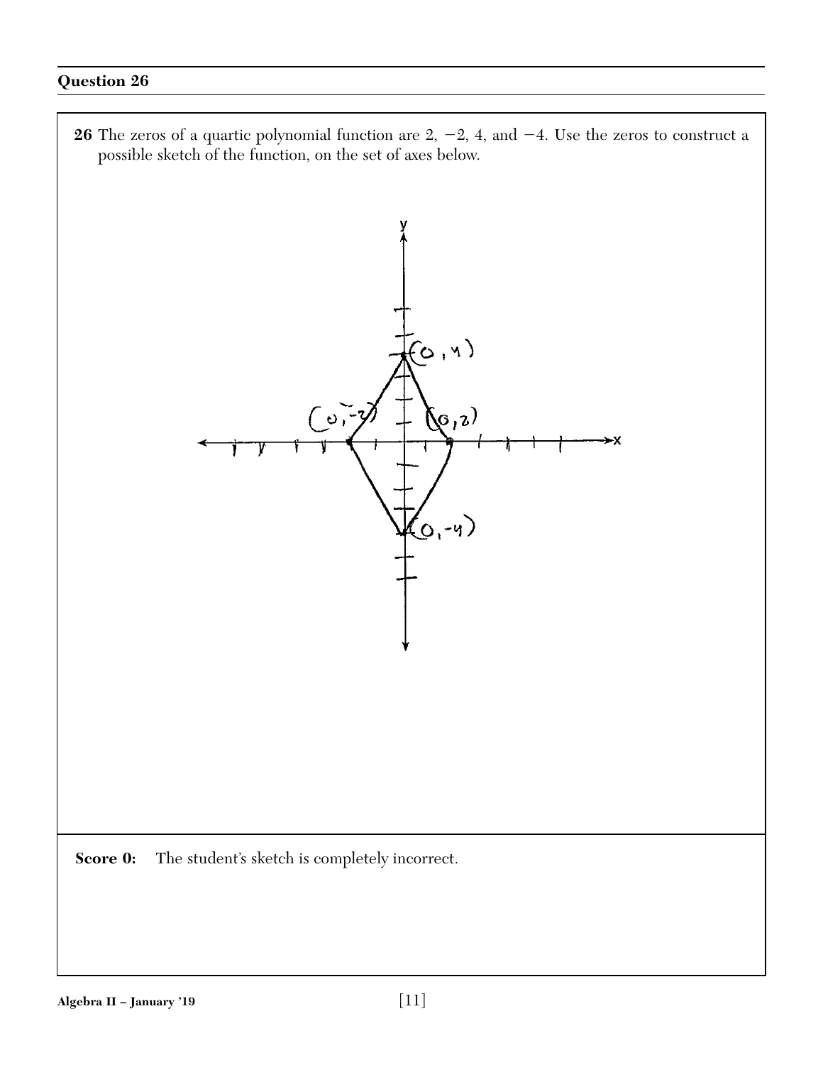## Question 26

**26** The zeros of a quartic polynomial function are 2, $-2$, 4, and $-4$. Use the zeros to construct a possible sketch of the function, on the set of axes below.

**Score 0:** The student's sketch is completely incorrect.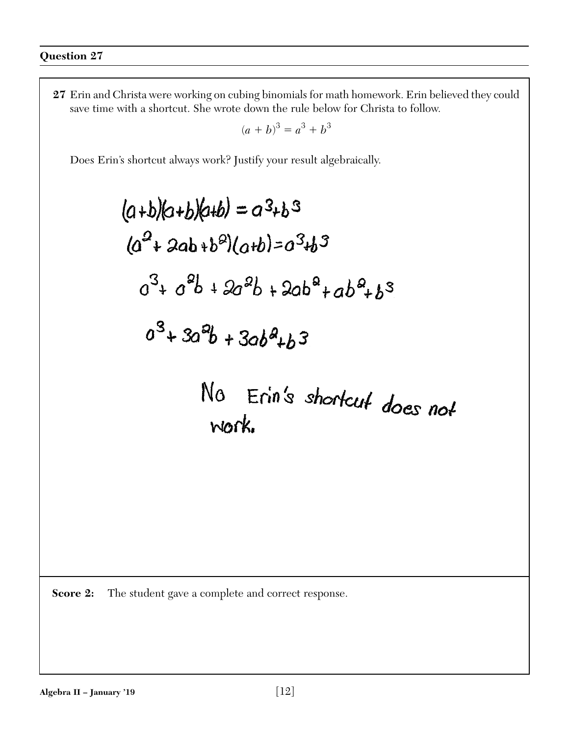## Question 27

**27** Erin and Christa were working on cubing binomials for math homework. Erin believed they could save time with a shortcut. She wrote down the rule below for Christa to follow.

$$(a + b)^3 = a^3 + b^3$$

Does Erin's shortcut always work? Justify your result algebraically.

$$(a+b)(a+b)(a+b) = a^3+b^3$$

$$(a^2+2ab+b^2)(a+b)=a^3+b^3$$

$$a^3+a^2b+2a^2b+2ab^2+ab^2+b^3$$

$$a^3+3a^2b+3ab^2+b^3$$

No Erin's shortcut does not work.

**Score 2:** The student gave a complete and correct response.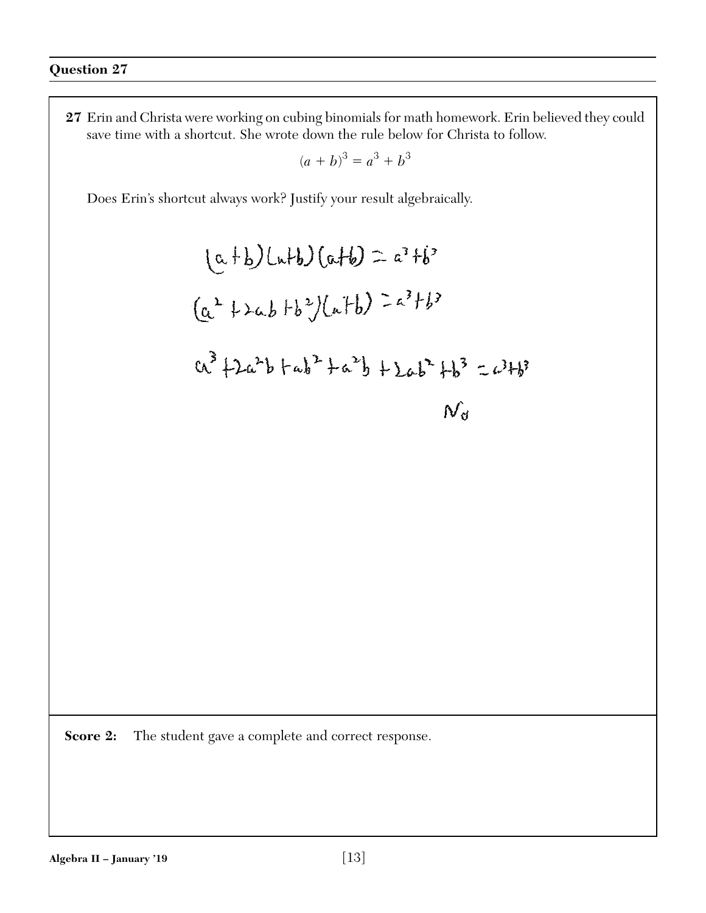## Question 27

**27** Erin and Christa were working on cubing binomials for math homework. Erin believed they could save time with a shortcut. She wrote down the rule below for Christa to follow.

$$(a + b)^3 = a^3 + b^3$$

Does Erin's shortcut always work? Justify your result algebraically.

$$(a+b)(a+b)(a+b) = a^3+b^3$$

$$(a^2+2ab+b^2)(a+b) = a^3+b^3$$

$$a^3+2a^2b+ab^2+a^2b+2ab^2+b^3 = a^3+b^3$$

No

**Score 2:** The student gave a complete and correct response.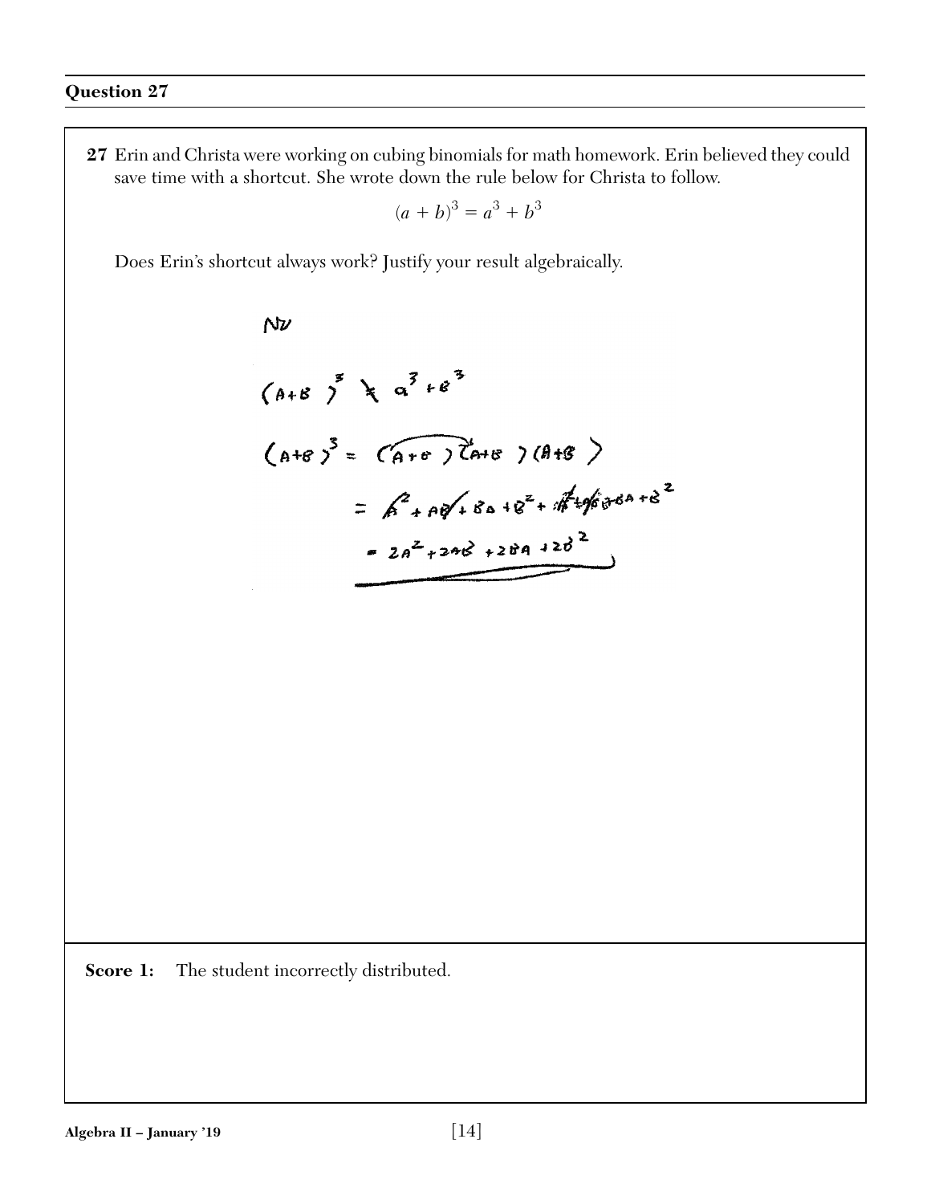## Question 27

**27** Erin and Christa were working on cubing binomials for math homework. Erin believed they could save time with a shortcut. She wrote down the rule below for Christa to follow.

$$(a + b)^3 = a^3 + b^3$$

Does Erin's shortcut always work? Justify your result algebraically.

NO

$(A+B)^3 \neq a^3 + B^3$

$(A+B)^3 = (A+B)(A+B)(A+B)$

$= A^2 + AB + BA + B^2 + A^2 + AB + BA + B^2$

$= 2A^2 + 2AB + 2BA + 2B^2$

**Score 1:** The student incorrectly distributed.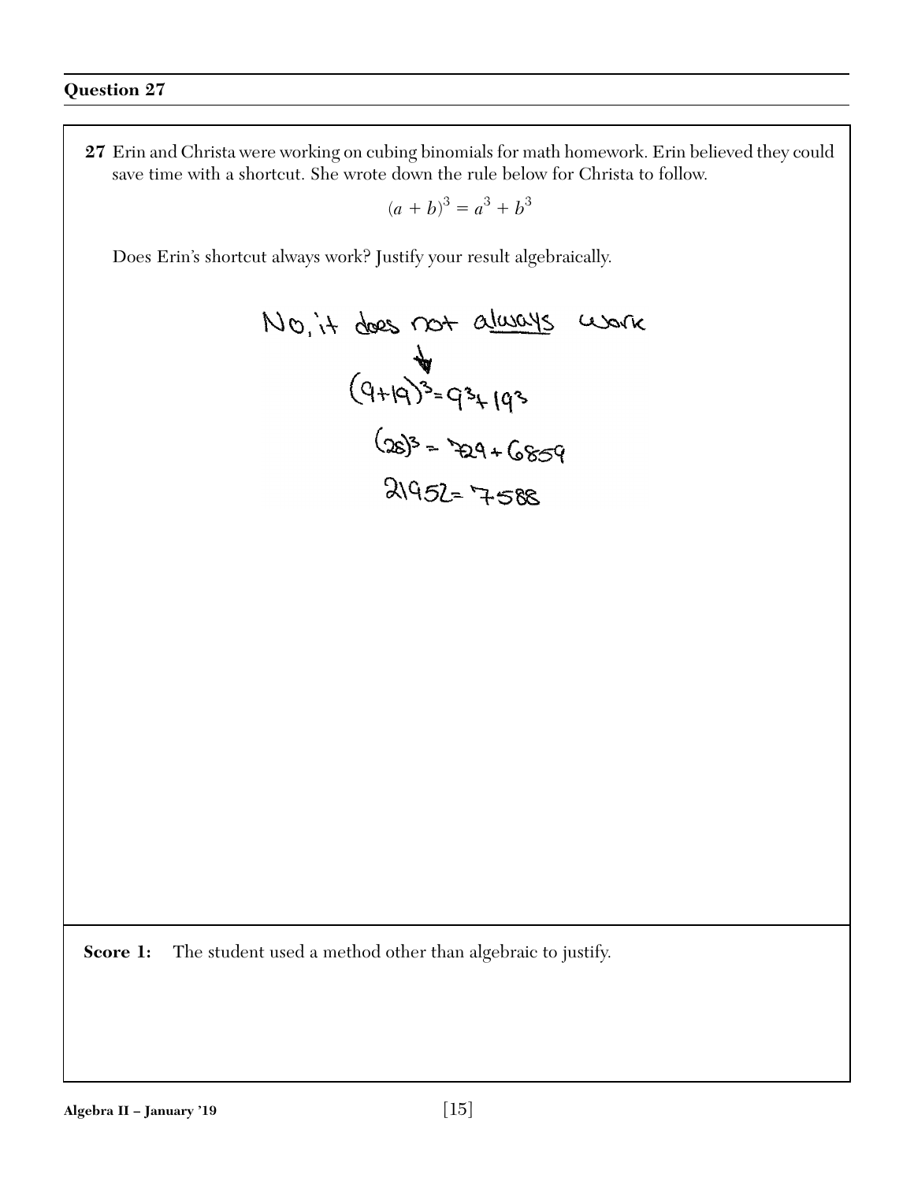## Question 27

**27** Erin and Christa were working on cubing binomials for math homework. Erin believed they could save time with a shortcut. She wrote down the rule below for Christa to follow.

$$(a + b)^3 = a^3 + b^3$$

Does Erin's shortcut always work? Justify your result algebraically.

No, it does not always work

$$(9+19)^3 = 9^3 + 19^3$$

$$(28)^3 = 729 + 6859$$

$$21952 = 7588$$

**Score 1:** The student used a method other than algebraic to justify.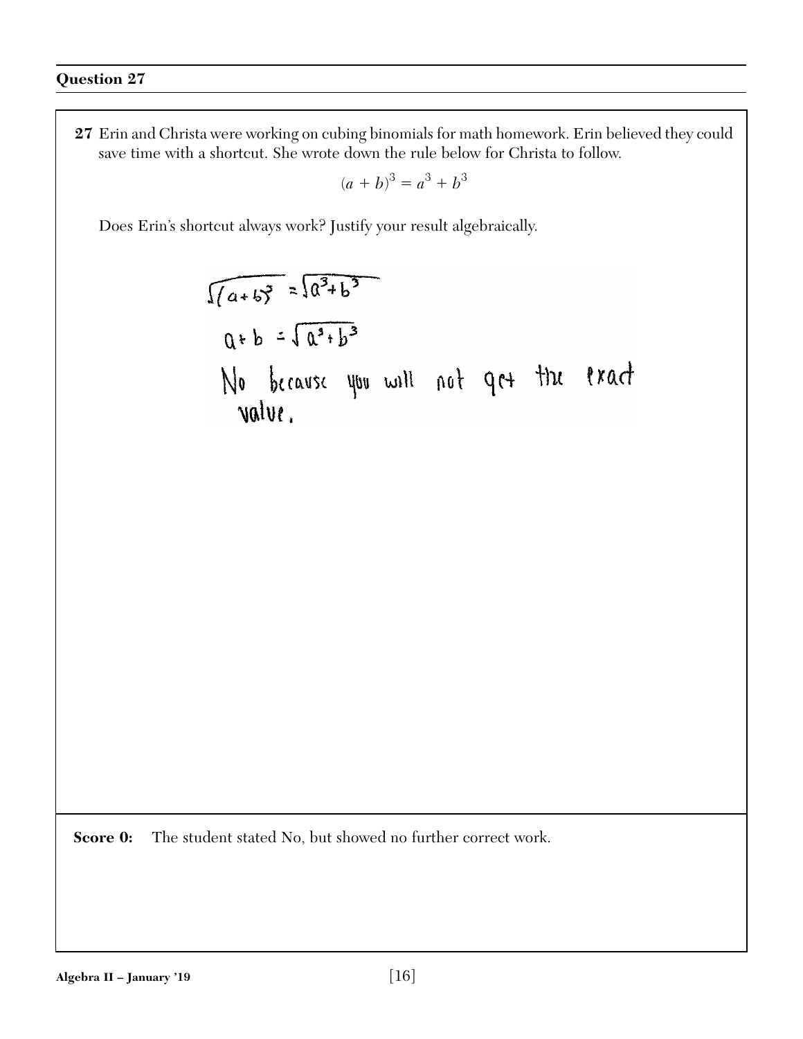## Question 27

**27** Erin and Christa were working on cubing binomials for math homework. Erin believed they could save time with a shortcut. She wrote down the rule below for Christa to follow.

$$(a + b)^3 = a^3 + b^3$$

Does Erin's shortcut always work? Justify your result algebraically.

$$\sqrt{(a+b)^3} = \sqrt{a^3+b^3}$$

$$a+b = \sqrt{a^3+b^3}$$

No because you will not get the exact value.

**Score 0:** The student stated No, but showed no further correct work.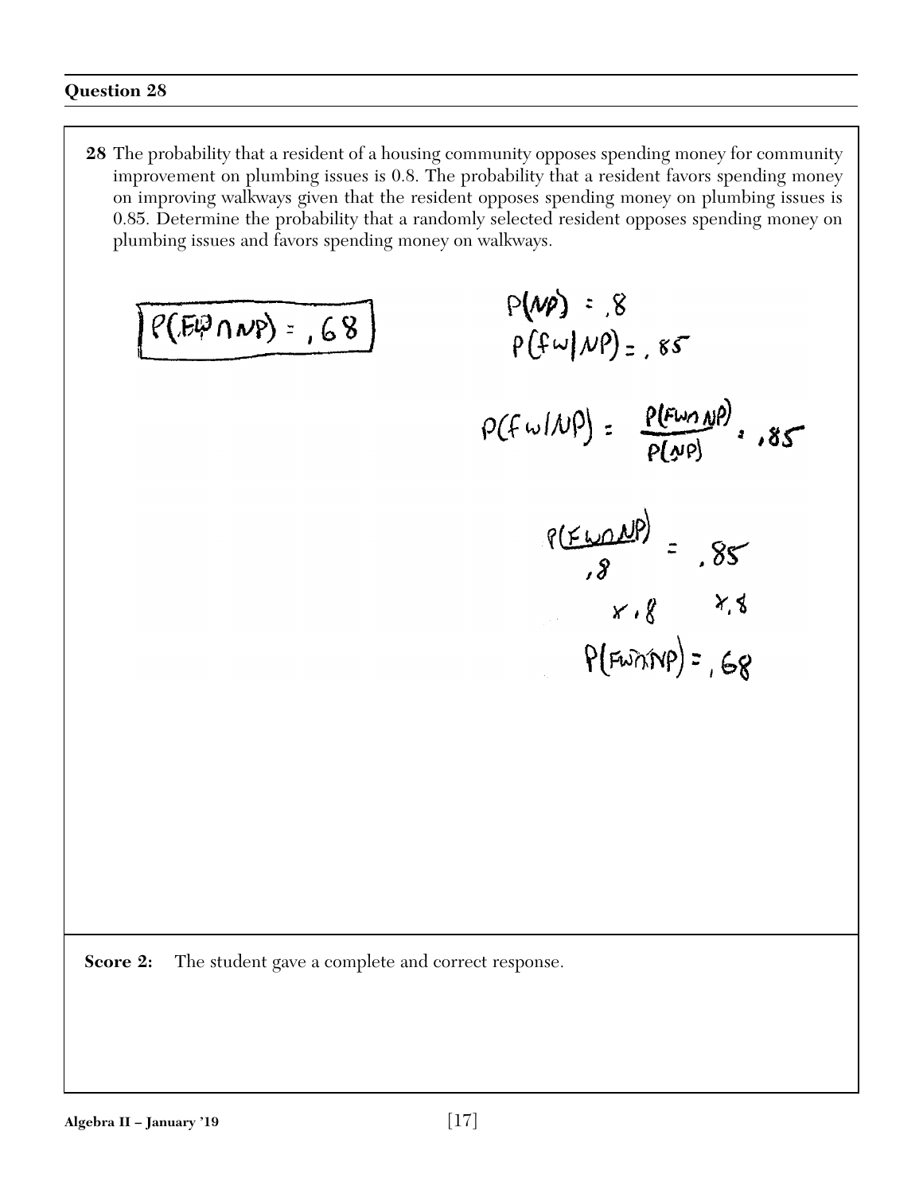**Question 28**

**28** The probability that a resident of a housing community opposes spending money for community improvement on plumbing issues is 0.8. The probability that a resident favors spending money on improving walkways given that the resident opposes spending money on plumbing issues is 0.85. Determine the probability that a randomly selected resident opposes spending money on plumbing issues and favors spending money on walkways.

$$P(FW \cap NP) = .68$$

$$P(NP) = .8$$
$$P(fw|NP) = .85$$

$$P(fw|NP) = \frac{P(FW \cap NP)}{P(NP)} = .85$$

$$\frac{P(FW \cap NP)}{.8} = .85$$
$$\times .8 \quad \times .8$$
$$P(FW \cap NP) = .68$$

**Score 2:** The student gave a complete and correct response.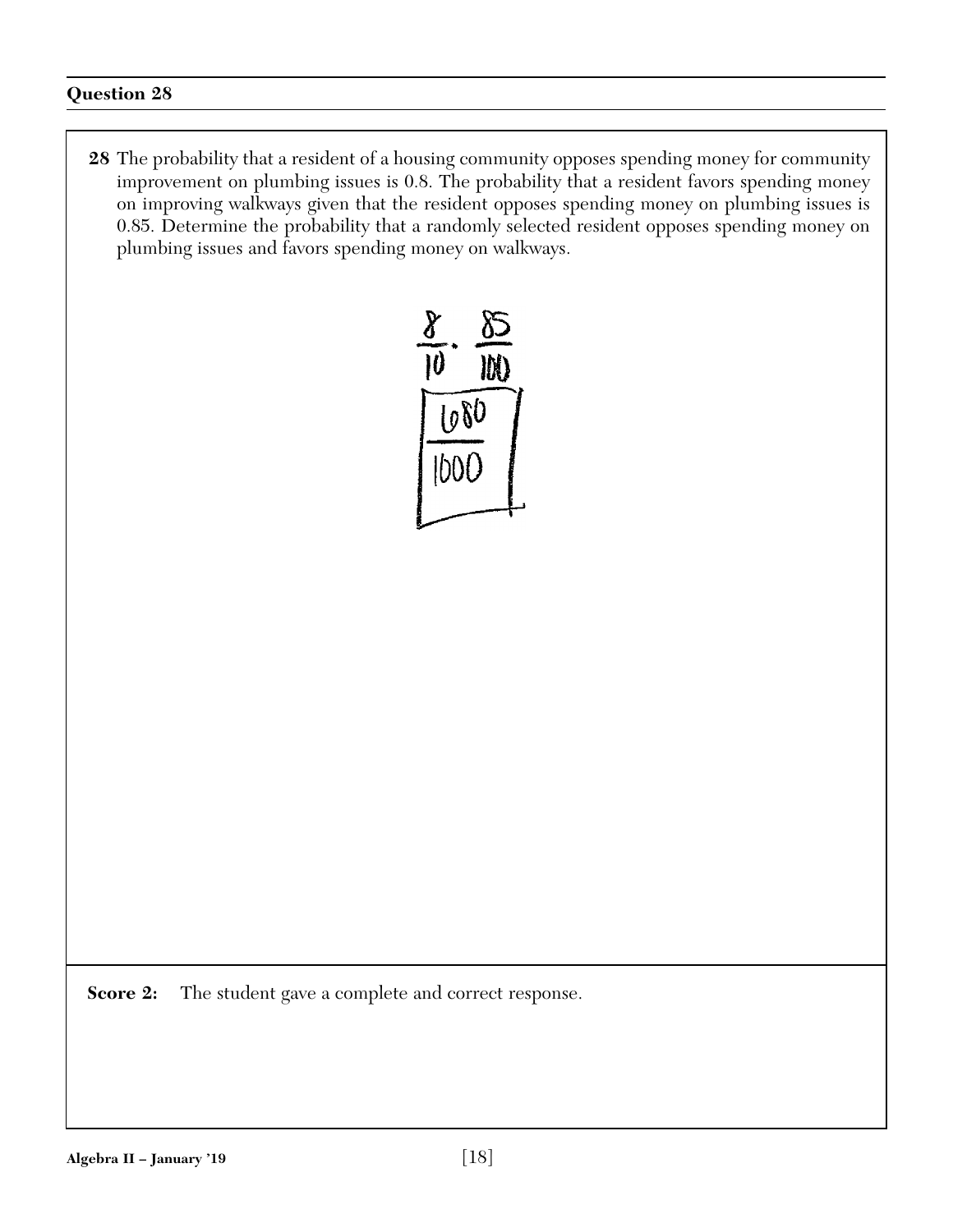## Question 28

**28** The probability that a resident of a housing community opposes spending money for community improvement on plumbing issues is 0.8. The probability that a resident favors spending money on improving walkways given that the resident opposes spending money on plumbing issues is 0.85. Determine the probability that a randomly selected resident opposes spending money on plumbing issues and favors spending money on walkways.

$$\frac{8}{10} \cdot \frac{85}{100}$$

$$\boxed{\frac{680}{1000}}$$

**Score 2:** The student gave a complete and correct response.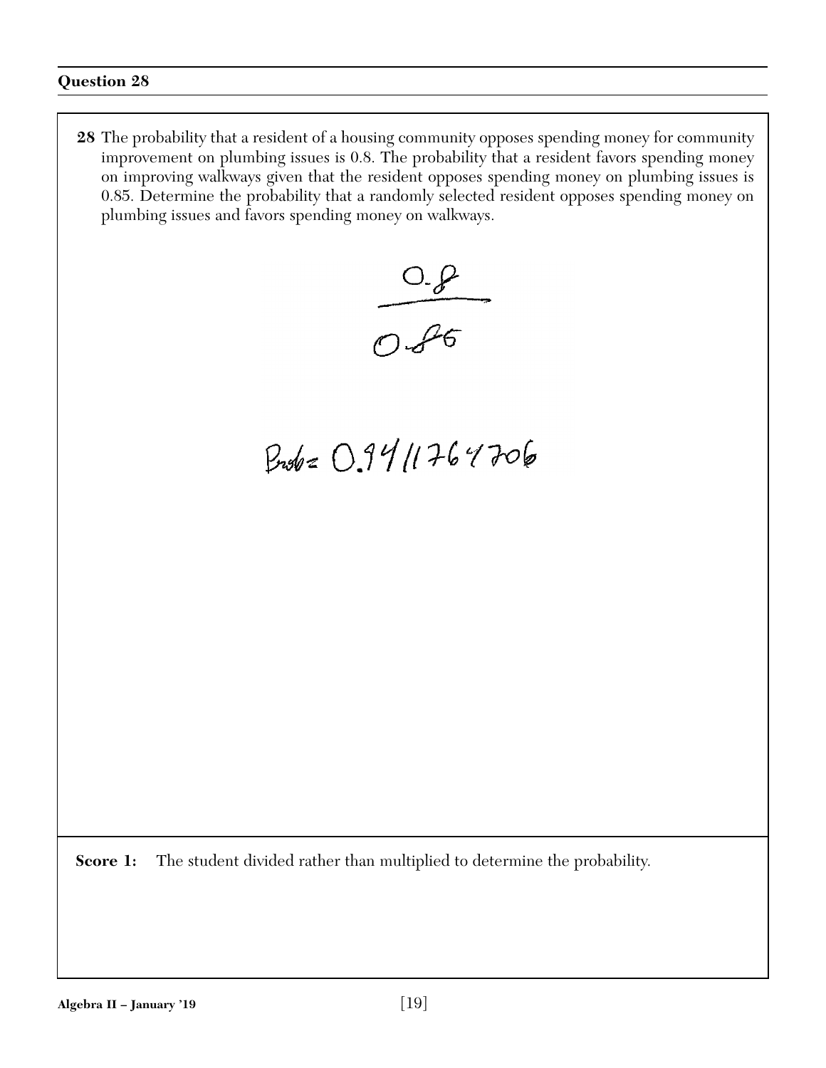## Question 28

**28** The probability that a resident of a housing community opposes spending money for community improvement on plumbing issues is 0.8. The probability that a resident favors spending money on improving walkways given that the resident opposes spending money on plumbing issues is 0.85. Determine the probability that a randomly selected resident opposes spending money on plumbing issues and favors spending money on walkways.

$$\frac{0.8}{0.85}$$

Prob = 0.9411764706

**Score 1:** The student divided rather than multiplied to determine the probability.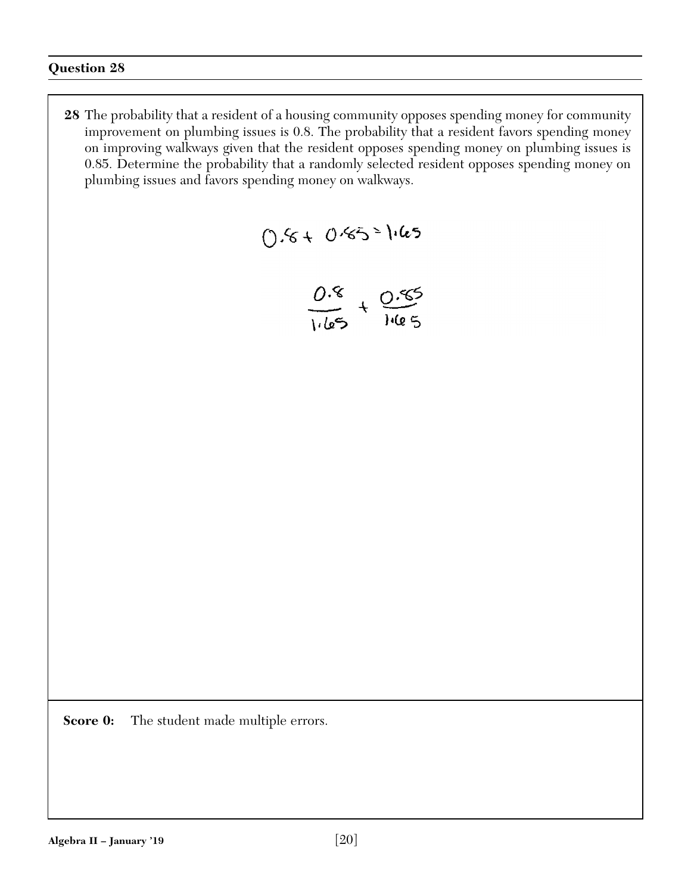## Question 28

**28** The probability that a resident of a housing community opposes spending money for community improvement on plumbing issues is 0.8. The probability that a resident favors spending money on improving walkways given that the resident opposes spending money on plumbing issues is 0.85. Determine the probability that a randomly selected resident opposes spending money on plumbing issues and favors spending money on walkways.

$$0.8 + 0.85 = 1.65$$

$$\frac{0.8}{1.65} + \frac{0.85}{1.65}$$

**Score 0:** The student made multiple errors.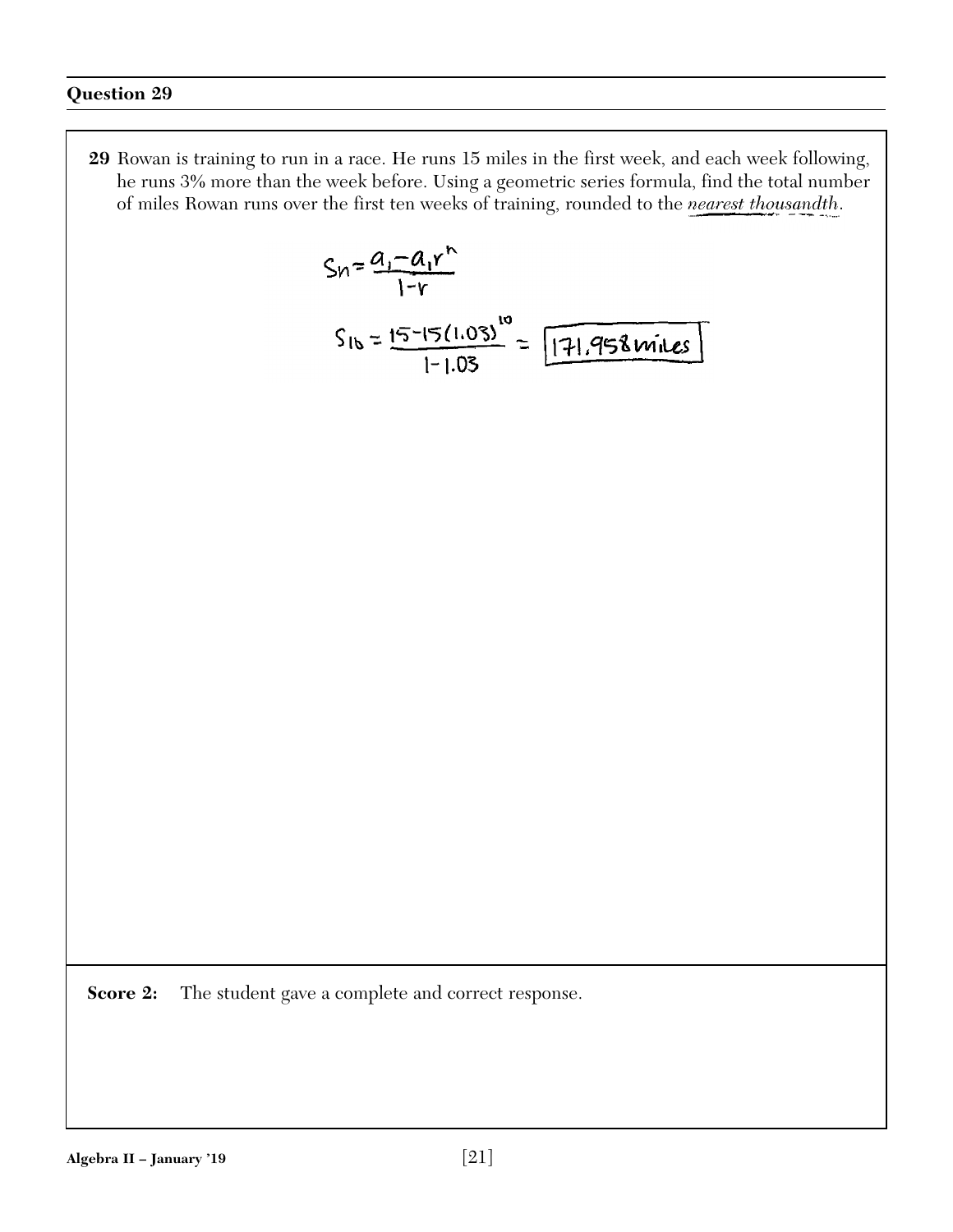## Question 29

**29** Rowan is training to run in a race. He runs 15 miles in the first week, and each week following, he runs 3% more than the week before. Using a geometric series formula, find the total number of miles Rowan runs over the first ten weeks of training, rounded to the *nearest thousandth*.

$$S_n = \frac{a_1 - a_1 r^n}{1 - r}$$

$$S_{10} = \frac{15 - 15(1.03)^{10}}{1 - 1.03} = \boxed{171.958 \text{ miles}}$$

**Score 2:** The student gave a complete and correct response.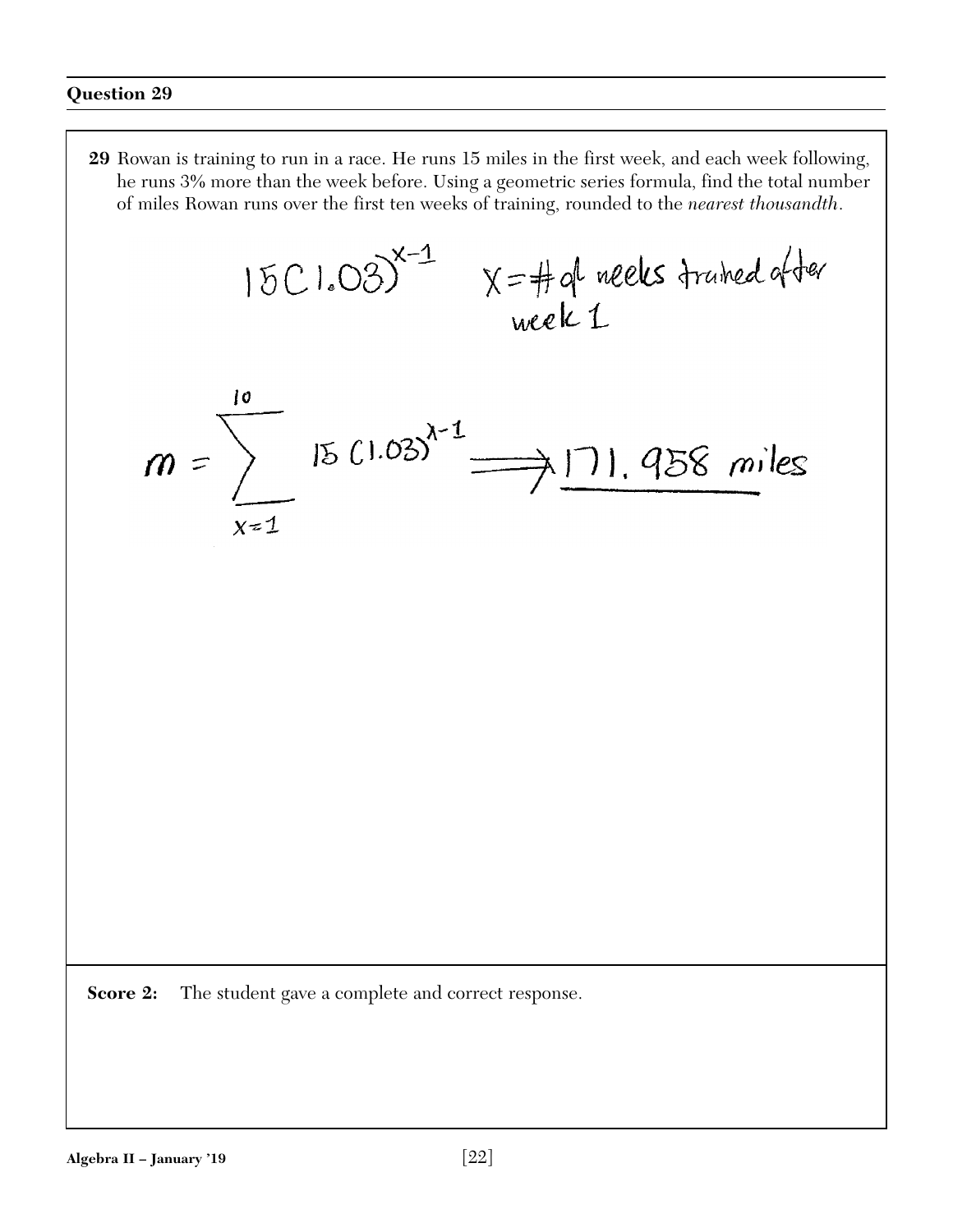## Question 29

**29** Rowan is training to run in a race. He runs 15 miles in the first week, and each week following, he runs 3% more than the week before. Using a geometric series formula, find the total number of miles Rowan runs over the first ten weeks of training, rounded to the *nearest thousandth*.

$$15(1.03)^{x-1}$$ x = # of weeks trained after week 1

$$m = \sum_{x=1}^{10} 15(1.03)^{x-1} \Longrightarrow 171.958 \text{ miles}$$

**Score 2:** The student gave a complete and correct response.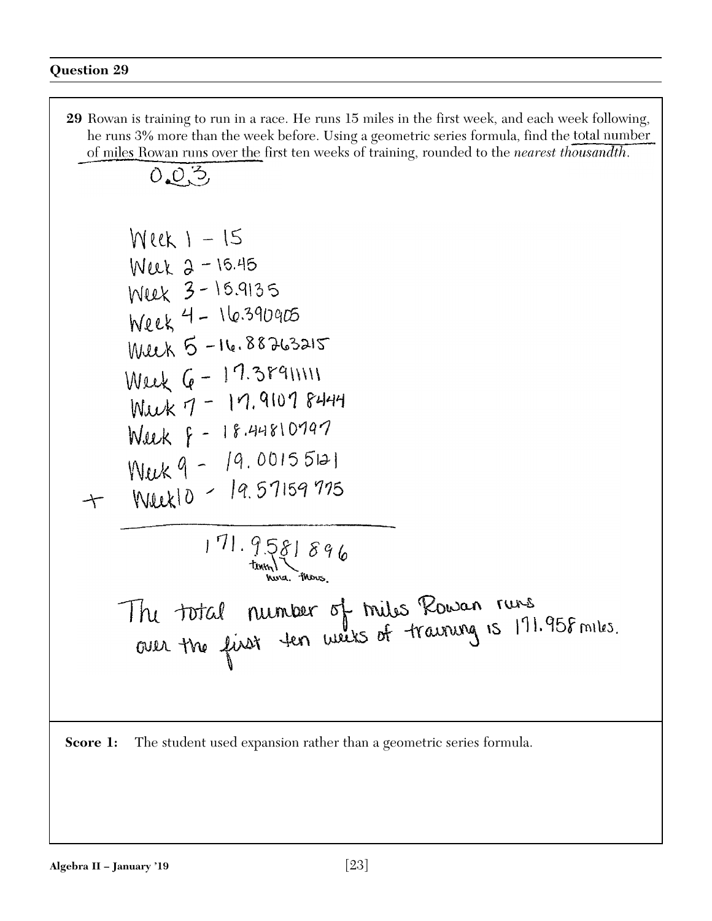## Question 29

**29** Rowan is training to run in a race. He runs 15 miles in the first week, and each week following, he runs 3% more than the week before. Using a geometric series formula, find the total number of miles Rowan runs over the first ten weeks of training, rounded to the *nearest thousandth*.

0.03

Week 1 – 15
Week 2 – 15.45
Week 3 – 15.9135
Week 4 – 16.390905
Week 5 – 16.88263215
Week 6 – 17.38911111
Week 7 – 17.91078444
Week 8 – 18.44810797
Week 9 – 19.00155121
\+ Week 10 – 19.57159775

171.9581896 (tenth, hund., thous.)

The total number of miles Rowan runs over the first ten weeks of training is 171.958 miles.

**Score 1:** The student used expansion rather than a geometric series formula.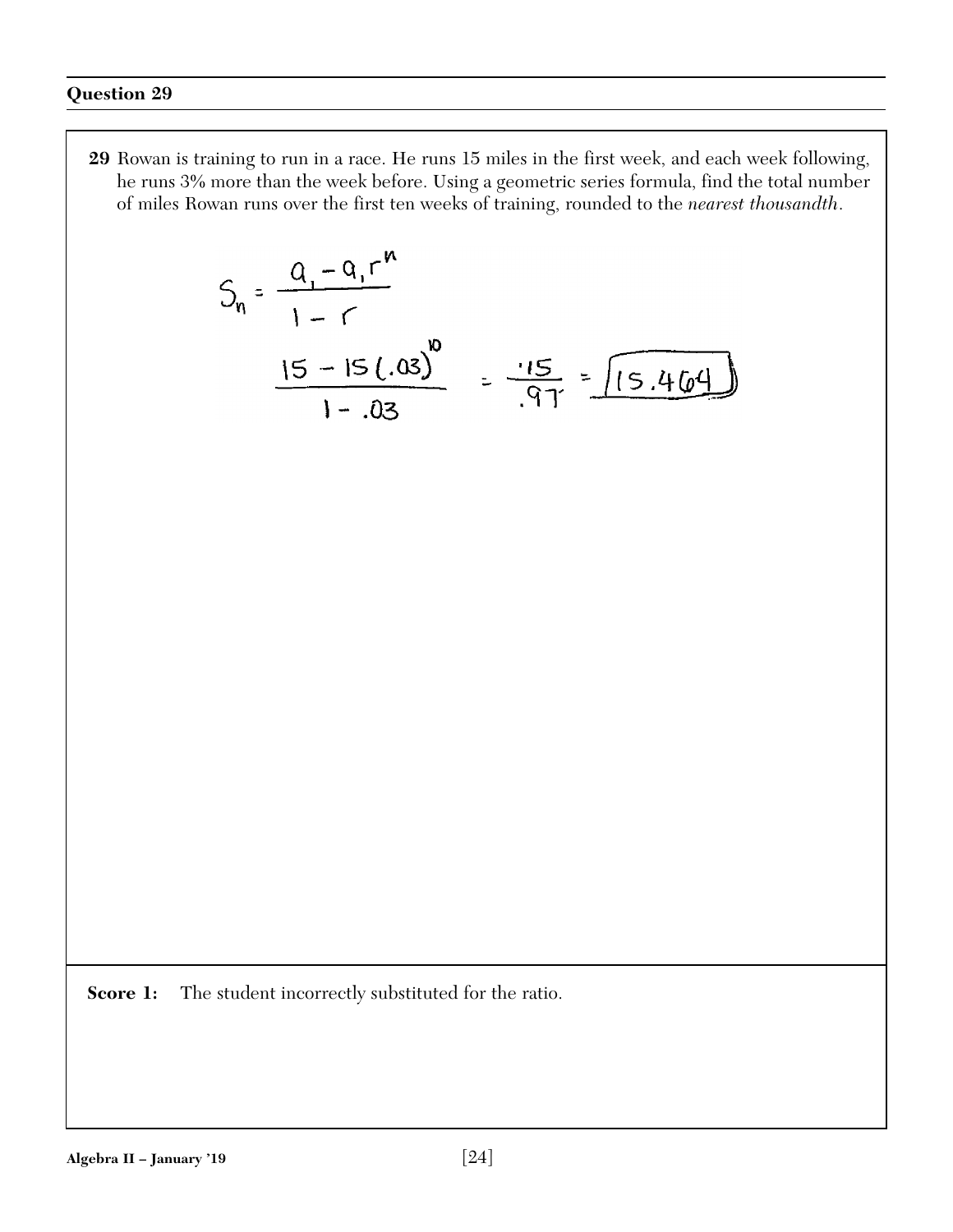## Question 29

**29** Rowan is training to run in a race. He runs 15 miles in the first week, and each week following, he runs 3% more than the week before. Using a geometric series formula, find the total number of miles Rowan runs over the first ten weeks of training, rounded to the *nearest thousandth*.

$$S_n = \frac{a_1 - a_1 r^n}{1 - r}$$

$$\frac{15 - 15(.03)^{10}}{1 - .03} = \frac{15}{.97} = \boxed{15.464}$$

**Score 1:** The student incorrectly substituted for the ratio.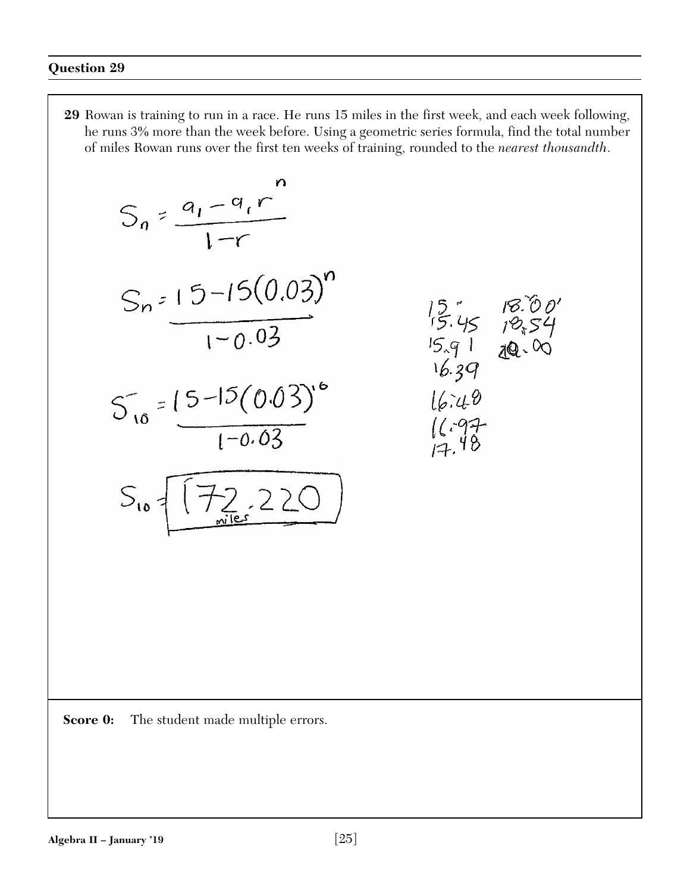## Question 29

**29** Rowan is training to run in a race. He runs 15 miles in the first week, and each week following, he runs 3% more than the week before. Using a geometric series formula, find the total number of miles Rowan runs over the first ten weeks of training, rounded to the *nearest thousandth*.

$$S_n = \frac{a_1 - a_1 r^n}{1-r}$$

$$S_n = \frac{15-15(0.03)^n}{1-0.03}$$

$$S_{10} = \frac{15-15(0.03)^{10}}{1-0.03}$$

$$S_{10} = \boxed{172.220 \text{ miles}}$$

15
15.45
15.91
16.39
16.48
16.97
17.48
18.00
18.54
19.00

**Score 0:** The student made multiple errors.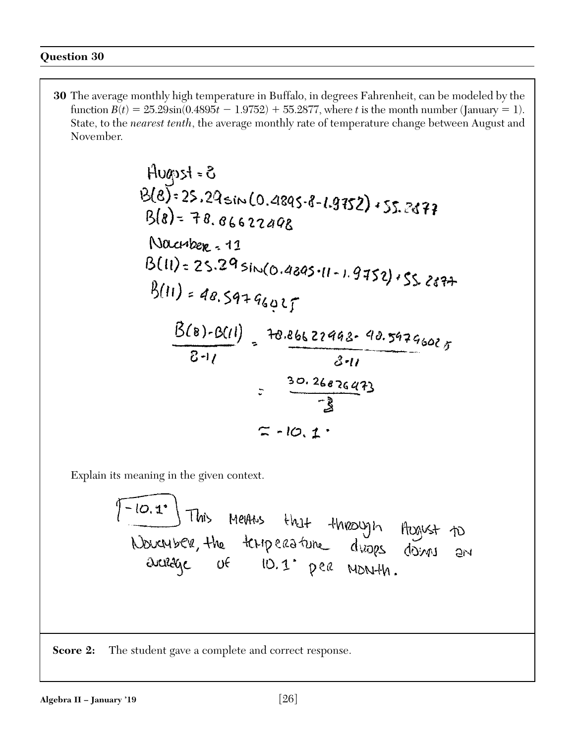## Question 30

**30** The average monthly high temperature in Buffalo, in degrees Fahrenheit, can be modeled by the function $B(t) = 25.29\sin(0.4895t - 1.9752) + 55.2877$, where $t$ is the month number (January = 1). State, to the *nearest tenth*, the average monthly rate of temperature change between August and November.

August = 8

$B(8) = 25.29\sin(0.4895 \cdot 8 - 1.9752) + 55.2877$

$B(8) = 78.86622498$

November = 11

$B(11) = 25.29\sin(0.4895 \cdot 11 - 1.9752) + 55.2877$

$B(11) = 48.59796025$

$$\frac{B(8) - B(11)}{8 - 11} = \frac{78.86622498 - 48.59796025}{8 - 11}$$

$$= \frac{30.26826473}{-3}$$

$$\approx -10.1°$$

Explain its meaning in the given context.

-10.1° This means that through August to November, the temperature drops down an average of 10.1° per month.

**Score 2:** The student gave a complete and correct response.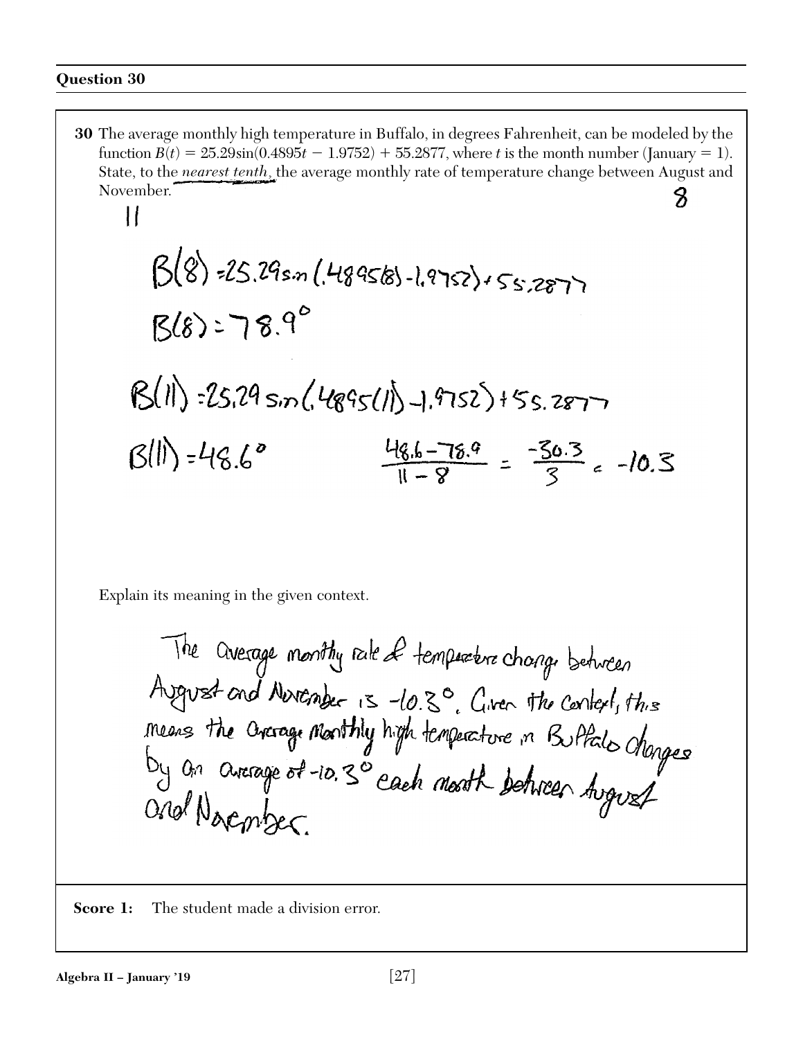## Question 30

**30** The average monthly high temperature in Buffalo, in degrees Fahrenheit, can be modeled by the function $B(t) = 25.29\sin(0.4895t - 1.9752) + 55.2877$, where $t$ is the month number (January = 1). State, to the *nearest tenth*, the average monthly rate of temperature change between August and November.

8

11

$B(8) = 25.29\sin(.4895(8) - 1.9752) + 55.2877$

$B(8) = 78.9°$

$B(11) = 25.29\sin(.4895(11) - 1.9752) + 55.2877$

$B(11) = 48.6°$

$\frac{48.6 - 78.9}{11 - 8} = \frac{-30.3}{3} = -10.3$

Explain its meaning in the given context.

The average monthly rate of temperature change between August and November is -10.3°. Given the context, this means the average monthly high temperature in Buffalo changes by an average of -10.3° each month between August and November.

**Score 1:** The student made a division error.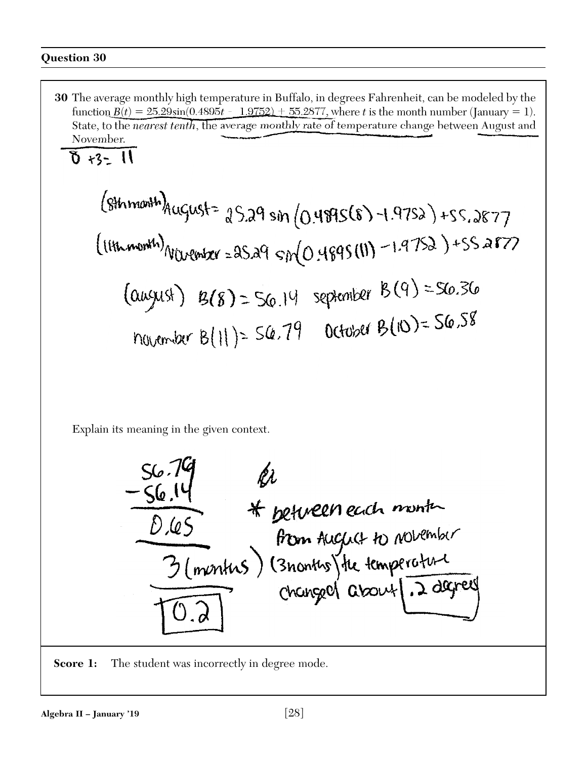## Question 30

**30** The average monthly high temperature in Buffalo, in degrees Fahrenheit, can be modeled by the function $B(t) = 25.29\sin(0.4895t - 1.9752) + 55.2877$, where $t$ is the month number (January = 1). State, to the *nearest tenth*, the average monthly rate of temperature change between August and November.

$8 + 3 = 11$

(8th month) August $= 25.29 \sin(0.4895(8) - 1.9752) + 55.2877$

(11th month) November $= 25.29 \sin(0.4895(11) - 1.9752) + 55.2877$

(august) $B(8) = 56.14$   september $B(9) = 56.36$

november $B(11) = 56.79$   October $B(10) = 56.58$

Explain its meaning in the given context.

$$\frac{\frac{56.79 - 56.14}{0.65}}{3 \text{ (months)}} = \boxed{0.2}$$

\* between each month from August to November (3 months) the temperature changed about .2 degrees

**Score 1:** The student was incorrectly in degree mode.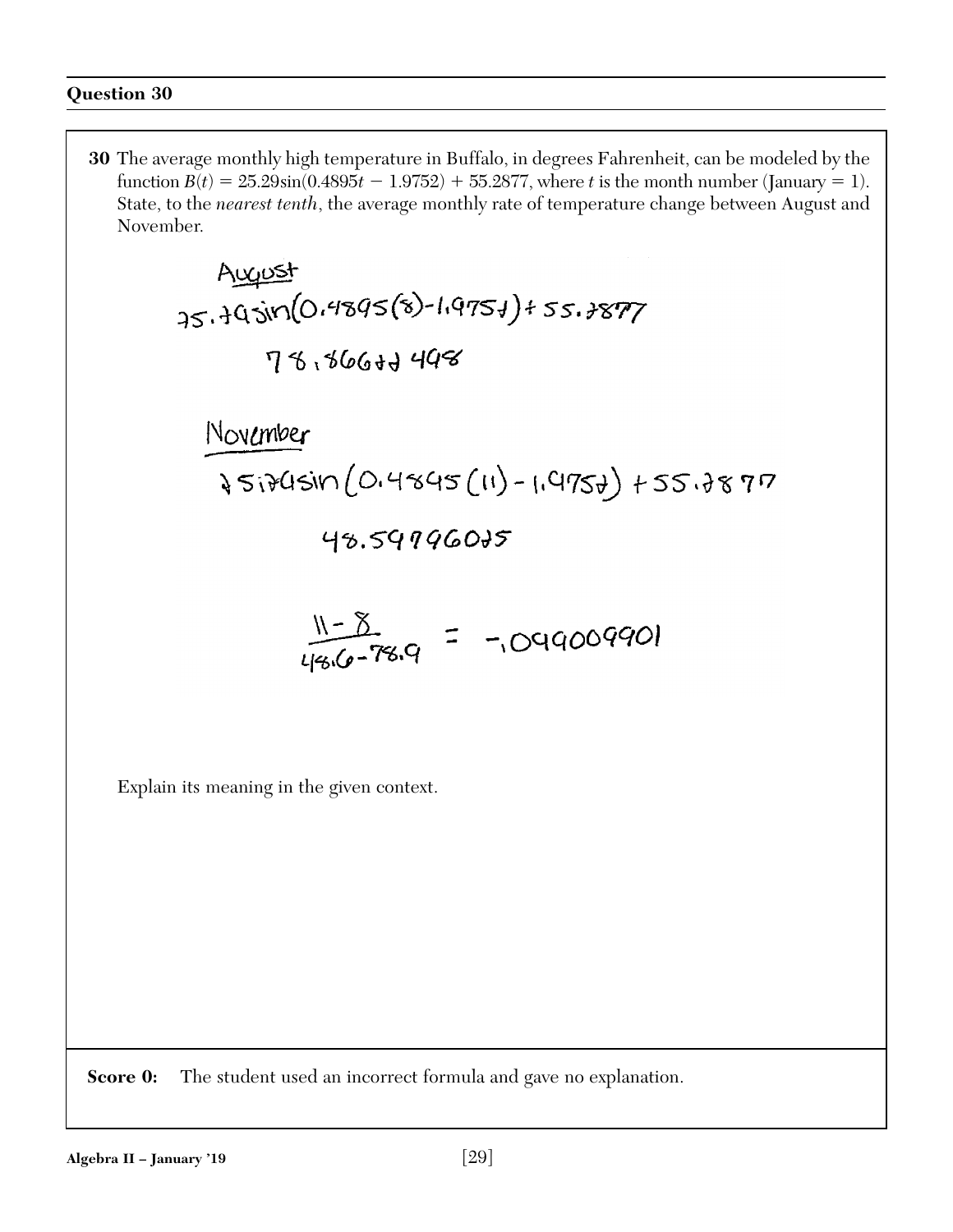## Question 30

**30** The average monthly high temperature in Buffalo, in degrees Fahrenheit, can be modeled by the function $B(t) = 25.29\sin(0.4895t - 1.9752) + 55.2877$, where $t$ is the month number (January = 1). State, to the *nearest tenth*, the average monthly rate of temperature change between August and November.

August

$25.29\sin(0.4895(8) - 1.9752) + 55.2877$

$78.86627498$

November

$25.29\sin(0.4895(11) - 1.9752) + 55.2877$

$48.59796025$

$\frac{11 - 8}{48.6 - 78.9} = -.099009901$

Explain its meaning in the given context.

**Score 0:** The student used an incorrect formula and gave no explanation.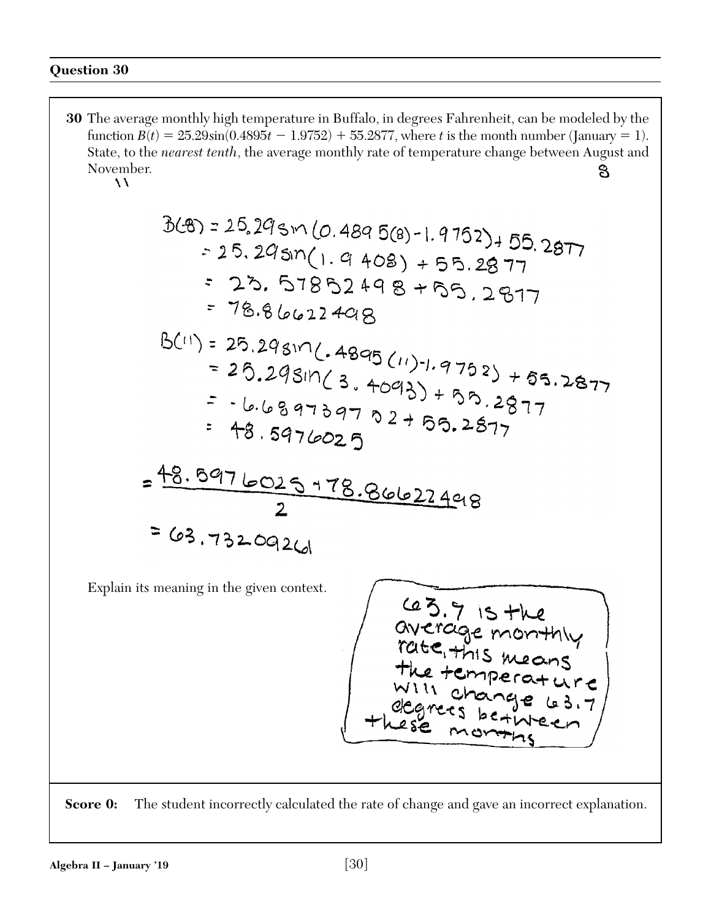## Question 30

**30** The average monthly high temperature in Buffalo, in degrees Fahrenheit, can be modeled by the function $B(t) = 25.29\sin(0.4895t - 1.9752) + 55.2877$, where $t$ is the month number (January = 1). State, to the *nearest tenth*, the average monthly rate of temperature change between August and November.

8

11

$$B(8) = 25.29\sin(0.4895(8) - 1.9752) + 55.2877$$
$$= 25.29\sin(1.9408) + 55.2877$$
$$= 23.57852498 + 55.2877$$
$$= 78.86622498$$

$$B(11) = 25.29\sin(.4895(11) - 1.9752) + 55.2877$$
$$= 25.29\sin(3.4093) + 55.2877$$
$$= -6.689739702 + 55.2877$$
$$= 48.5976025$$

$$= \frac{48.5976025 + 78.86622498}{2}$$
$$= 63.73209261$$

Explain its meaning in the given context.

63.7 is the average monthly rate, this means the temperature will change 63.7 degrees between these months

**Score 0:** The student incorrectly calculated the rate of change and gave an incorrect explanation.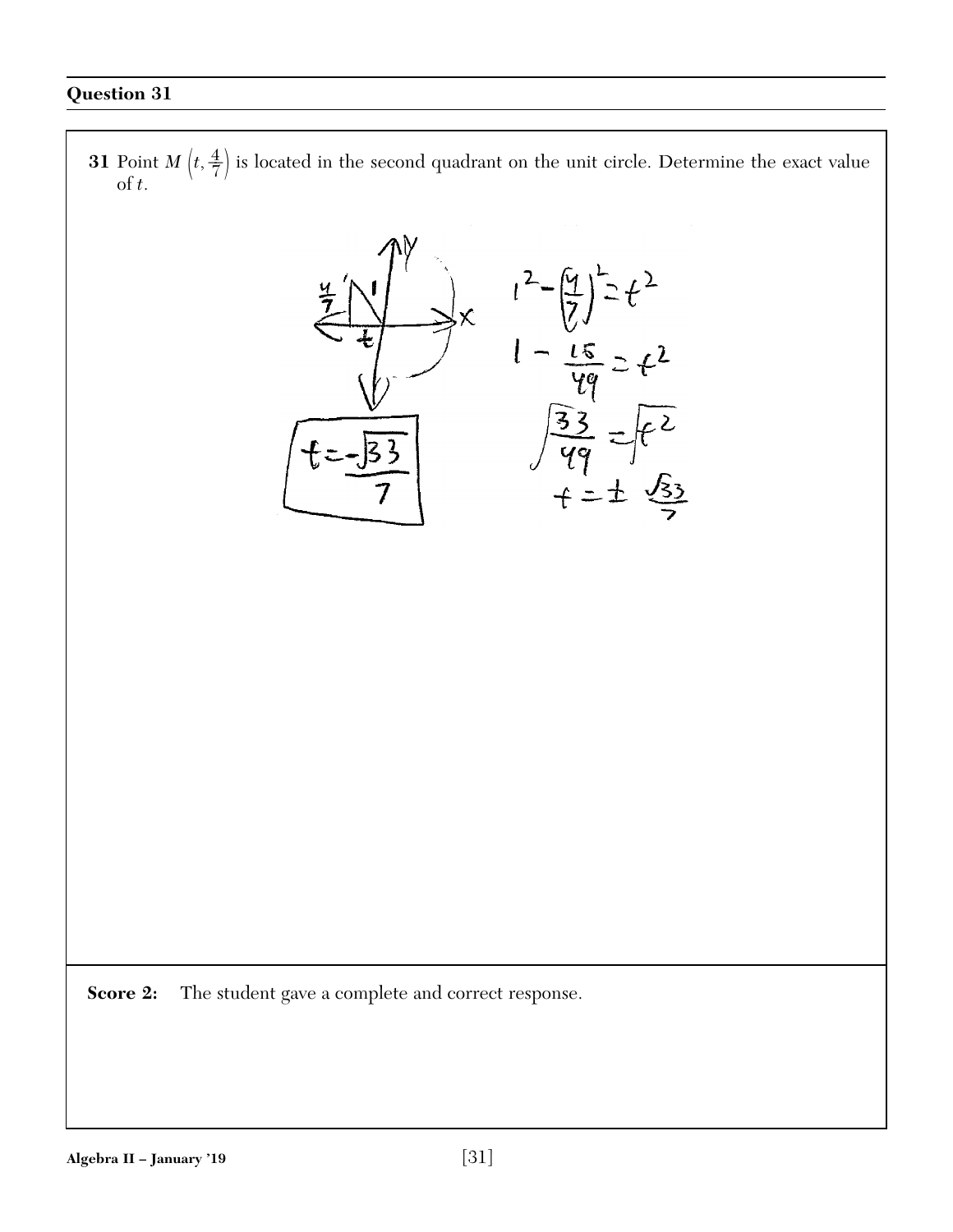## Question 31

**31** Point $M\left(t, \frac{4}{7}\right)$ is located in the second quadrant on the unit circle. Determine the exact value of $t$.

$$1^2 - \left(\frac{4}{7}\right)^2 = t^2$$

$$1 - \frac{16}{49} = t^2$$

$$\sqrt{\frac{33}{49}} = \sqrt{t^2}$$

$$t = \pm \frac{\sqrt{33}}{7}$$

$$\boxed{t = -\frac{\sqrt{33}}{7}}$$

**Score 2:** The student gave a complete and correct response.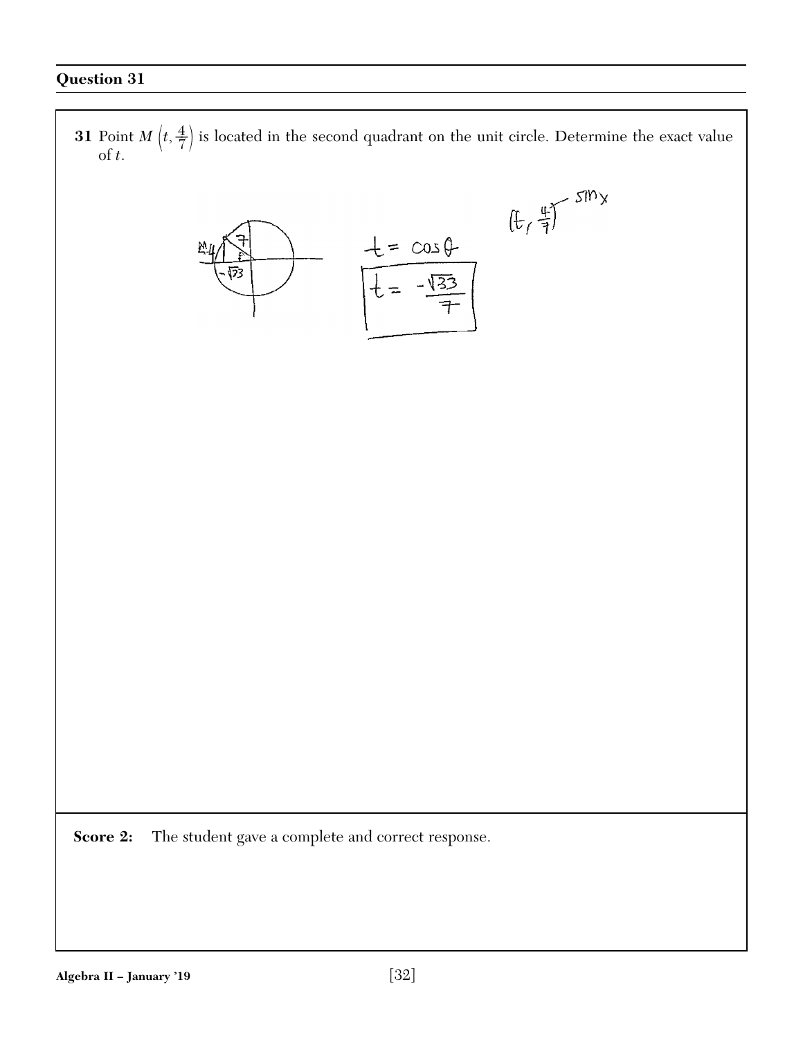## Question 31

**31** Point $M\left(t, \frac{4}{7}\right)$ is located in the second quadrant on the unit circle. Determine the exact value of $t$.

$(t, \frac{4}{7})$ — sin x

$t = \cos\theta$

$t = -\frac{\sqrt{33}}{7}$

**Score 2:** The student gave a complete and correct response.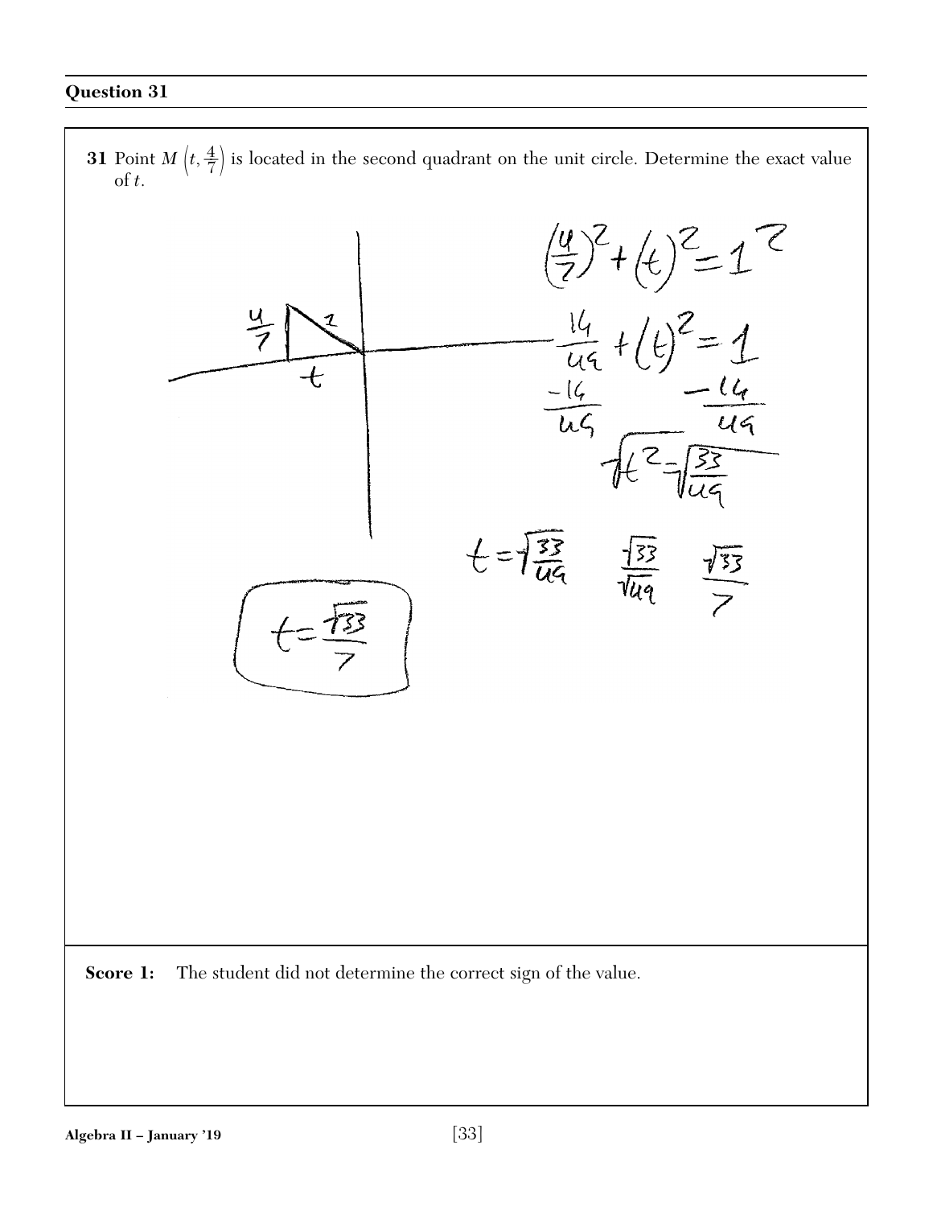## Question 31

**31** Point $M\left(t, \frac{4}{7}\right)$ is located in the second quadrant on the unit circle. Determine the exact value of $t$.

$$\left(\frac{4}{7}\right)^2 + (t)^2 = 1^2$$

$$\frac{16}{49} + (t)^2 = 1$$

$$-\frac{16}{49} \qquad -\frac{16}{49}$$

$$\sqrt{t^2} = \sqrt{\frac{33}{49}}$$

$$t = \sqrt{\frac{33}{49}} \qquad \frac{\sqrt{33}}{\sqrt{49}} \qquad \frac{\sqrt{33}}{7}$$

$$t = \frac{\sqrt{33}}{7}$$

**Score 1:** The student did not determine the correct sign of the value.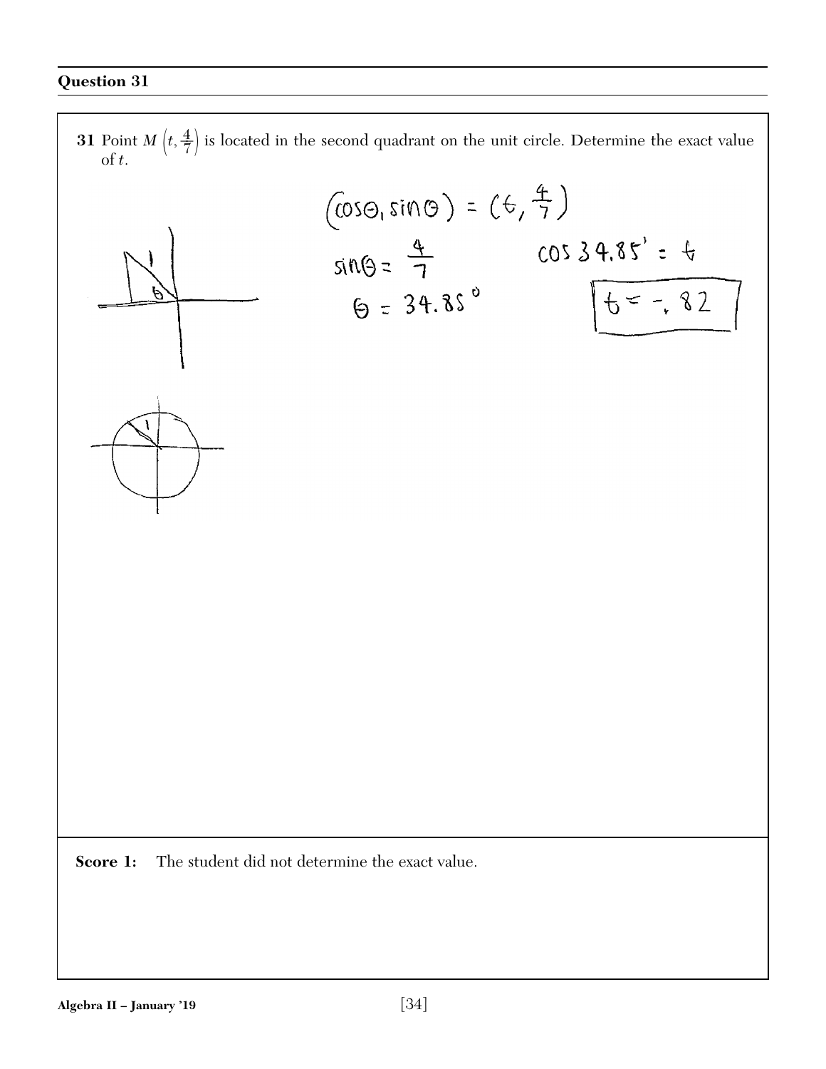## Question 31

**31** Point $M\left(t, \frac{4}{7}\right)$ is located in the second quadrant on the unit circle. Determine the exact value of $t$.

$(\cos\theta, \sin\theta) = \left(t, \frac{4}{7}\right)$

$\sin\theta = \frac{4}{7}$

$\theta = 34.85^\circ$

$\cos 34.85' = t$

$t = -.82$

**Score 1:** The student did not determine the exact value.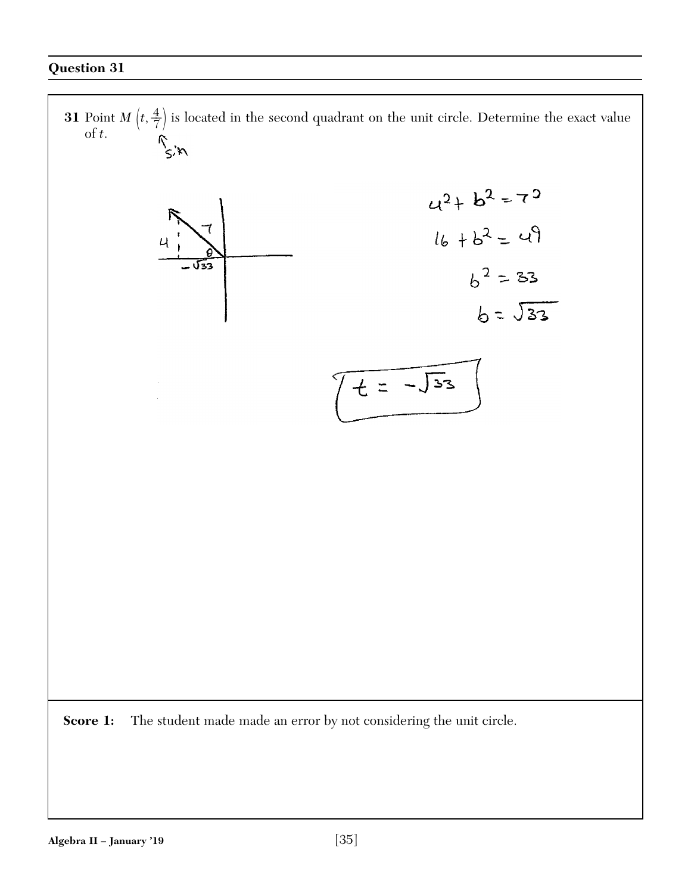## Question 31

**31** Point $M\left(t, \frac{4}{7}\right)$ is located in the second quadrant on the unit circle. Determine the exact value of $t$.

sin

$4^2 + b^2 = 7^2$

$16 + b^2 = 49$

$b^2 = 33$

$b = \sqrt{33}$

$t = -\sqrt{33}$

**Score 1:** The student made made an error by not considering the unit circle.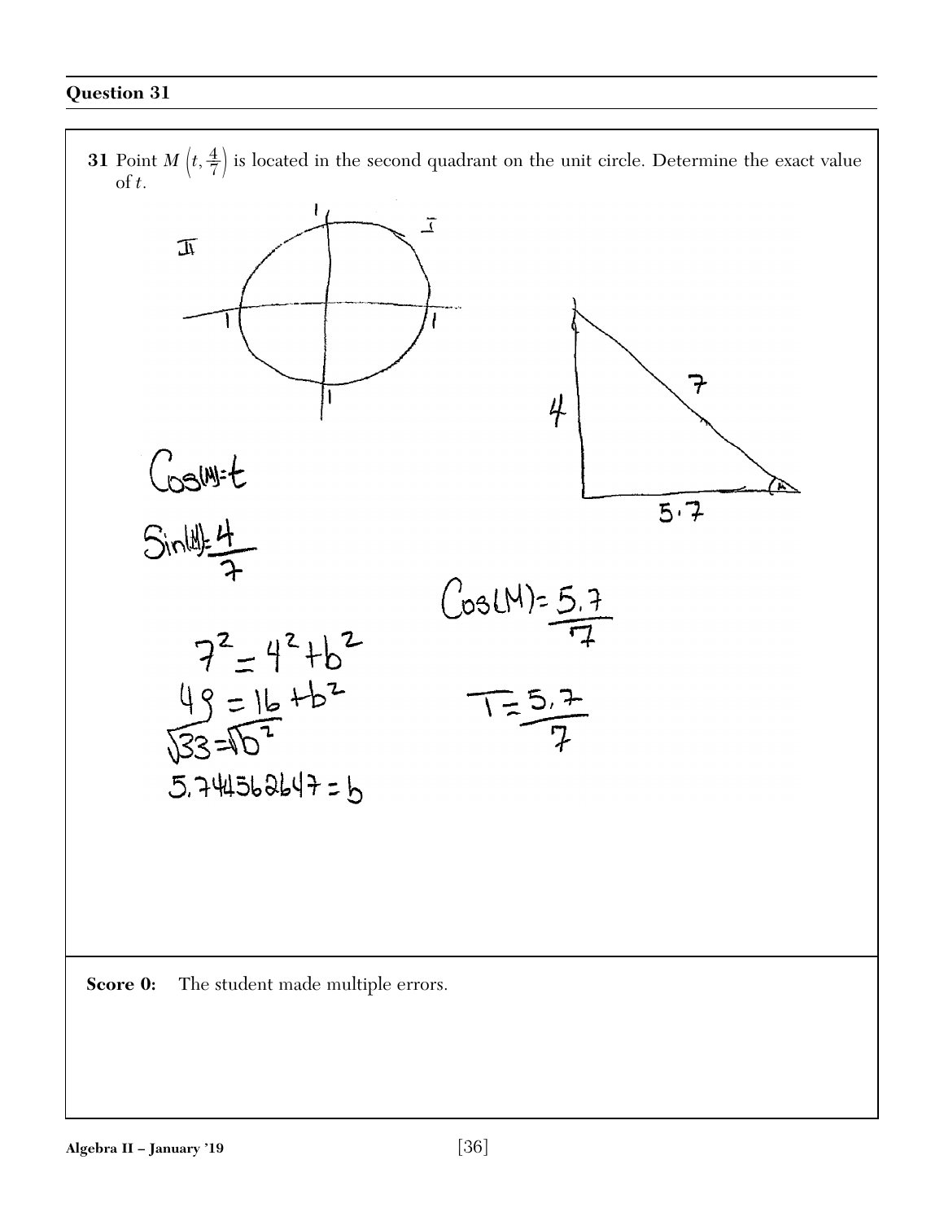## Question 31

**31** Point $M\left(t, \frac{4}{7}\right)$ is located in the second quadrant on the unit circle. Determine the exact value of $t$.

$\cos(M) = t$

$\sin(M) = \frac{4}{7}$

$7^2 = 4^2 + b^2$

$49 = 16 + b^2$

$\sqrt{33} = \sqrt{b^2}$

$5.744562647 = b$

$\cos(M) = \frac{5.7}{7}$

$T = \frac{5.7}{7}$

**Score 0:** The student made multiple errors.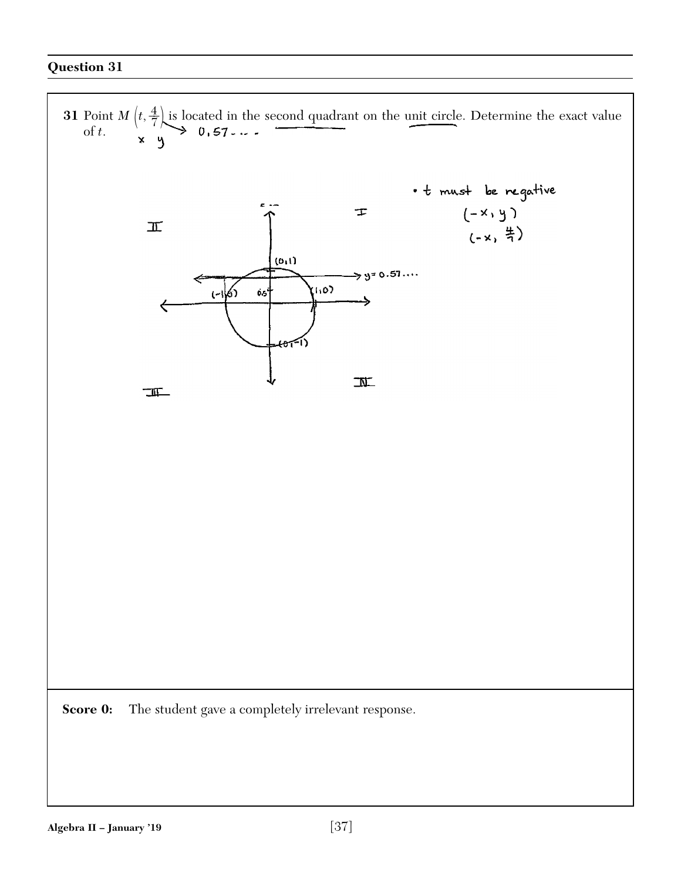## Question 31

**31** Point $M\left(t, \frac{4}{7}\right)$ is located in the second quadrant on the unit circle. Determine the exact value of $t$.

x y → 0,57....

• t must be negative

$(-x, y)$

$\left(-x, \frac{4}{7}\right)$

II I

$(0,1)$

$y = 0.57....$

$(-1,0)$ $(1,0)$

$(0,-1)$

III IV

**Score 0:** The student gave a completely irrelevant response.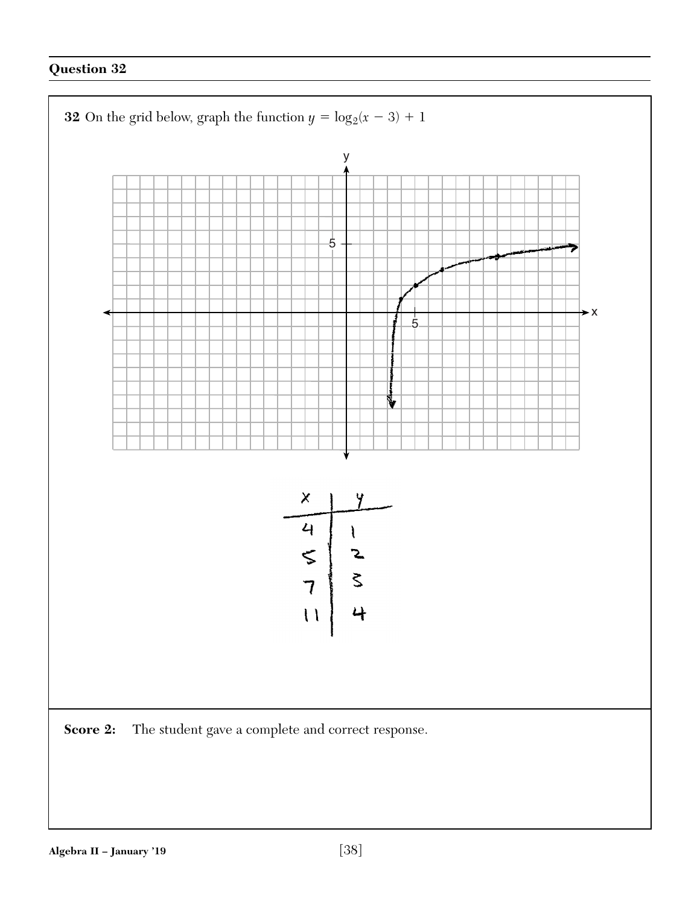## Question 32

**32** On the grid below, graph the function $y = \log_2(x - 3) + 1$

| x | y |
|---|---|
| 4 | 1 |
| 5 | 2 |
| 7 | 3 |
| 11 | 4 |

**Score 2:** The student gave a complete and correct response.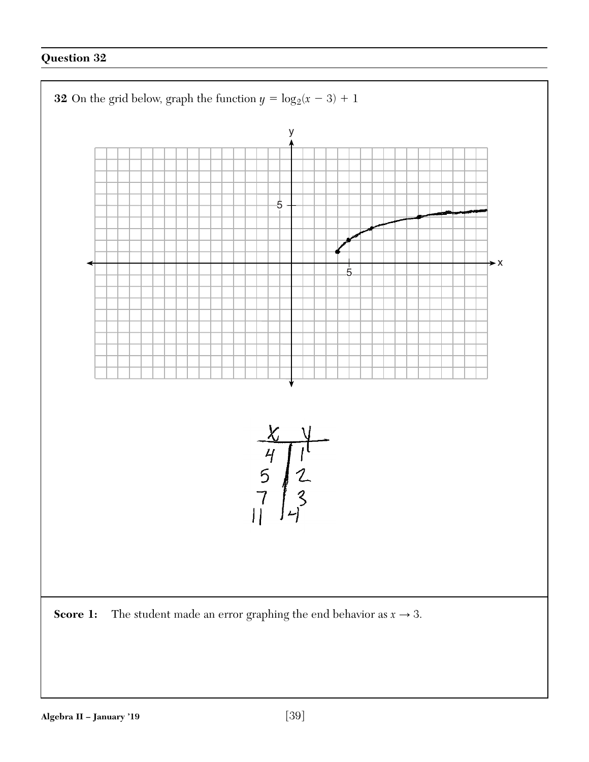## Question 32

**32** On the grid below, graph the function $y = \log_2(x - 3) + 1$

| x | y |
|---|---|
| 4 | 1 |
| 5 | 2 |
| 7 | 3 |
| 11 | 4 |

**Score 1:** The student made an error graphing the end behavior as $x \to 3$.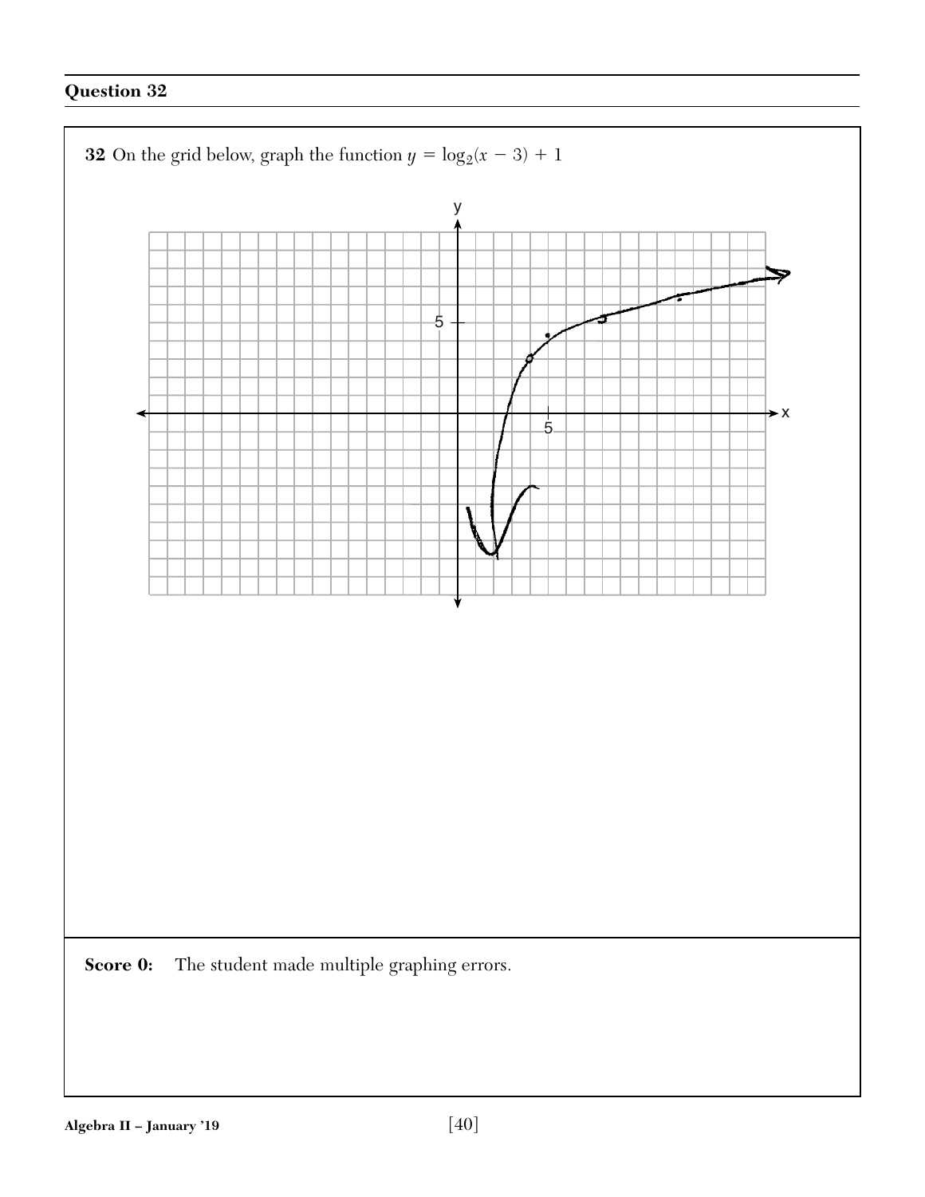## Question 32

**32** On the grid below, graph the function $y = \log_2(x - 3) + 1$

**Score 0:** The student made multiple graphing errors.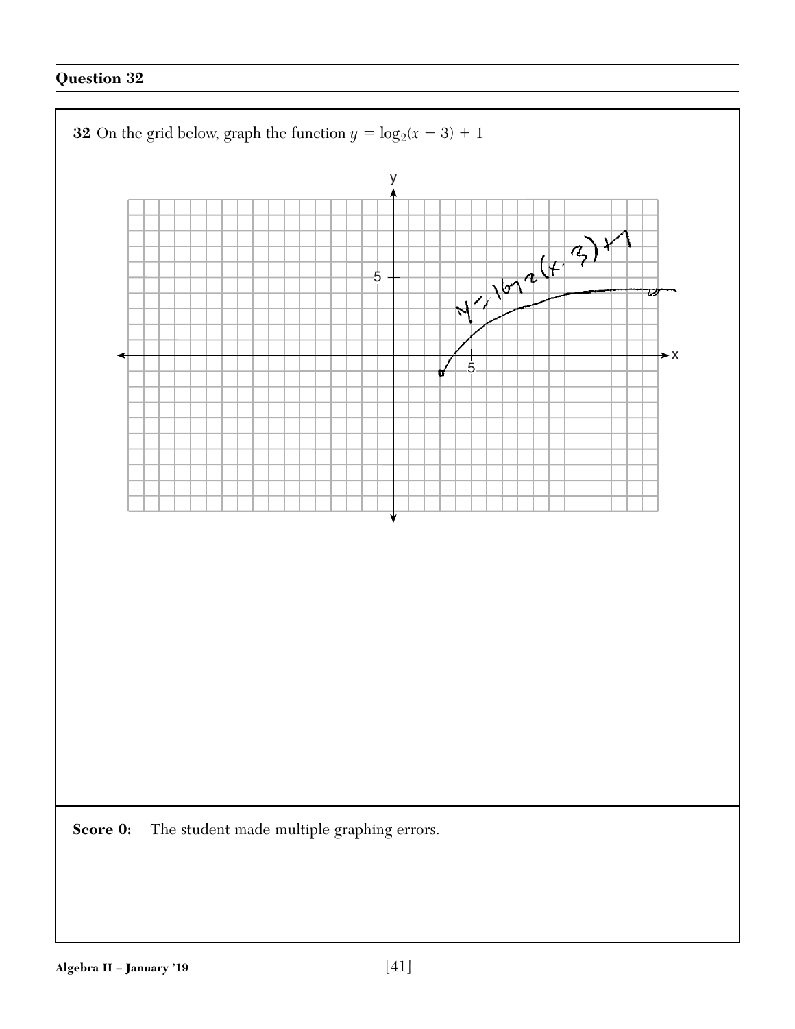## Question 32

**32** On the grid below, graph the function $y = \log_2(x - 3) + 1$

**Score 0:** The student made multiple graphing errors.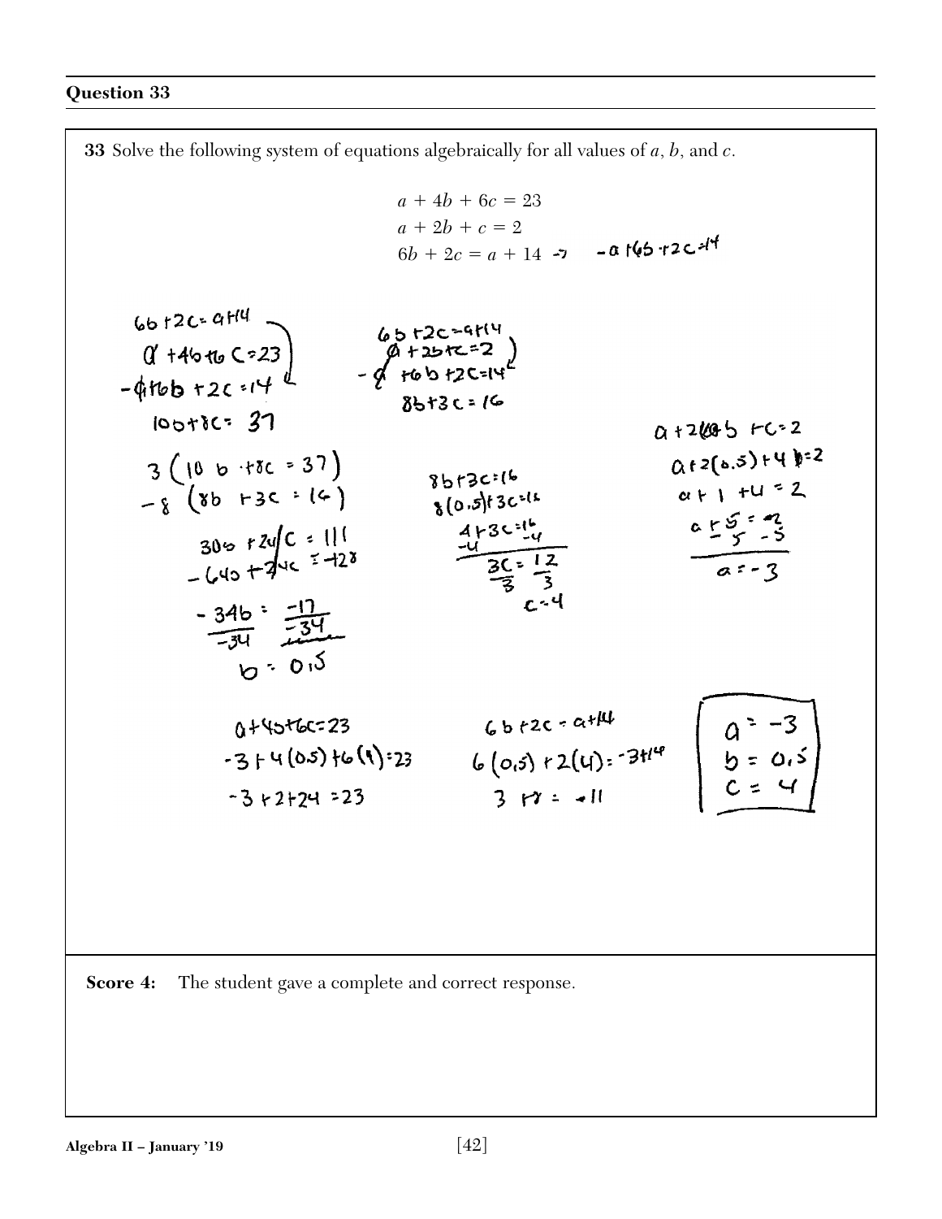## Question 33

**33** Solve the following system of equations algebraically for all values of $a$, $b$, and $c$.

$$a + 4b + 6c = 23$$
$$a + 2b + c = 2$$
$$6b + 2c = a + 14 \rightarrow \quad -a + 6b + 2c = 14$$

$6b + 2c = a + 14$

$a + 4b + 6c = 23$
$-a + 6b + 2c = 14$
$10b + 8c = 37$

$6b + 2c = a + 14$

$a + 2b + c = 2$
$-a + 6b + 2c = 14$
$8b + 3c = 16$

$3(10b + 8c = 37)$
$-8(8b + 3c = 16)$

$30b + 24c = 111$
$-64b + 24c = -128$

$-34b = -17$
$\frac{-34b}{-34} = \frac{-17}{-34}$
$b = 0.5$

$8b + 3c = 16$
$8(0.5) + 3c = 16$
$4 + 3c = 16$
$-4 \quad\quad -4$
$3c = 12$
$\frac{3c}{3} = \frac{12}{3}$
$c = 4$

$a + 2b + c = 2$
$a + 2(0.5) + 4 = 2$
$a + 1 + 4 = 2$
$a + 5 = 2$
$-5 \quad -5$
$a = -3$

$a + 4b + 6c = 23$
$-3 + 4(0.5) + 6(4) = 23$
$-3 + 2 + 24 = 23$

$6b + 2c = a + 14$
$6(0.5) + 2(4) = -3 + 14$
$3 + 8 = 11$

$a = -3$
$b = 0.5$
$c = 4$

**Score 4:** The student gave a complete and correct response.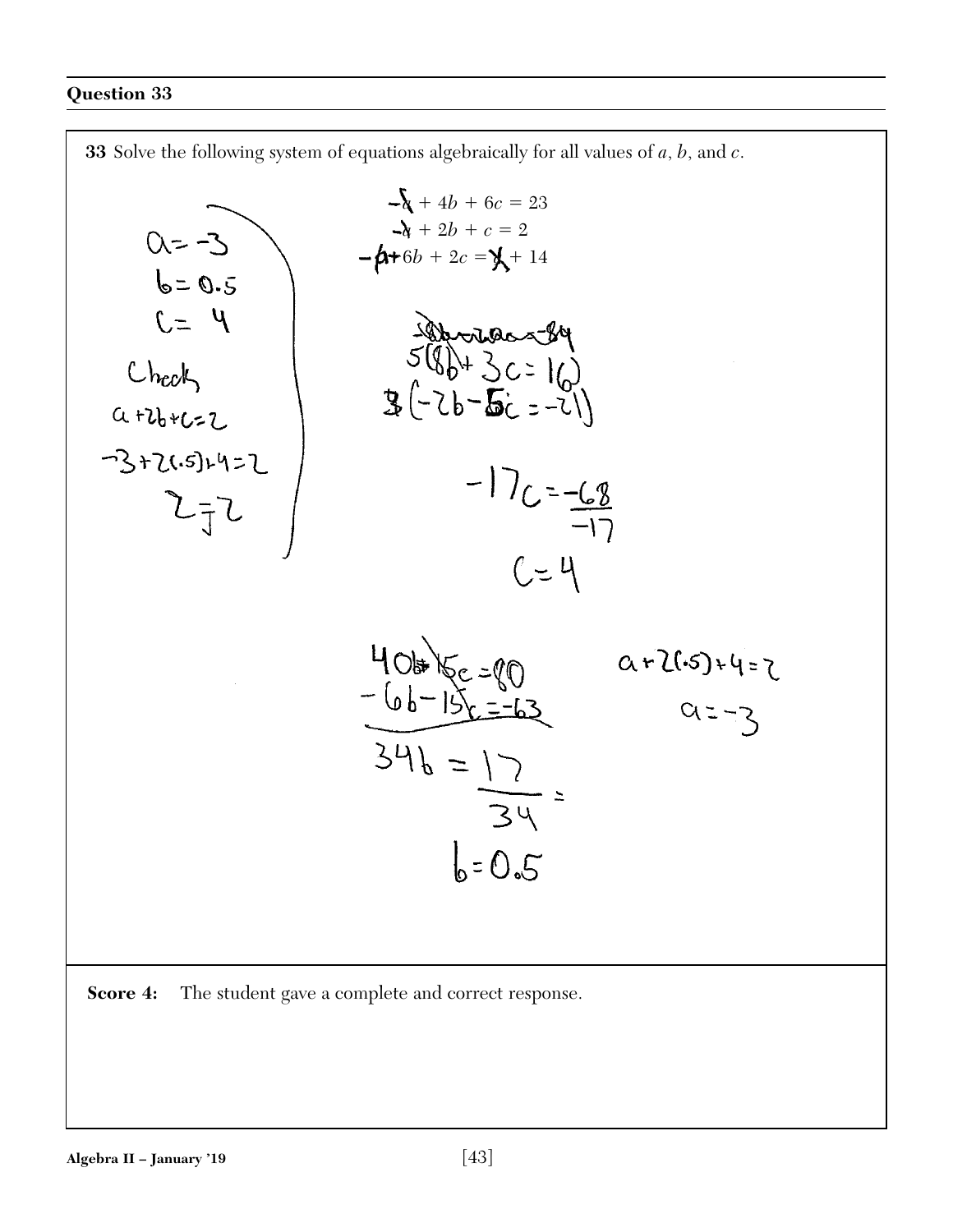## Question 33

**33** Solve the following system of equations algebraically for all values of $a$, $b$, and $c$.

$$a + 4b + 6c = 23$$
$$a + 2b + c = 2$$
$$6b + 2c = a + 14$$

$a = -3$

$b = 0.5$

$c = 4$

Check

$a + 2b + c = 2$

$-3 + 2(.5) + 4 = 2$

$2 = 2$

$5(8b + 3c = 16)$

$3(-2b - 5c = -21)$

$-17c = -68$

$c = 4$

$40b + 15c = 80$

$-6b - 15c = -63$

$34b = 17$

$b = 0.5$

$a + 2(.5) + 4 = 2$

$a = -3$

**Score 4:** The student gave a complete and correct response.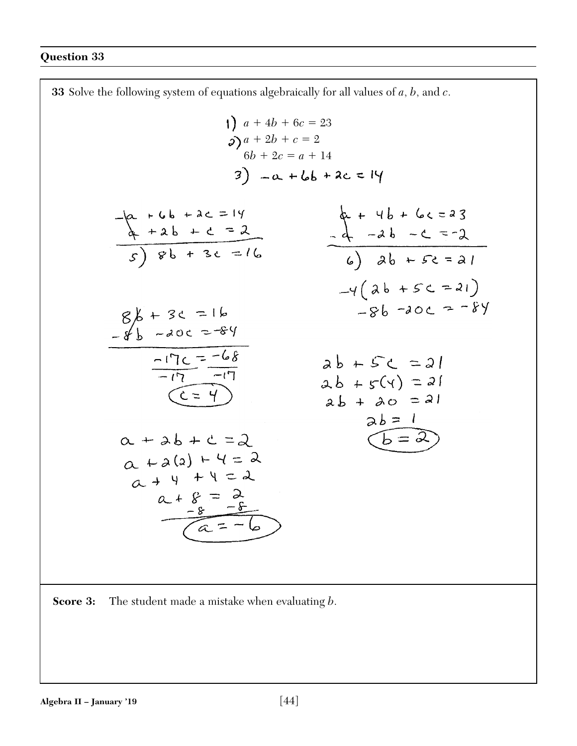## Question 33

**33** Solve the following system of equations algebraically for all values of $a$, $b$, and $c$.

$$1)\ a + 4b + 6c = 23$$
$$2)\ a + 2b + c = 2$$
$$6b + 2c = a + 14$$
$$3)\ -a + 6b + 2c = 14$$

$$-a + 6b + 2c = 14$$
$$a + 2b + c = 2$$
$$5)\ 8b + 3c = 16$$

$$a + 4b + 6c = 23$$
$$-a - 2b - c = -2$$
$$6)\ 2b + 5c = 21$$

$$-4(2b + 5c = 21)$$
$$-8b - 20c = -84$$

$$8b + 3c = 16$$
$$-8b - 20c = -84$$
$$-17c = -68$$
$$\frac{-17c}{-17} = \frac{-68}{-17}$$
$$c = 4$$

$$2b + 5c = 21$$
$$2b + 5(4) = 21$$
$$2b + 20 = 21$$
$$2b = 1$$
$$b = 2$$

$$a + 2b + c = 2$$
$$a + 2(2) + 4 = 2$$
$$a + 4 + 4 = 2$$
$$a + 8 = 2$$
$$-8 \quad -8$$
$$a = -6$$

**Score 3:** The student made a mistake when evaluating $b$.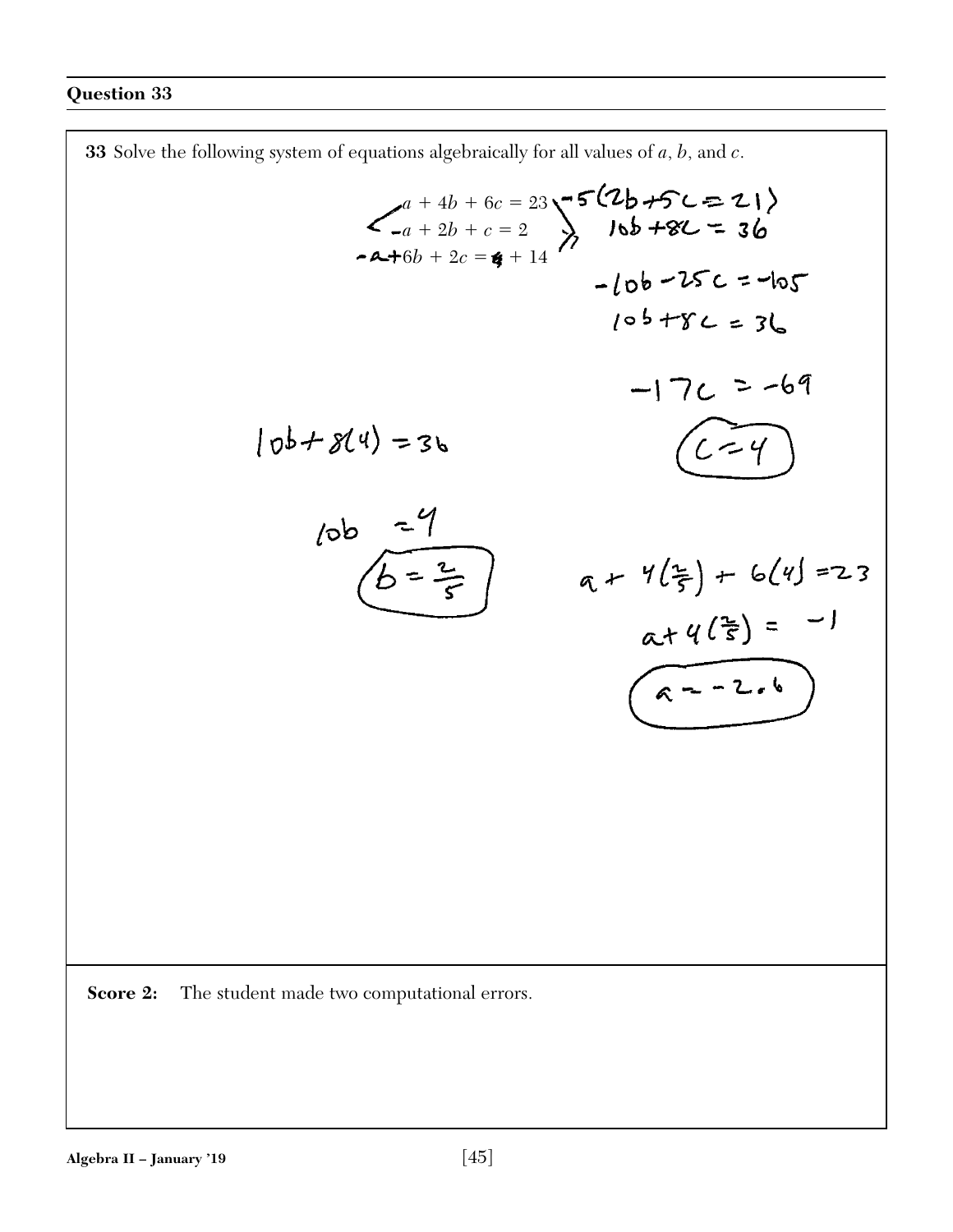## Question 33

**33** Solve the following system of equations algebraically for all values of $a$, $b$, and $c$.

$$a + 4b + 6c = 23$$
$$-a + 2b + c = 2$$
$$-a + 6b + 2c = a + 14$$

$-5(2b + 5c = 21)$

$10b + 8c = 36$

$-10b - 25c = -105$

$10b + 8c = 36$

$-17c = -69$

$c = 4$

$10b + 8(4) = 36$

$10b = 4$

$b = \frac{2}{5}$

$a + 4(\frac{2}{5}) + 6(4) = 23$

$a + 4(\frac{2}{5}) = -1$

$a = -2.6$

**Score 2:** The student made two computational errors.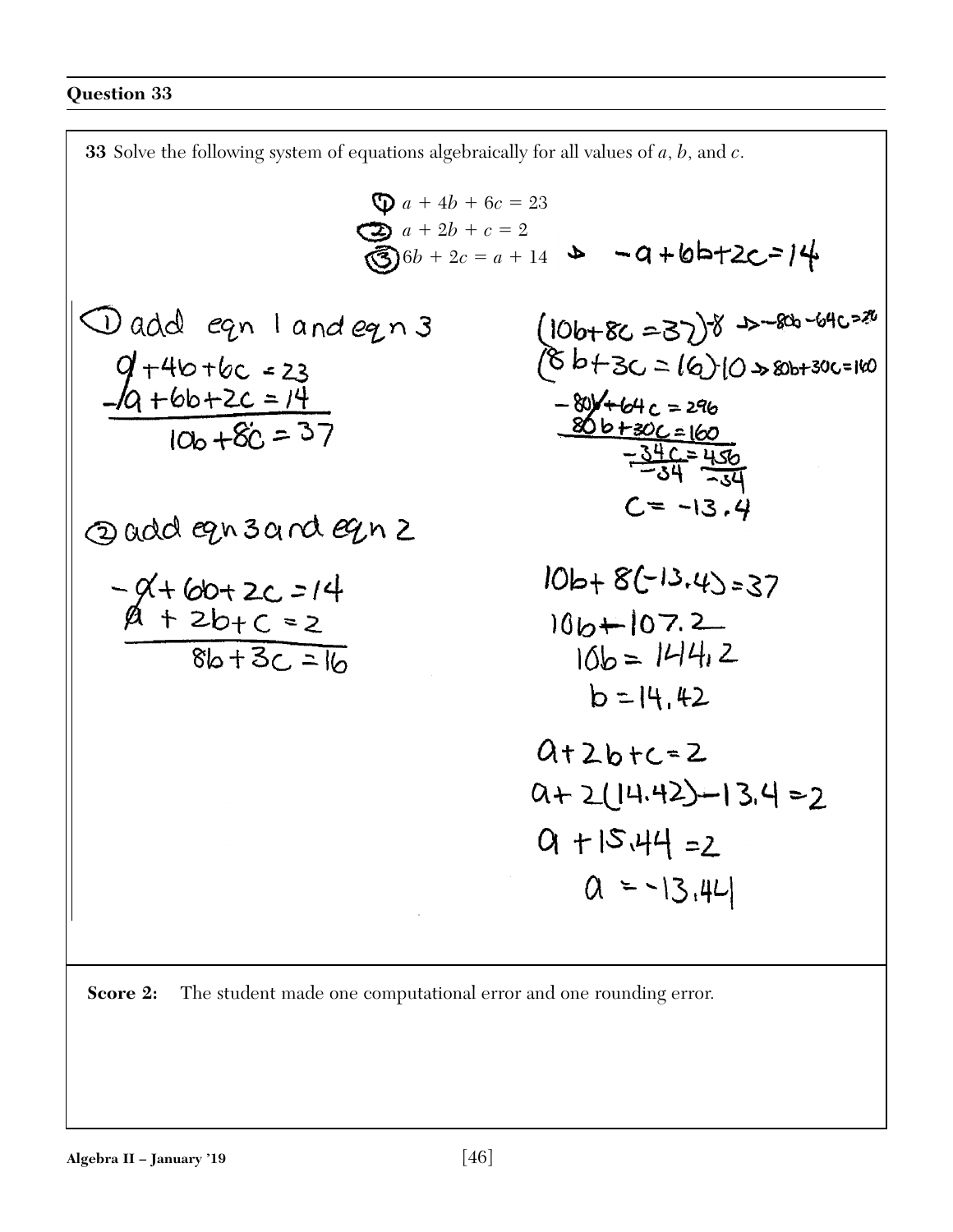### Question 33

**33** Solve the following system of equations algebraically for all values of $a$, $b$, and $c$.

$$\textcircled{1}\ a + 4b + 6c = 23$$
$$\textcircled{2}\ a + 2b + c = 2$$
$$\textcircled{3}\ 6b + 2c = a + 14 \rightarrow -a + 6b + 2c = 14$$

① add eqn 1 and eqn 3

$$a + 4b + 6c = 23$$
$$-a + 6b + 2c = 14$$
$$10b + 8c = 37$$

② add eqn 3 and eqn 2

$$-a + 6b + 2c = 14$$
$$a + 2b + c = 2$$
$$8b + 3c = 16$$

$$(10b + 8c = 37) \cdot 8 \rightarrow -80b - 64c = 296$$
$$(8b + 3c = 16) \cdot 10 \rightarrow 80b + 30c = 160$$

$$-80b + 64c = 296$$
$$80b + 30c = 160$$
$$\frac{-34c}{-34} = \frac{456}{-34}$$
$$c = -13.4$$

$$10b + 8(-13.4) = 37$$
$$10b + 107.2$$
$$10b = 144.2$$
$$b = 14.42$$

$$a + 2b + c = 2$$
$$a + 2(14.42) - 13.4 = 2$$
$$a + 15.44 = 2$$
$$a = -13.44$$

**Score 2:** The student made one computational error and one rounding error.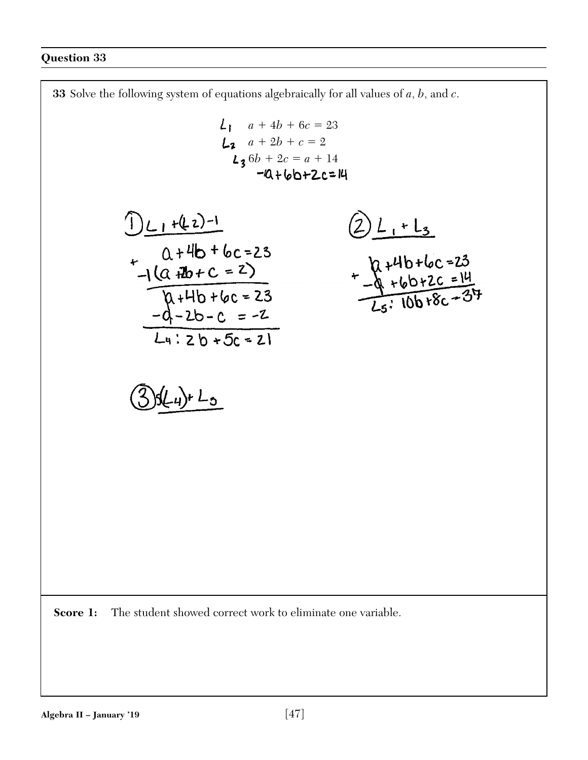## Question 33

**33** Solve the following system of equations algebraically for all values of $a$, $b$, and $c$.

$$L_1 \quad a + 4b + 6c = 23$$
$$L_2 \quad a + 2b + c = 2$$
$$L_3 \quad 6b + 2c = a + 14$$
$$-a + 6b + 2c = 14$$

① $L_1 + (L_2)-1$

$$a + 4b + 6c = 23$$
$$+ \; -1(a + 2b + c = 2)$$

$$a + 4b + 6c = 23$$
$$-a - 2b - c = -2$$

$$L_4 : 2b + 5c = 21$$

② $L_1 + L_3$

$$a + 4b + 6c = 23$$
$$+ \; -a + 6b + 2c = 14$$

$$L_5 : 10b + 8c = 37$$

③ $5(L_4) + L_5$

**Score 1:** The student showed correct work to eliminate one variable.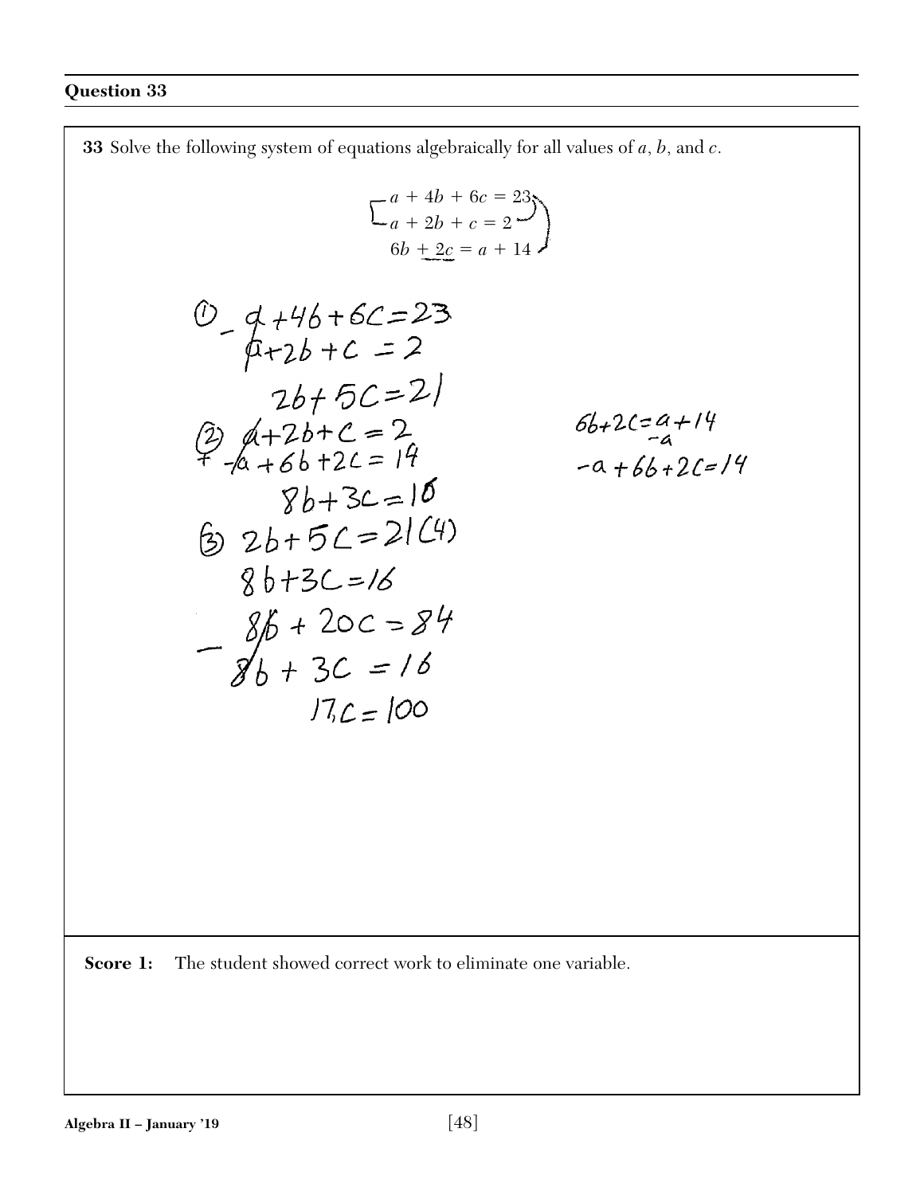## Question 33

**33** Solve the following system of equations algebraically for all values of $a$, $b$, and $c$.

$$a + 4b + 6c = 23$$
$$a + 2b + c = 2$$
$$6b + 2c = a + 14$$

① $a + 4b + 6c = 23$
$-\quad a + 2b + c = 2$

$2b + 5c = 21$

② $a + 2b + c = 2$
$+\quad -a + 6b + 2c = 14$

$8b + 3c = 16$

③ $2b + 5c = 21(4)$

$8b + 3c = 16$

$-\quad 8b + 20c = 84$

$8b + 3c = 16$

$17c = 100$

$6b + 2c = a + 14$
$\quad\quad\quad\;\; -a$

$-a + 6b + 2c = 14$

**Score 1:** The student showed correct work to eliminate one variable.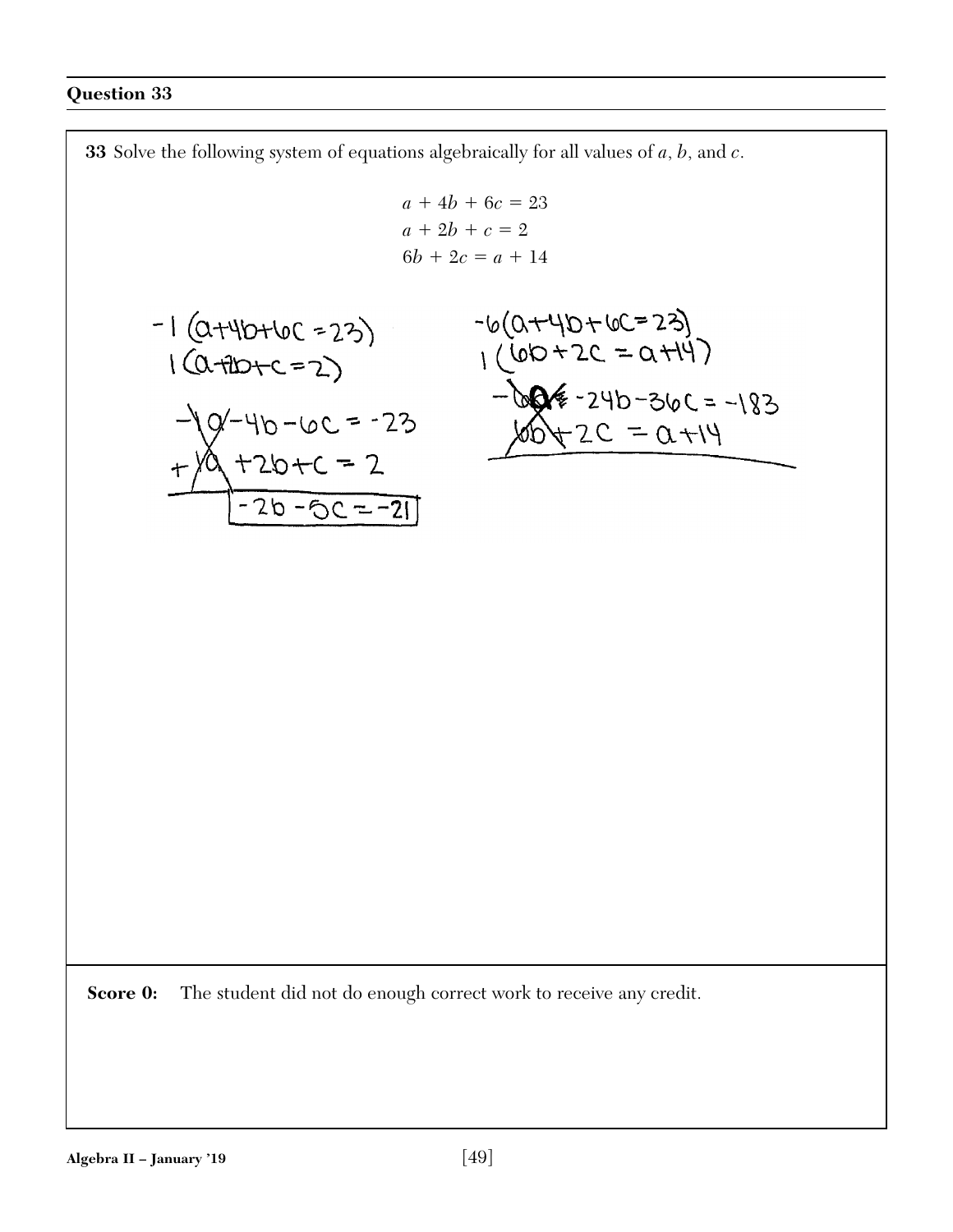## Question 33

**33** Solve the following system of equations algebraically for all values of $a$, $b$, and $c$.

$$a + 4b + 6c = 23$$
$$a + 2b + c = 2$$
$$6b + 2c = a + 14$$

$-1(a+4b+6c=23)$
$1(a+2b+c=2)$

$-1a-4b-6c=-23$
$+1a+2b+c=2$

$\boxed{-2b-5c=-21}$

$-6(a+4b+6c=23)$
$1(6b+2c=a+14)$

$-6a-24b-36c=-183$
$6b+2c=a+14$

**Score 0:** The student did not do enough correct work to receive any credit.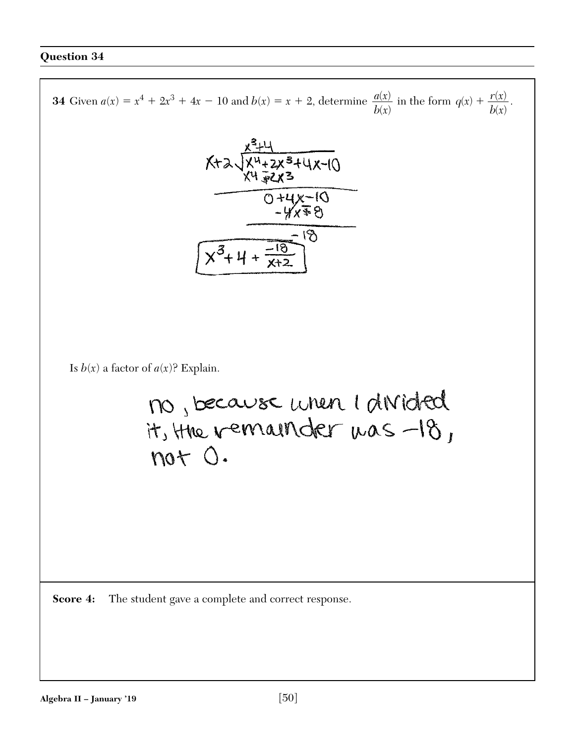## Question 34

**34** Given $a(x) = x^4 + 2x^3 + 4x - 10$ and $b(x) = x + 2$, determine $\frac{a(x)}{b(x)}$ in the form $q(x) + \frac{r(x)}{b(x)}$.

$$
\begin{array}{r}
x^3+4 \\
x+2 \overline{\big) x^4+2x^3+4x-10} \\
x^4 \mp 2x^3 \\
\hline
0+4x-10 \\
-4x \mp 8 \\
\hline
-18
\end{array}
$$

$$\boxed{x^3 + 4 + \frac{-18}{x+2}}$$

Is $b(x)$ a factor of $a(x)$? Explain.

no, because when I divided it, the remainder was $-18$, not 0.

**Score 4:** The student gave a complete and correct response.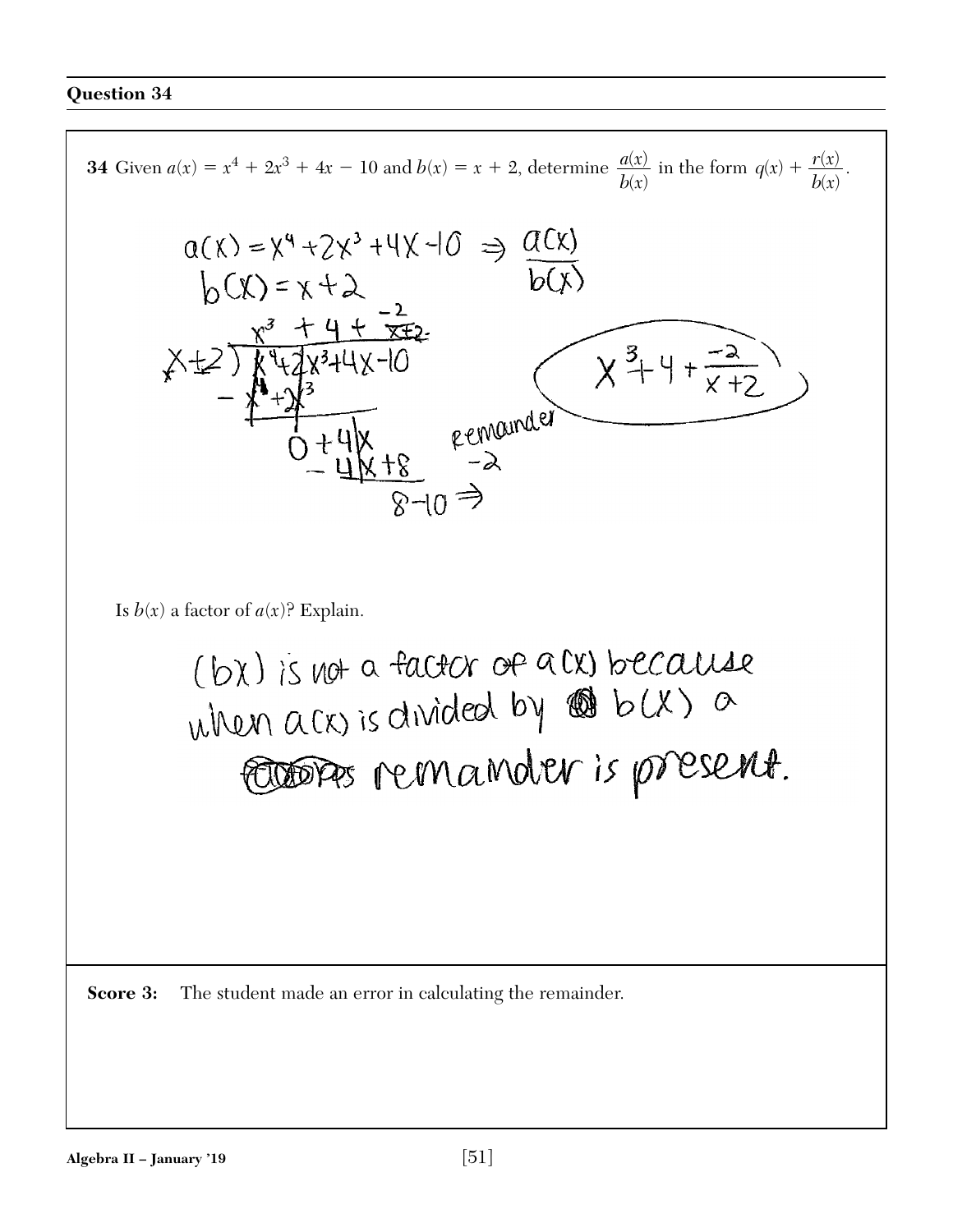## Question 34

**34** Given $a(x) = x^4 + 2x^3 + 4x - 10$ and $b(x) = x + 2$, determine $\frac{a(x)}{b(x)}$ in the form $q(x) + \frac{r(x)}{b(x)}$.

$a(x) = x^4 + 2x^3 + 4x - 10 \Rightarrow \frac{a(x)}{b(x)}$

$b(x) = x + 2$

$$x^3 + 4 + \frac{-2}{x+2}$$

$x+2 \overline{) x^4 + 2x^3 + 4x - 10}$

$- x^4 + 2x^3$

$0 + 4x$

$- 4x + 8$

$8 - 10 \Rightarrow$

remainder $-2$

$$x^3 + 4 + \frac{-2}{x+2}$$

Is $b(x)$ a factor of $a(x)$? Explain.

(bx) is not a factor of a(x) because when a(x) is divided by b(x) a remainder is present.

**Score 3:** The student made an error in calculating the remainder.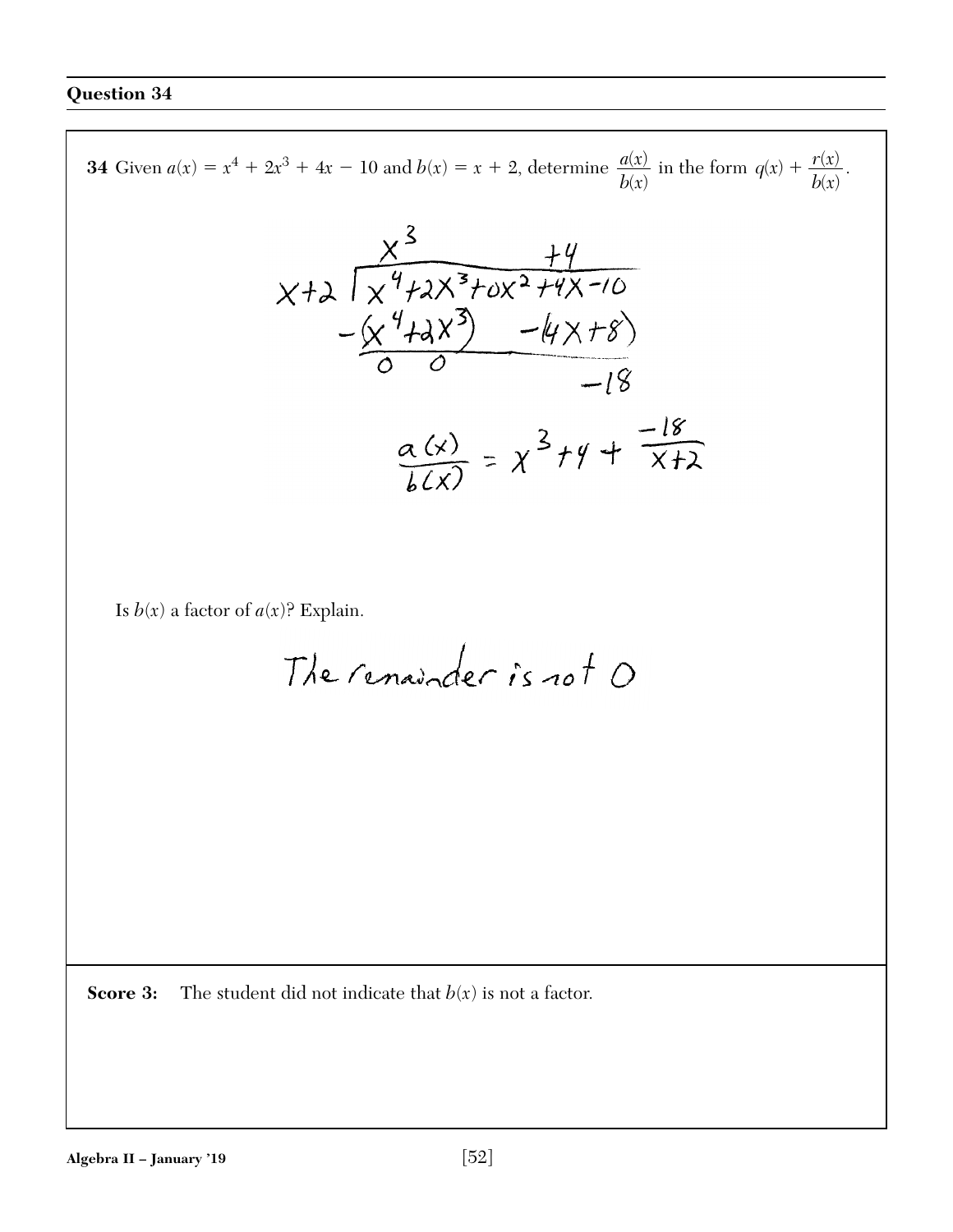## Question 34

**34** Given $a(x) = x^4 + 2x^3 + 4x - 10$ and $b(x) = x + 2$, determine $\frac{a(x)}{b(x)}$ in the form $q(x) + \frac{r(x)}{b(x)}$.

$$
\begin{array}{r}
x^3 \qquad\qquad +4 \\
x+2 \overline{\big)\, x^4 + 2x^3 + 0x^2 + 4x - 10} \\
-(x^4 + 2x^3) \qquad -(4x + 8) \\
\hline
0 \quad 0 \qquad\qquad -18
\end{array}
$$

$$\frac{a(x)}{b(x)} = x^3 + 4 + \frac{-18}{x+2}$$

Is $b(x)$ a factor of $a(x)$? Explain.

The remainder is not 0

**Score 3:** The student did not indicate that $b(x)$ is not a factor.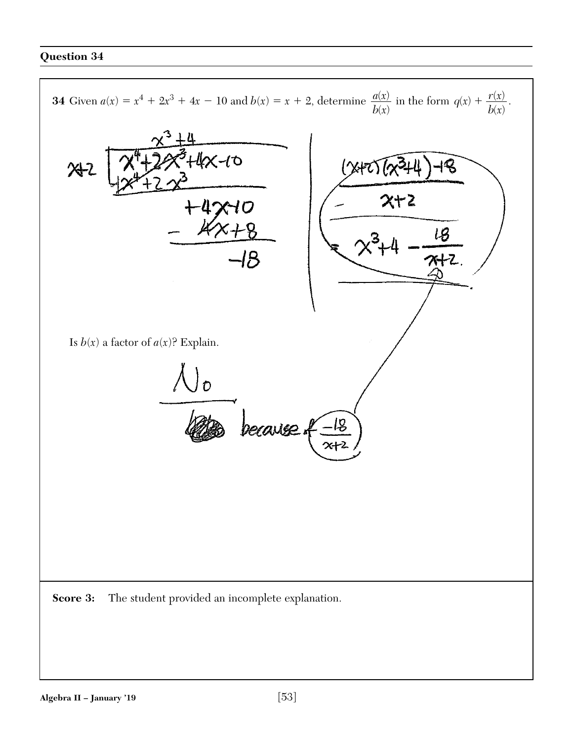## Question 34

**34** Given $a(x) = x^4 + 2x^3 + 4x - 10$ and $b(x) = x + 2$, determine $\frac{a(x)}{b(x)}$ in the form $q(x) + \frac{r(x)}{b(x)}$.

$$\begin{array}{r} x^3 + 4 \\ x+2 \overline{)\, x^4 + 2x^3 + 4x - 10} \\ -\,(x^4 + 2x^3) \\ \hline +4x - 10 \\ -\,(4x + 8) \\ \hline -18 \end{array}$$

$$\frac{(x+2)(x^3+4) - 18}{x+2}$$

$$= x^3 + 4 - \frac{18}{x+2}$$

Is $b(x)$ a factor of $a(x)$? Explain.

No

because of $\frac{-18}{x+2}$

**Score 3:** The student provided an incomplete explanation.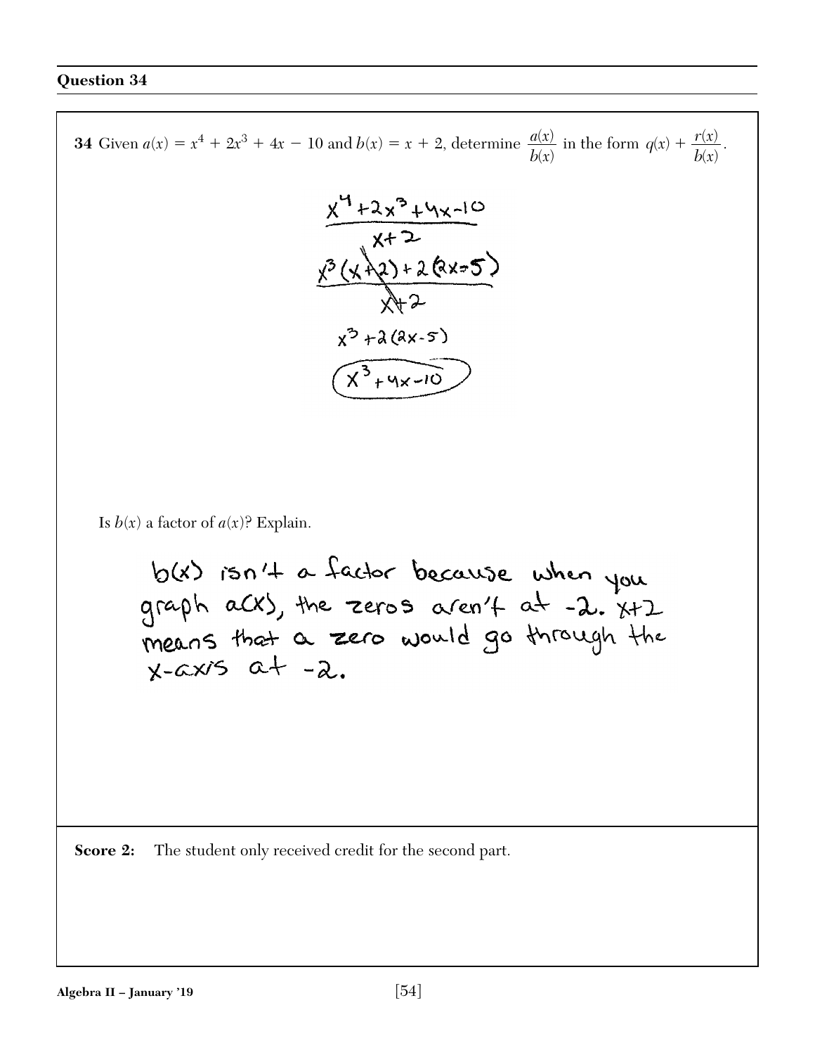## Question 34

**34** Given $a(x) = x^4 + 2x^3 + 4x - 10$ and $b(x) = x + 2$, determine $\frac{a(x)}{b(x)}$ in the form $q(x) + \frac{r(x)}{b(x)}$.

$$\frac{x^4+2x^3+4x-10}{x+2}$$

$$\frac{x^3(x+2)+2(2x-5)}{x+2}$$

$$x^3+2(2x-5)$$

$$x^3+4x-10$$

Is $b(x)$ a factor of $a(x)$? Explain.

b(x) isn't a factor because when you graph a(x), the zeros aren't at -2. x+2 means that a zero would go through the x-axis at -2.

**Score 2:** The student only received credit for the second part.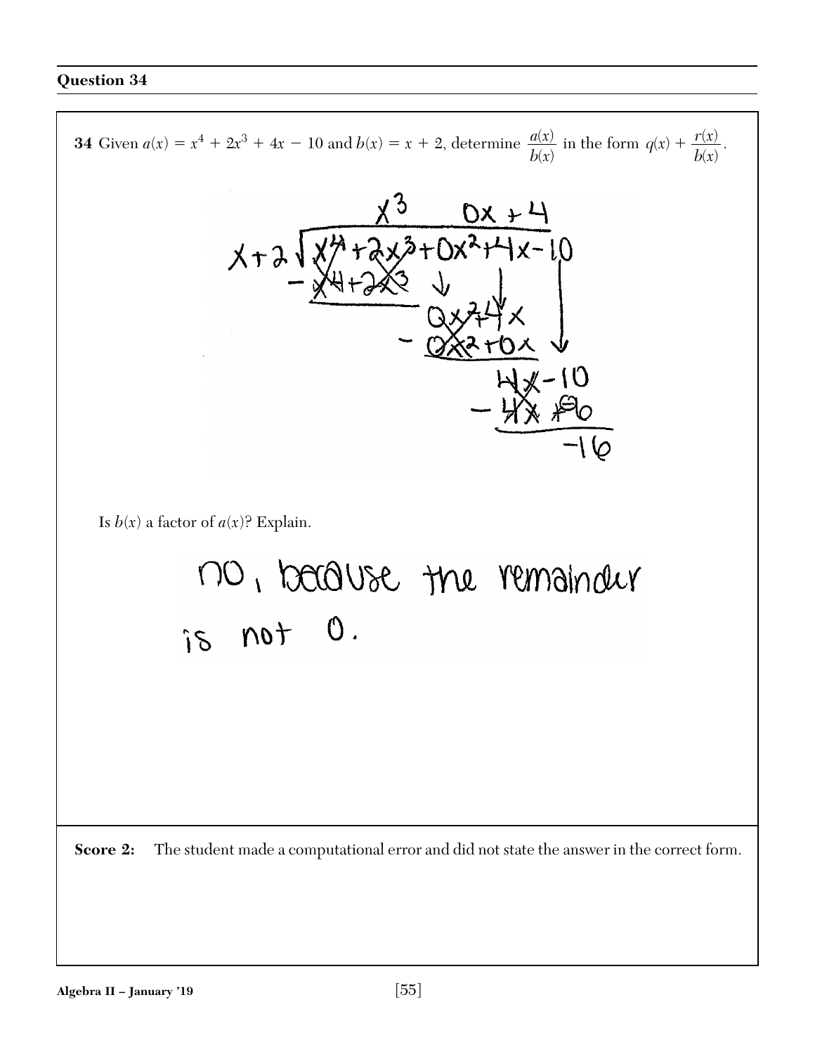**Question 34**

**34** Given $a(x) = x^4 + 2x^3 + 4x - 10$ and $b(x) = x + 2$, determine $\frac{a(x)}{b(x)}$ in the form $q(x) + \frac{r(x)}{b(x)}$.

$$
\begin{array}{r}
x^3 \quad\quad 0x + 4 \\
x+2 \overline{\smash{)}\, x^4 + 2x^3 + 0x^2 + 4x - 10} \\
-\underline{x^4 + 2x^3} \quad\quad\quad\quad\quad\quad \\
0x^2 + 4x \quad\quad \\
-\underline{0x^2 + 0x} \quad\quad \\
4x - 10 \\
-\underline{4x + 6} \\
-16
\end{array}
$$

Is $b(x)$ a factor of $a(x)$? Explain.

no, because the remainder is not 0.

**Score 2:** The student made a computational error and did not state the answer in the correct form.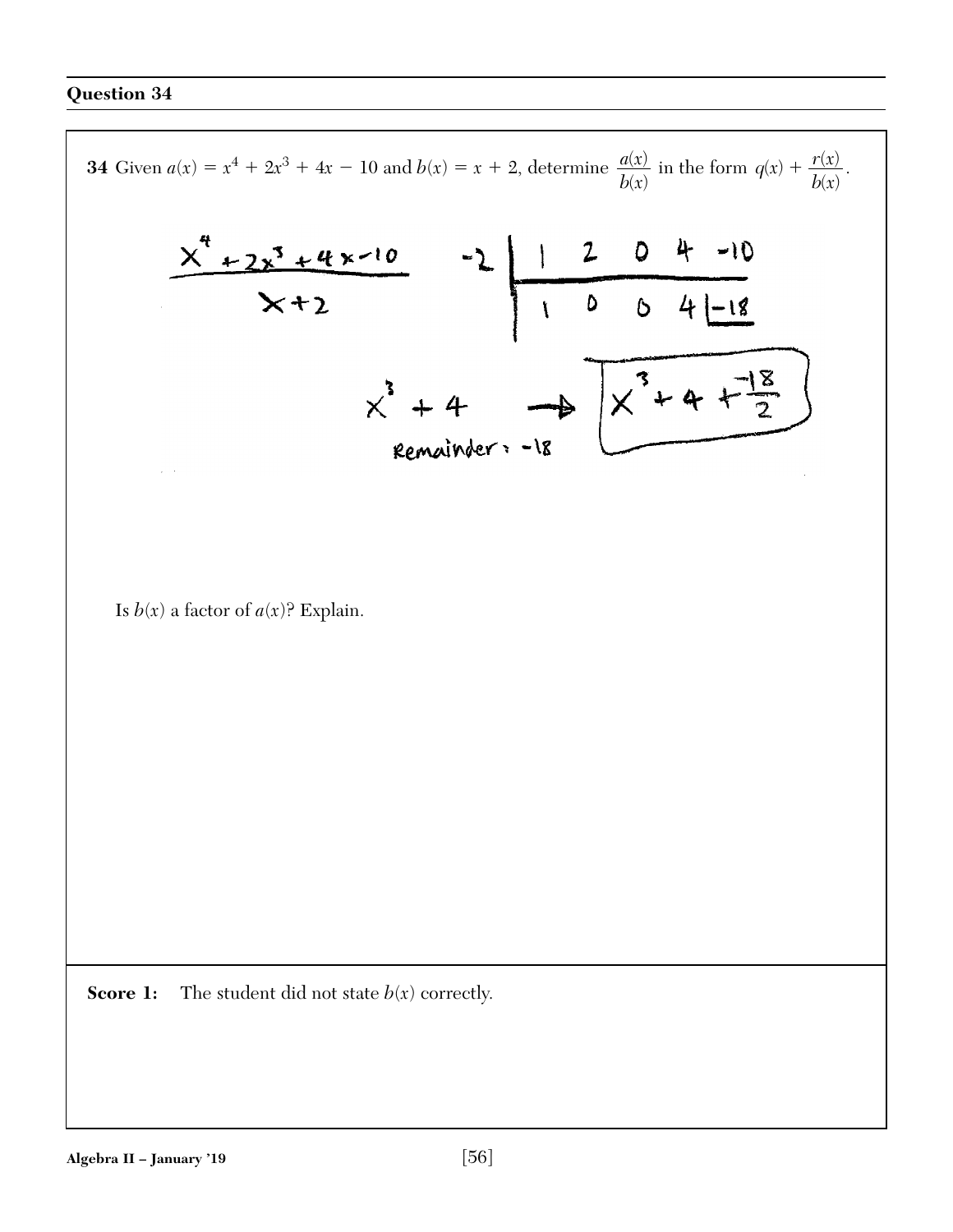## Question 34

**34** Given $a(x) = x^4 + 2x^3 + 4x - 10$ and $b(x) = x + 2$, determine $\dfrac{a(x)}{b(x)}$ in the form $q(x) + \dfrac{r(x)}{b(x)}$.

$$\frac{x^4 + 2x^3 + 4x - 10}{x + 2}$$

| -2 | 1 | 2 | 0 | 4 | -10 |
|---|---|---|---|---|---|
| | 1 | 0 | 0 | 4 | -18 |

$x^3 + 4$ → $x^3 + 4 + \dfrac{-18}{2}$

Remainder = -18

Is $b(x)$ a factor of $a(x)$? Explain.

**Score 1:** The student did not state $b(x)$ correctly.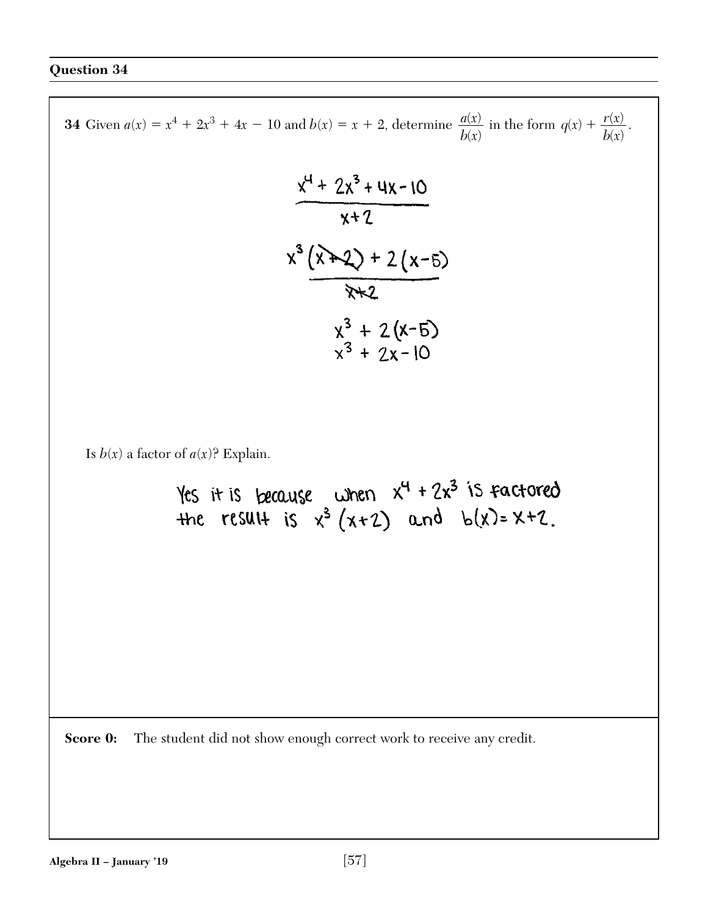## Question 34

**34** Given $a(x) = x^4 + 2x^3 + 4x - 10$ and $b(x) = x + 2$, determine $\frac{a(x)}{b(x)}$ in the form $q(x) + \frac{r(x)}{b(x)}$.

$$\frac{x^4 + 2x^3 + 4x - 10}{x + 2}$$

$$\frac{x^3(x+2) + 2(x-5)}{x+2}$$

$$x^3 + 2(x-5)$$
$$x^3 + 2x - 10$$

Is $b(x)$ a factor of $a(x)$? Explain.

Yes it is because when $x^4 + 2x^3$ is factored the result is $x^3(x+2)$ and $b(x) = x+2$.

**Score 0:** The student did not show enough correct work to receive any credit.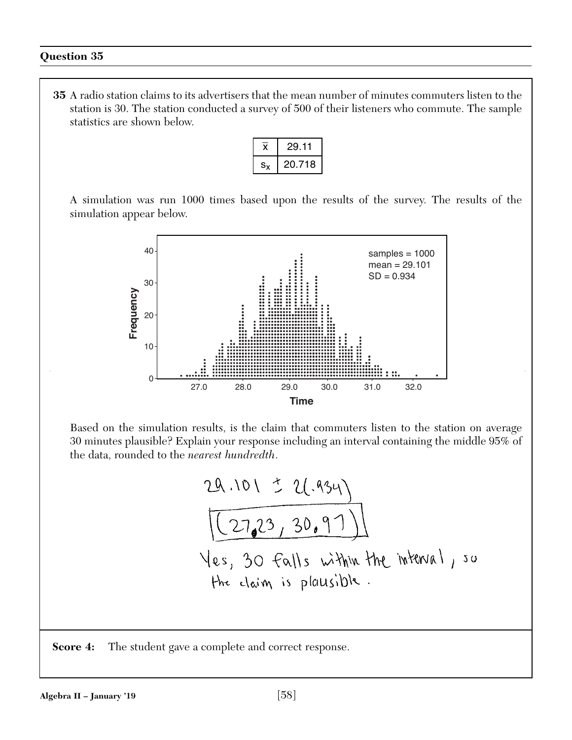## Question 35

**35** A radio station claims to its advertisers that the mean number of minutes commuters listen to the station is 30. The station conducted a survey of 500 of their listeners who commute. The sample statistics are shown below.

| $\bar{x}$ | 29.11 |
|---|---|
| $s_x$ | 20.718 |

A simulation was run 1000 times based upon the results of the survey. The results of the simulation appear below.

samples = 1000
mean = 29.101
SD = 0.934

Frequency

Time

Based on the simulation results, is the claim that commuters listen to the station on average 30 minutes plausible? Explain your response including an interval containing the middle 95% of the data, rounded to the *nearest hundredth*.

$$29.101 \pm 2(.934)$$

$$(27.23, 30.97)$$

Yes, 30 falls within the interval, so the claim is plausible.

**Score 4:** The student gave a complete and correct response.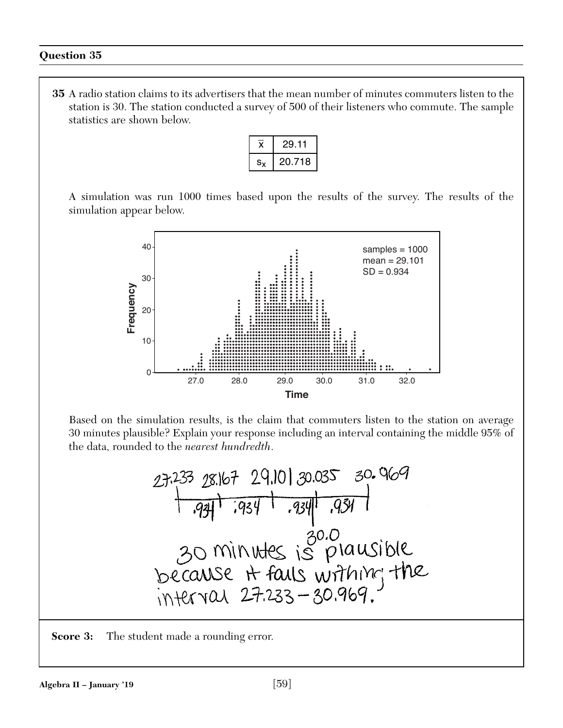## Question 35

**35** A radio station claims to its advertisers that the mean number of minutes commuters listen to the station is 30. The station conducted a survey of 500 of their listeners who commute. The sample statistics are shown below.

| $\bar{x}$ | 29.11 |
|---|---|
| $s_x$ | 20.718 |

A simulation was run 1000 times based upon the results of the survey. The results of the simulation appear below.

Based on the simulation results, is the claim that commuters listen to the station on average 30 minutes plausible? Explain your response including an interval containing the middle 95% of the data, rounded to the *nearest hundredth*.

27.233 28.167 29.101 30.035 30.969

.934 .934 .934 .934

30.0

30 minutes is plausible because it falls withing the interval 27.233 – 30.969.

**Score 3:** The student made a rounding error.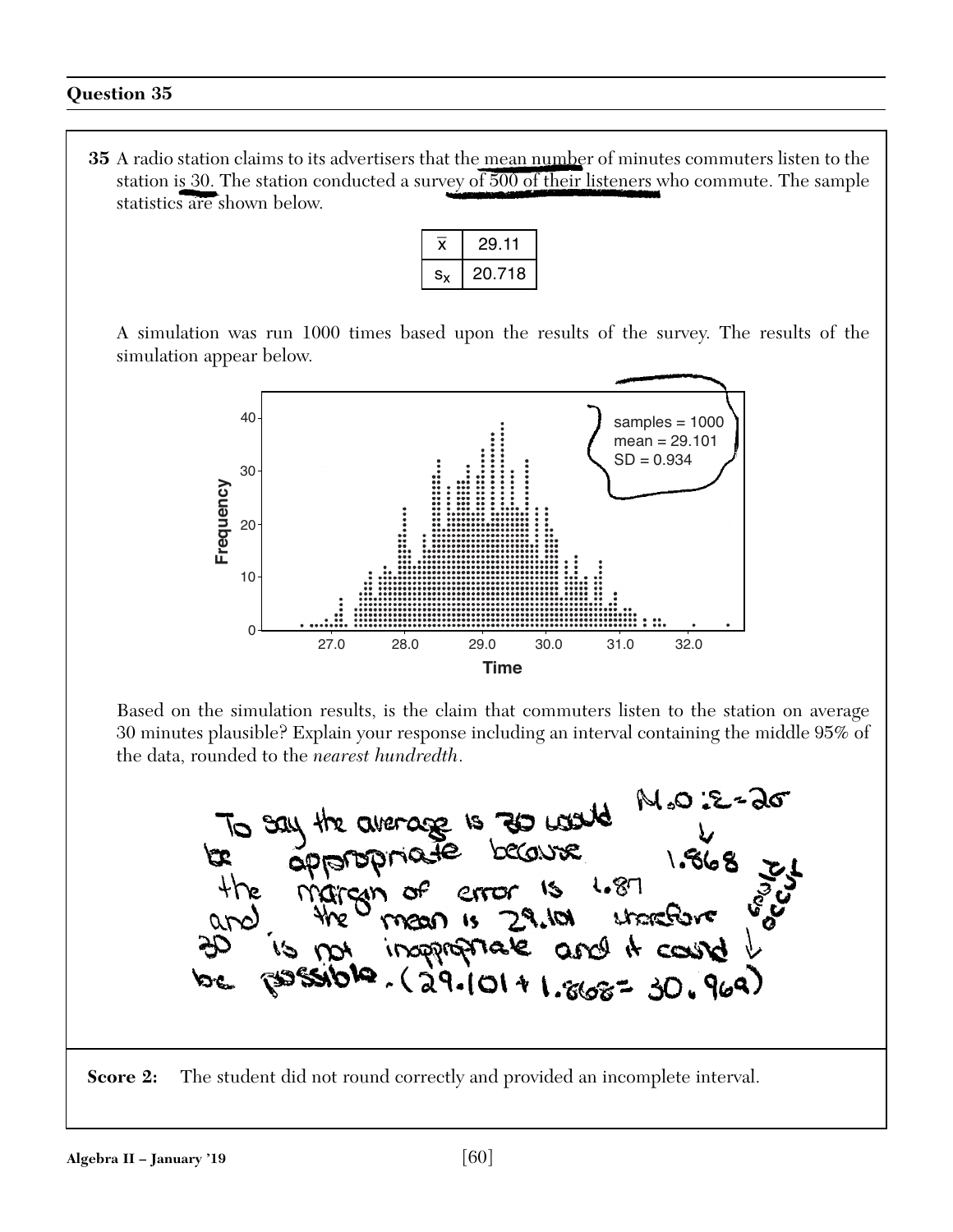## Question 35

**35** A radio station claims to its advertisers that the mean number of minutes commuters listen to the station is 30. The station conducted a survey of 500 of their listeners who commute. The sample statistics are shown below.

| $\bar{x}$ | 29.11 |
|---|---|
| $s_x$ | 20.718 |

A simulation was run 1000 times based upon the results of the survey. The results of the simulation appear below.

samples = 1000
mean = 29.101
SD = 0.934

Frequency

Time

Based on the simulation results, is the claim that commuters listen to the station on average 30 minutes plausible? Explain your response including an interval containing the middle 95% of the data, rounded to the *nearest hundredth*.

To say the average is 30 would be appropriate because the margin of error is 1.87 and the mean is 29.101 therefore 30 is not inappropriate and it could be possible. (29.101 + 1.868 = 30.969)

M.O.E = 2σ → 1.868 → could occur

**Score 2:** The student did not round correctly and provided an incomplete interval.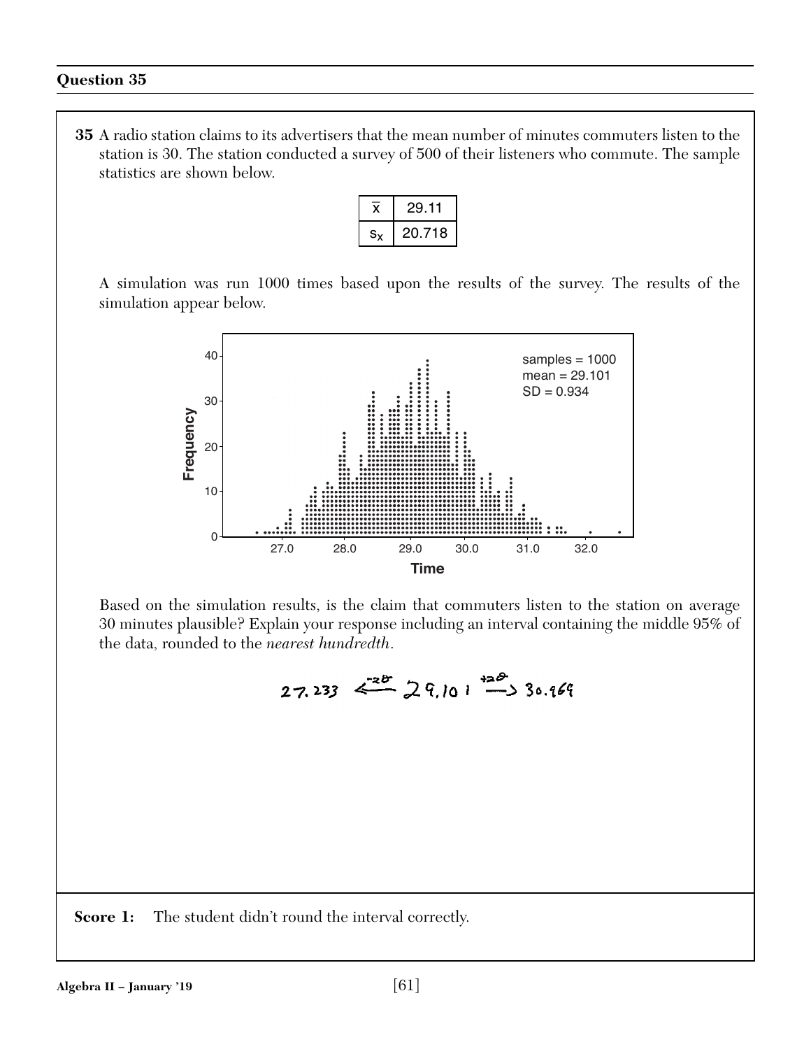## Question 35

**35** A radio station claims to its advertisers that the mean number of minutes commuters listen to the station is 30. The station conducted a survey of 500 of their listeners who commute. The sample statistics are shown below.

| $\bar{x}$ | 29.11 |
|---|---|
| $s_x$ | 20.718 |

A simulation was run 1000 times based upon the results of the survey. The results of the simulation appear below.

Based on the simulation results, is the claim that commuters listen to the station on average 30 minutes plausible? Explain your response including an interval containing the middle 95% of the data, rounded to the *nearest hundredth*.

$$27.233 \xleftarrow{-2\sigma} 29.101 \xrightarrow{+2\sigma} 30.969$$

**Score 1:** The student didn't round the interval correctly.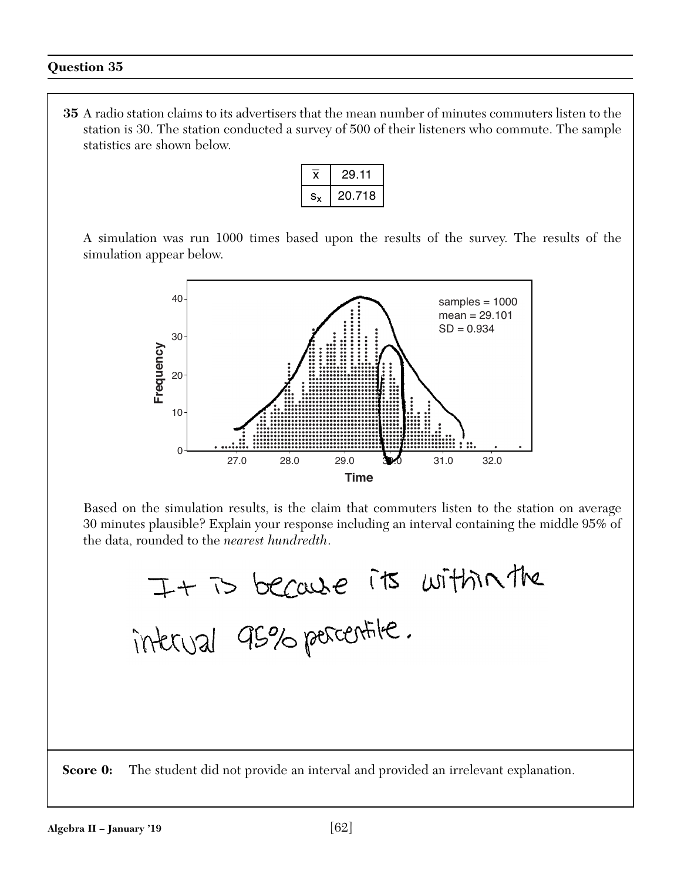## Question 35

**35** A radio station claims to its advertisers that the mean number of minutes commuters listen to the station is 30. The station conducted a survey of 500 of their listeners who commute. The sample statistics are shown below.

| $\bar{x}$ | 29.11 |
|---|---|
| $s_x$ | 20.718 |

A simulation was run 1000 times based upon the results of the survey. The results of the simulation appear below.

samples = 1000
mean = 29.101
SD = 0.934

Based on the simulation results, is the claim that commuters listen to the station on average 30 minutes plausible? Explain your response including an interval containing the middle 95% of the data, rounded to the *nearest hundredth*.

It is because its within the interval 95% percentile.

**Score 0:** The student did not provide an interval and provided an irrelevant explanation.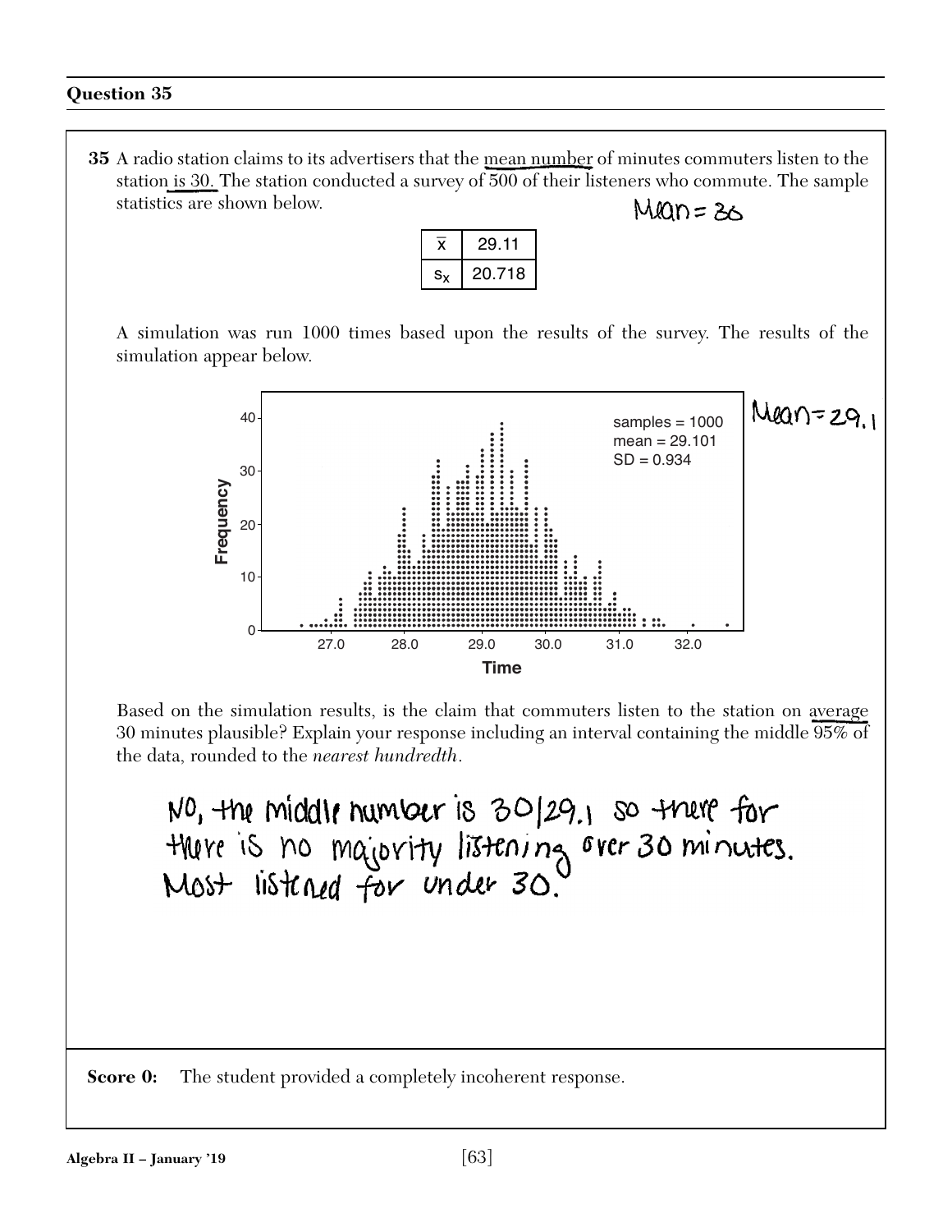## Question 35

**35** A radio station claims to its advertisers that the mean number of minutes commuters listen to the station is 30. The station conducted a survey of 500 of their listeners who commute. The sample statistics are shown below.

Mean = 30

| $\bar{x}$ | 29.11 |
|---|---|
| $s_x$ | 20.718 |

A simulation was run 1000 times based upon the results of the survey. The results of the simulation appear below.

samples = 1000
mean = 29.101
SD = 0.934

Mean = 29.1

Based on the simulation results, is the claim that commuters listen to the station on average 30 minutes plausible? Explain your response including an interval containing the middle 95% of the data, rounded to the *nearest hundredth*.

No, the middle number is 30/29.1 so there for there is no majority listening over 30 minutes. Most listened for under 30.

**Score 0:** The student provided a completely incoherent response.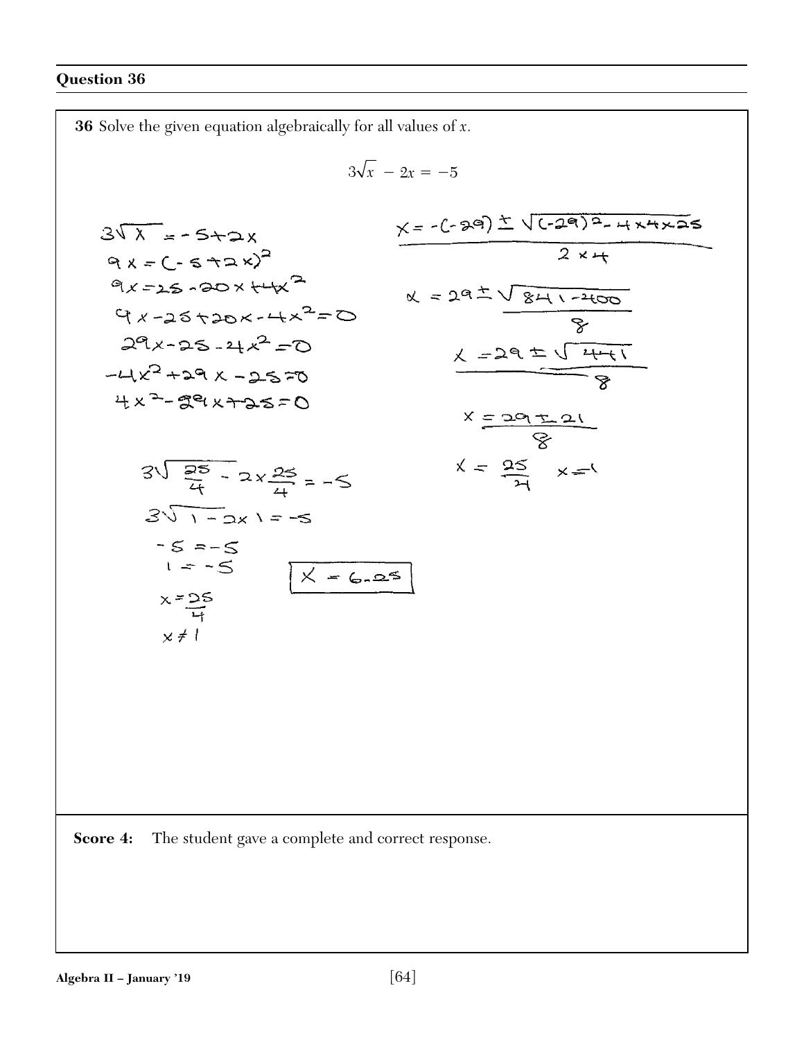## Question 36

**36** Solve the given equation algebraically for all values of $x$.

$$3\sqrt{x} - 2x = -5$$

$3\sqrt{x} = -5 + 2x$

$9x = (-5 + 2x)^2$

$9x = 25 - 20x + 4x^2$

$9x - 25 + 20x - 4x^2 = 0$

$29x - 25 - 4x^2 = 0$

$-4x^2 + 29x - 25 = 0$

$4x^2 - 29x + 25 = 0$

$x = \dfrac{-(-29) \pm \sqrt{(-29)^2 - 4 \times 4 \times 25}}{2 \times 4}$

$x = \dfrac{29 \pm \sqrt{841 - 400}}{8}$

$x = \dfrac{29 \pm \sqrt{441}}{8}$

$x = \dfrac{29 \pm 21}{8}$

$x = \dfrac{25}{4} \quad x = 1$

$3\sqrt{\dfrac{25}{4}} - 2 \times \dfrac{25}{4} = -5$

$3\sqrt{1} - 2 \times 1 = -5$

$-5 = -5$

$1 = -5$

$x = \dfrac{25}{4}$

$x \neq 1$

$\boxed{x = 6.25}$

**Score 4:** The student gave a complete and correct response.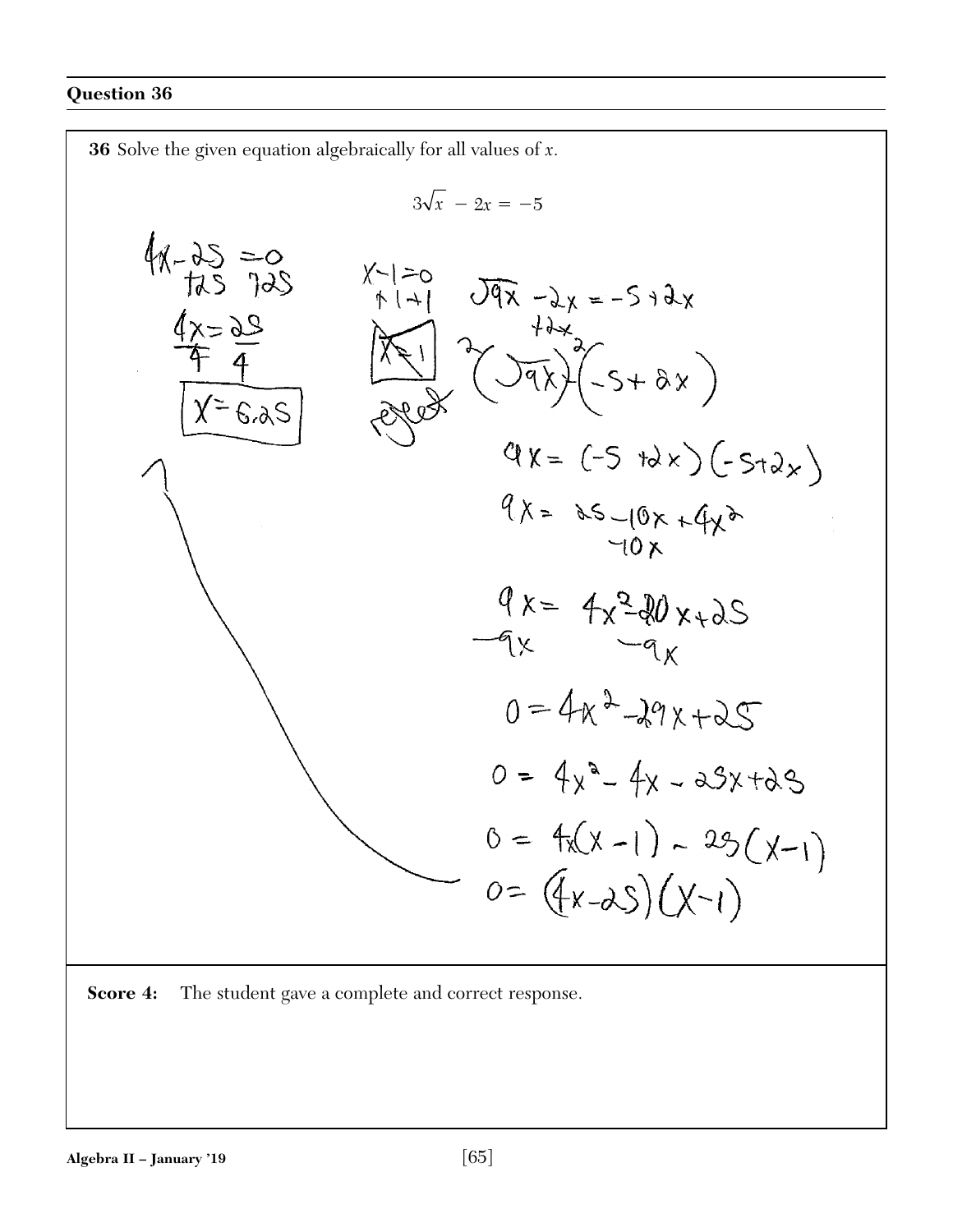## Question 36

**36** Solve the given equation algebraically for all values of $x$.

$$3\sqrt{x} - 2x = -5$$

$4x - 25 = 0$
$+25 \quad +25$
$\frac{4x}{4} = \frac{25}{4}$
$x = 6.25$

$x - 1 = 0$
$+1 \quad +1$
~~$x = 1$~~ reject

$\sqrt{9x} - 2x = -5 + 2x$
$+2x$
$(\sqrt{9x})^2 (-5 + 2x)^2$

$9x = (-5 + 2x)(-5 + 2x)$

$9x = 25 - 10x + 4x^2$
$-10x$

$9x = 4x^2 - 20x + 25$
$-9x \qquad -9x$

$0 = 4x^2 - 29x + 25$

$0 = 4x^2 - 4x - 25x + 25$

$0 = 4x(x - 1) - 25(x - 1)$

$0 = (4x - 25)(x - 1)$

**Score 4:** The student gave a complete and correct response.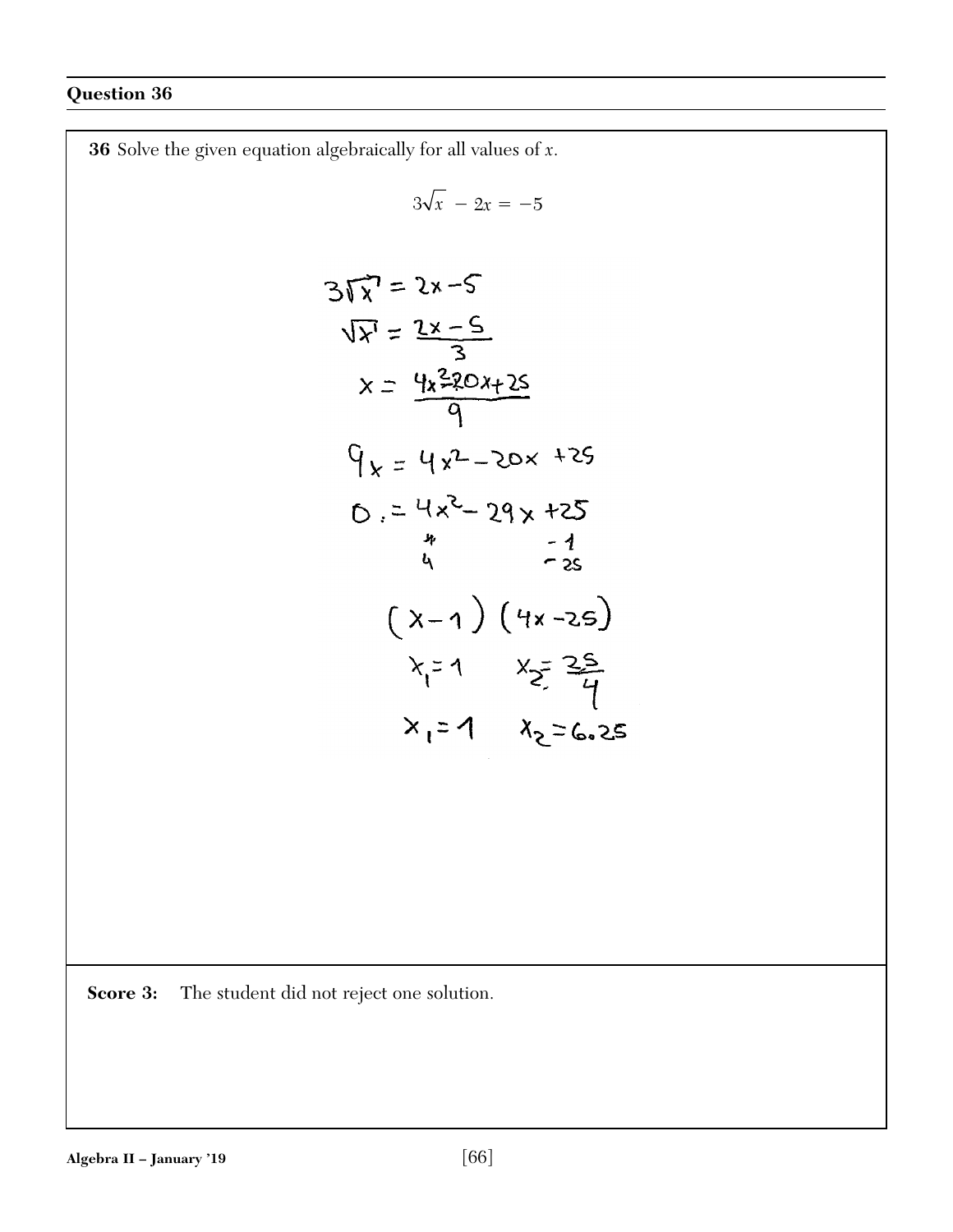## Question 36

**36** Solve the given equation algebraically for all values of $x$.

$$3\sqrt{x} - 2x = -5$$

$$3\sqrt{x} = 2x - 5$$

$$\sqrt{x} = \frac{2x-5}{3}$$

$$x = \frac{4x^2 - 20x + 25}{9}$$

$$9x = 4x^2 - 20x + 25$$

$$0 = 4x^2 - 29x + 25$$

$$4 \qquad -1$$
$$4 \qquad -25$$

$$(x-1)(4x-25)$$

$$x_1 = 1 \qquad x_2 = \frac{25}{4}$$

$$x_1 = 1 \qquad x_2 = 6.25$$

**Score 3:** The student did not reject one solution.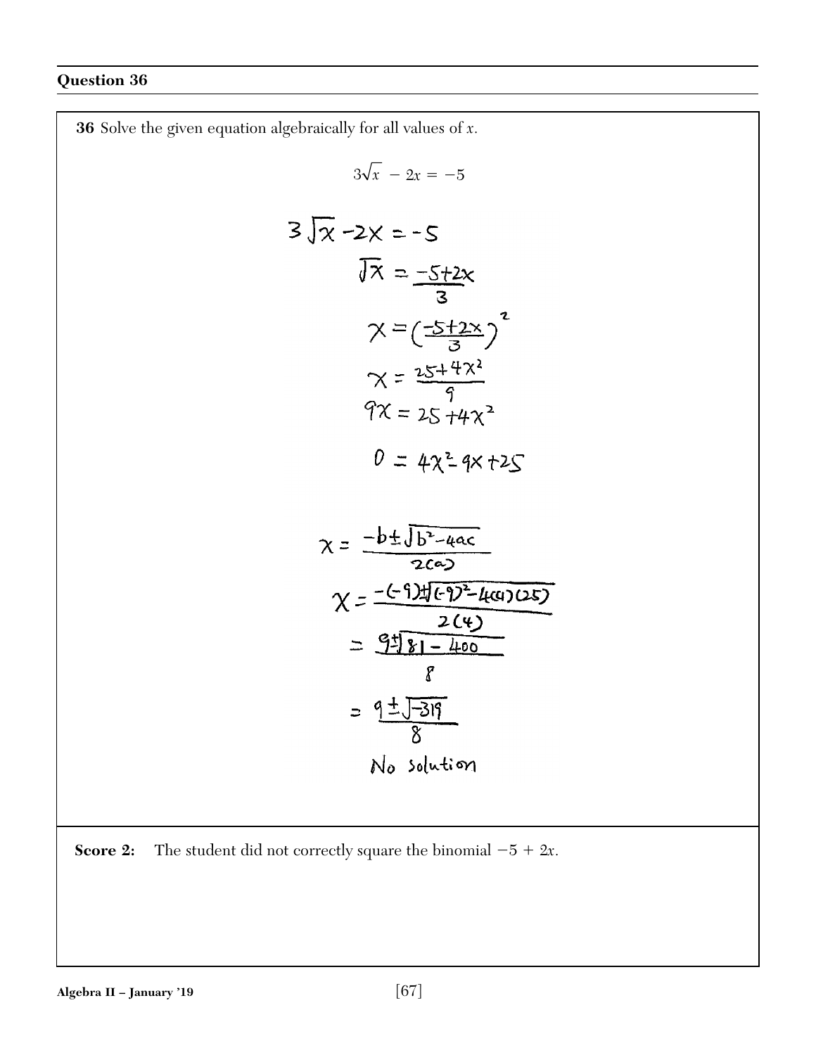## Question 36

**36** Solve the given equation algebraically for all values of $x$.

$$3\sqrt{x} - 2x = -5$$

$$3\sqrt{x} - 2x = -5$$

$$\sqrt{x} = \frac{-5+2x}{3}$$

$$x = \left(\frac{-5+2x}{3}\right)^2$$

$$x = \frac{25+4x^2}{9}$$

$$9x = 25 + 4x^2$$

$$0 = 4x^2 - 9x + 25$$

$$x = \frac{-b \pm \sqrt{b^2 - 4ac}}{2(a)}$$

$$x = \frac{-(-9) \pm \sqrt{(-9)^2 - 4(4)(25)}}{2(4)}$$

$$= \frac{9 \pm \sqrt{81 - 400}}{8}$$

$$= \frac{9 \pm \sqrt{-319}}{8}$$

No solution

**Score 2:** The student did not correctly square the binomial $-5 + 2x$.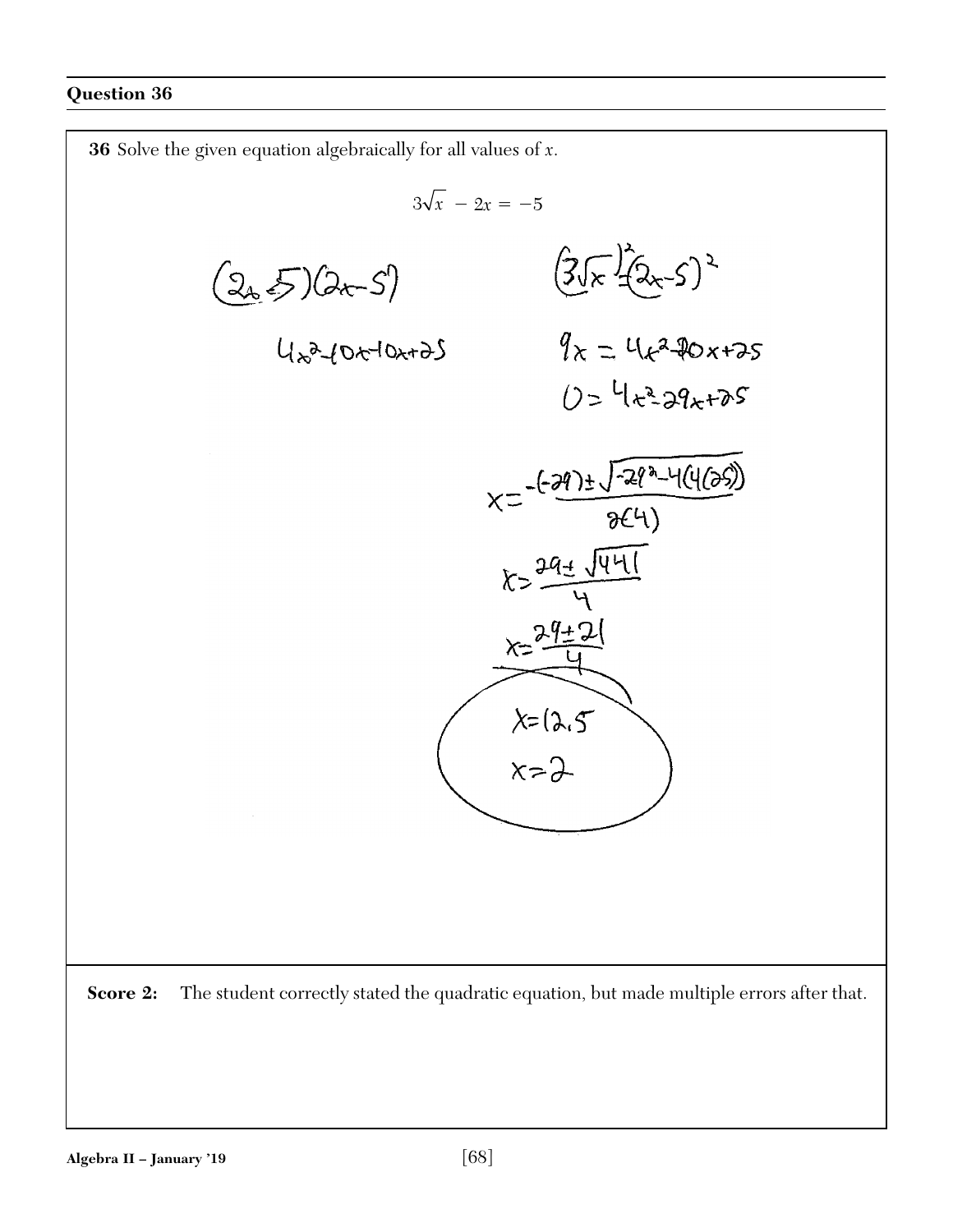## Question 36

**36** Solve the given equation algebraically for all values of $x$.

$$3\sqrt{x} - 2x = -5$$

$(2x - 5)(2x - 5)$

$4x^2 - 10x - 10x + 25$

$(3\sqrt{x})^2 = (2x - 5)^2$

$9x = 4x^2 - 20x + 25$

$0 = 4x^2 - 29x + 25$

$$x = \frac{-(-29) \pm \sqrt{-29^2 - 4(4(25))}}{2(4)}$$

$$x = \frac{29 \pm \sqrt{441}}{4}$$

$$x = \frac{29 \pm 21}{4}$$

$x = 12.5$

$x = 2$

**Score 2:** The student correctly stated the quadratic equation, but made multiple errors after that.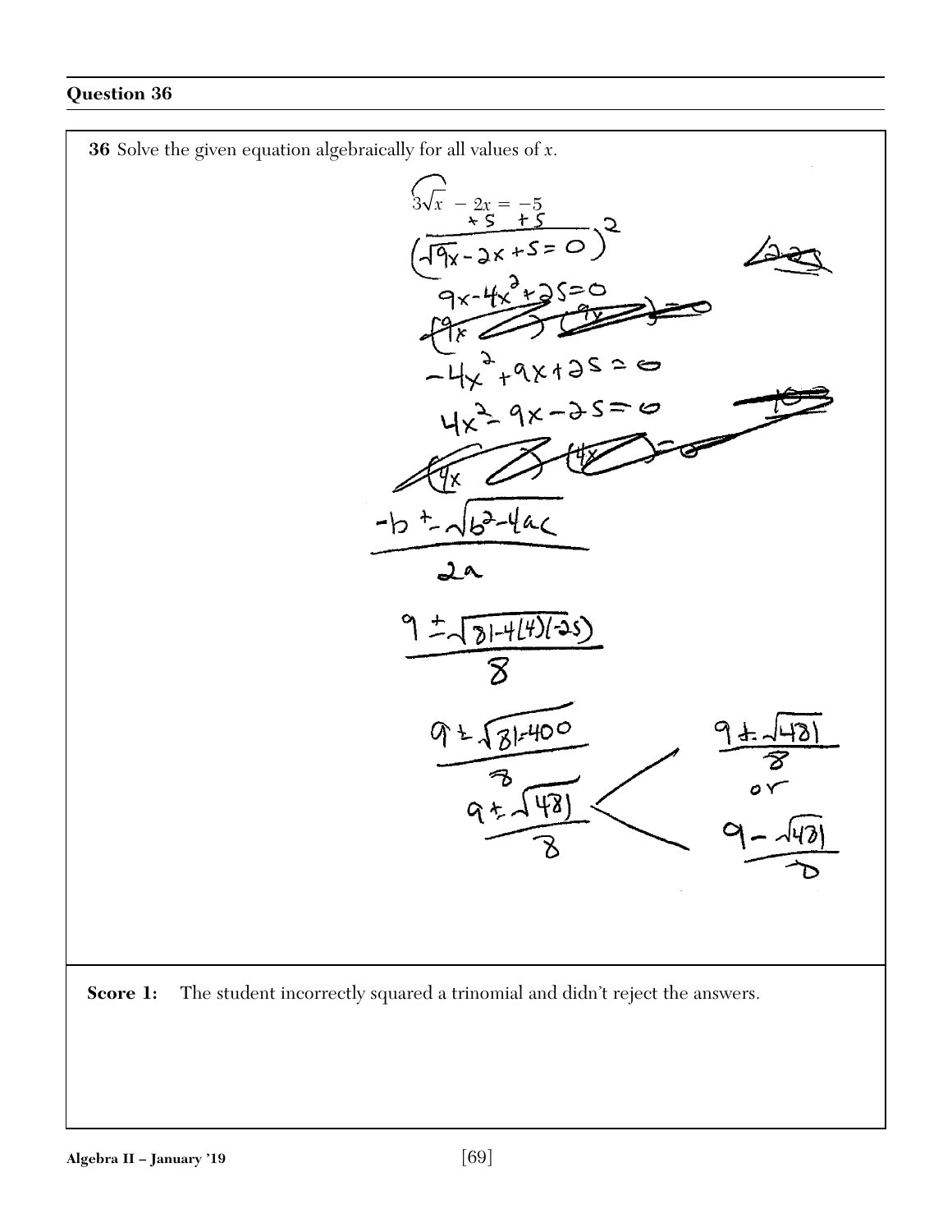## Question 36

**36** Solve the given equation algebraically for all values of $x$.

$$3\sqrt{x} - 2x = -5$$

$+5 \quad +5$

$$\left(\sqrt{9x} - 2x + 5 = 0\right)^2$$

$$9x - 4x^2 + 25 = 0$$

$$-4x^2 + 9x + 25 = 0$$

$$4x^2 - 9x - 25 = 0$$

$$\frac{-b \pm \sqrt{b^2 - 4ac}}{2a}$$

$$\frac{9 \pm \sqrt{81 - 4(4)(-25)}}{8}$$

$$\frac{9 \pm \sqrt{81 + 400}}{8}$$

$$\frac{9 \pm \sqrt{481}}{8}$$

$$\frac{9 + \sqrt{481}}{8} \quad \text{or} \quad \frac{9 - \sqrt{481}}{8}$$

**Score 1:** The student incorrectly squared a trinomial and didn't reject the answers.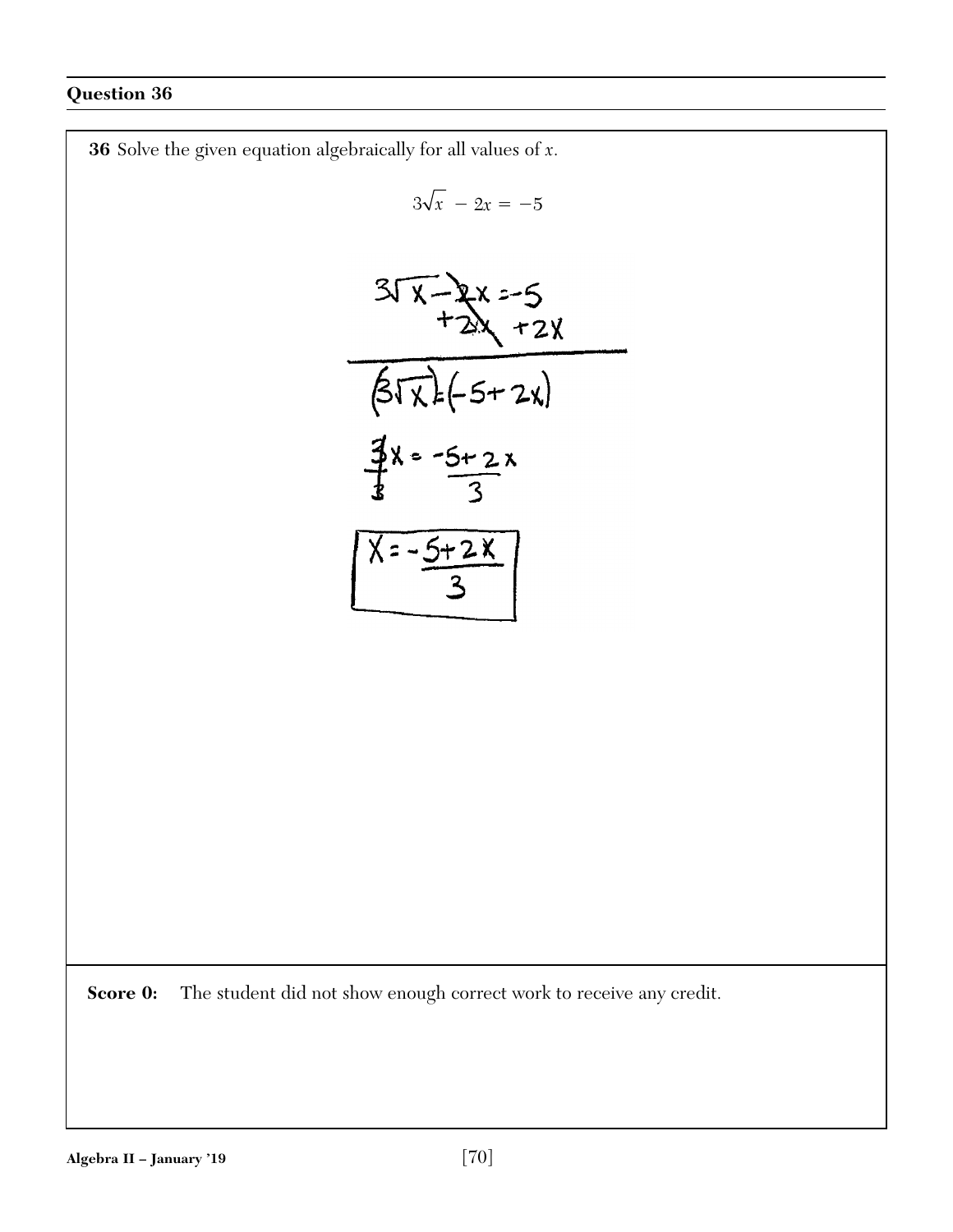## Question 36

**36** Solve the given equation algebraically for all values of $x$.

$$3\sqrt{x} - 2x = -5$$

$$3\sqrt{x} - 2x = -5$$
$$+2x \quad +2x$$

$$(3\sqrt{x}) = (-5 + 2x)$$

$$\frac{3x}{3} = \frac{-5 + 2x}{3}$$

$$\boxed{x = -\frac{5 + 2x}{3}}$$

**Score 0:** The student did not show enough correct work to receive any credit.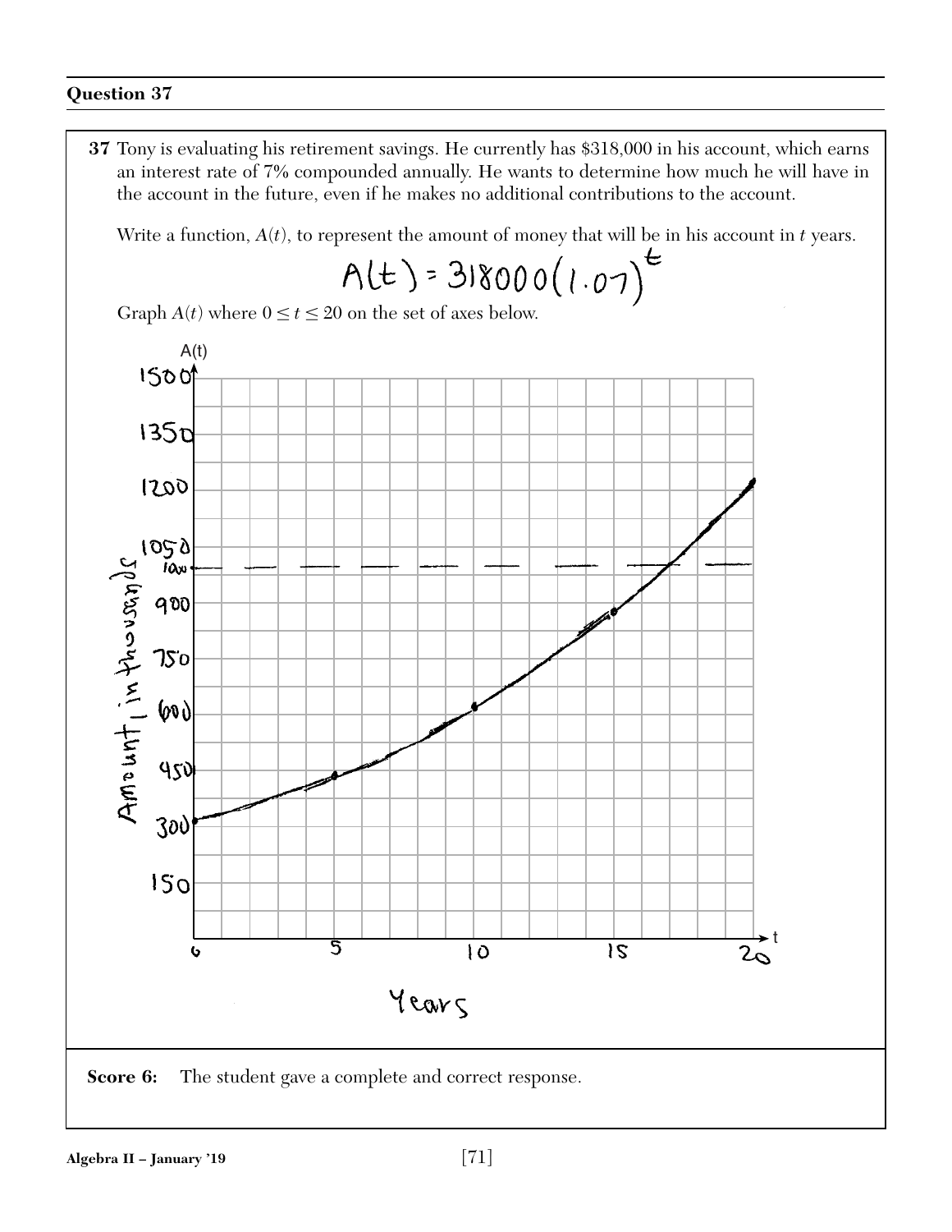## Question 37

**37** Tony is evaluating his retirement savings. He currently has \$318,000 in his account, which earns an interest rate of 7% compounded annually. He wants to determine how much he will have in the account in the future, even if he makes no additional contributions to the account.

Write a function, $A(t)$, to represent the amount of money that will be in his account in $t$ years.

$$A(t) = 318000(1.07)^t$$

Graph $A(t)$ where $0 \leq t \leq 20$ on the set of axes below.

A(t)

Amount, in thousands

1500, 1350, 1200, 1050, 1000, 900, 750, 600, 450, 300, 150

0, 5, 10, 15, 20

t

Years

**Score 6:** The student gave a complete and correct response.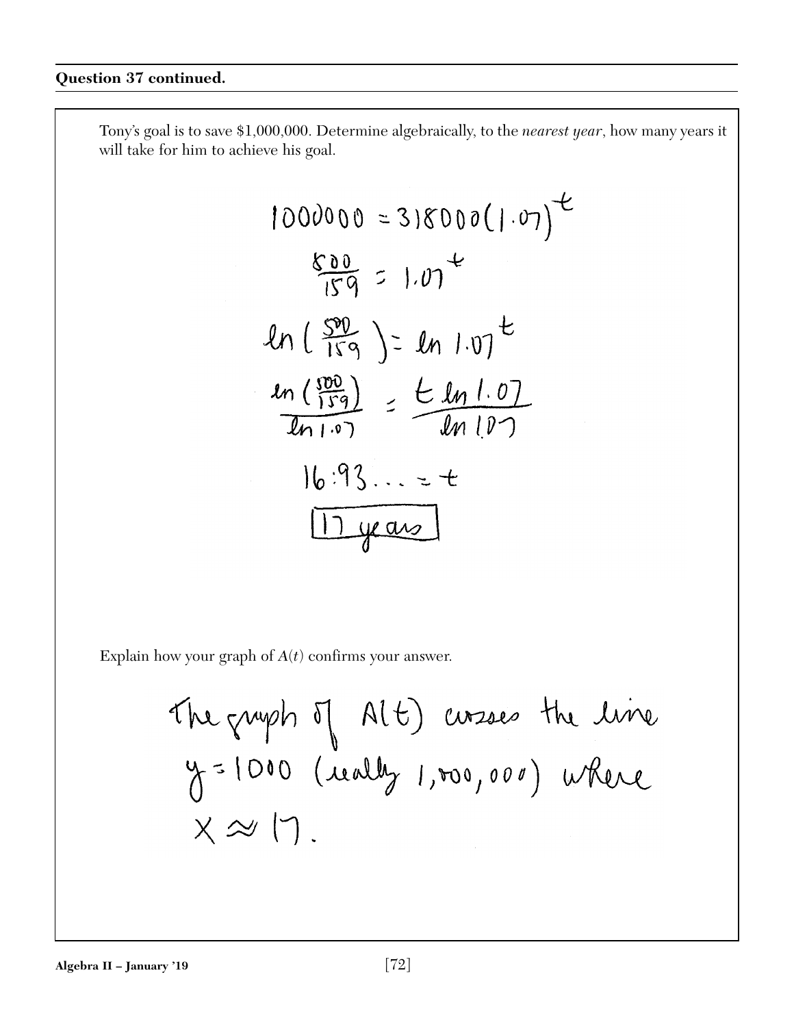**Question 37 continued.**

Tony's goal is to save \$1,000,000. Determine algebraically, to the *nearest year*, how many years it will take for him to achieve his goal.

$$1000000 = 318000(1.07)^t$$

$$\frac{500}{159} = 1.07^t$$

$$\ln\left(\frac{500}{159}\right) = \ln 1.07^t$$

$$\frac{\ln\left(\frac{500}{159}\right)}{\ln 1.07} = \frac{t \ln 1.07}{\ln 1.07}$$

$$16.93\ldots = t$$

$$\boxed{17 \text{ years}}$$

Explain how your graph of $A(t)$ confirms your answer.

The graph of $A(t)$ crosses the line $y = 1000$ (really 1,000,000) where $x \approx 17$.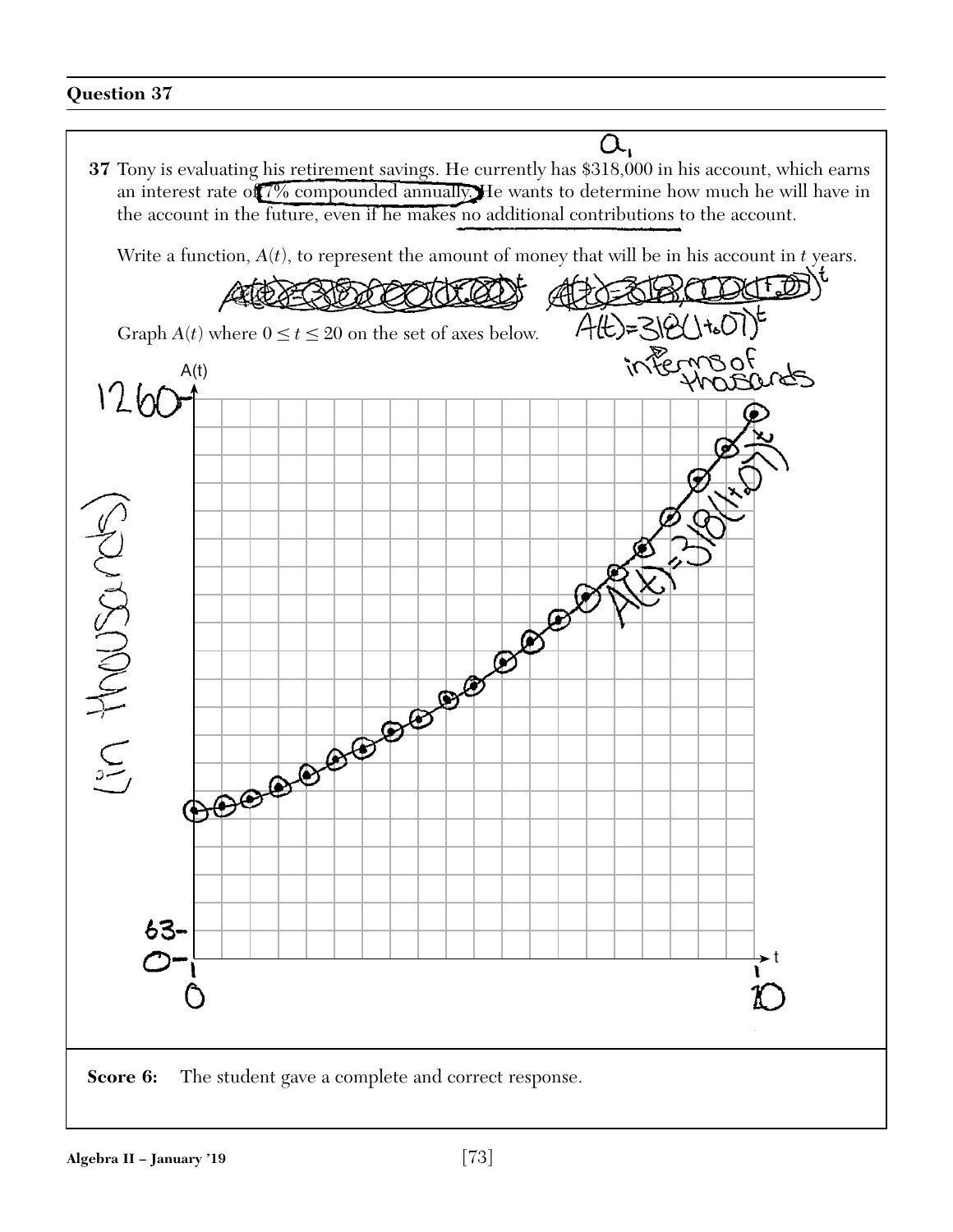## Question 37

**37** Tony is evaluating his retirement savings. He currently has \$318,000 in his account, which earns an interest rate of 7% compounded annually. He wants to determine how much he will have in the account in the future, even if he makes no additional contributions to the account.

Write a function, $A(t)$, to represent the amount of money that will be in his account in $t$ years.

$A(t) = 318(1+.07)^t$

in terms of thousands

Graph $A(t)$ where $0 \leq t \leq 20$ on the set of axes below.

A(t) (in thousands): 0, 63, 1260

t: 0, 20

$A(t) = 318(1+.07)^t$

**Score 6:** The student gave a complete and correct response.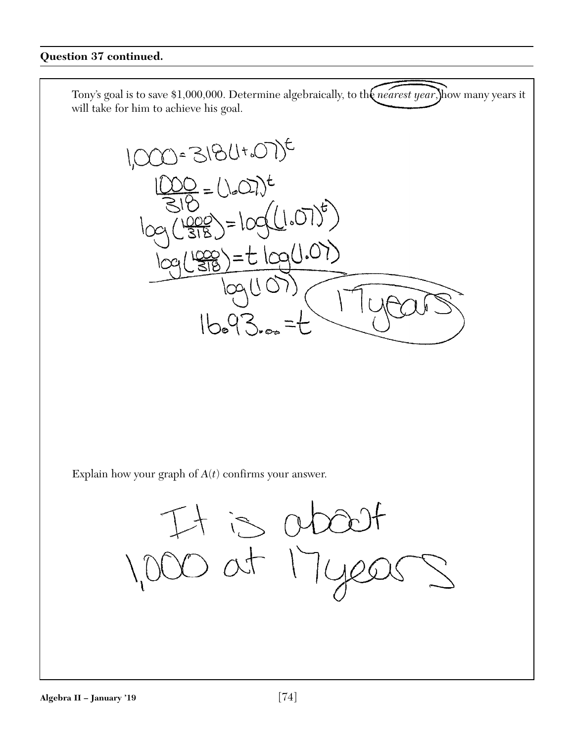**Question 37 continued.**

Tony's goal is to save \$1,000,000. Determine algebraically, to the *nearest year*, how many years it will take for him to achieve his goal.

$$1{,}000 = 318(1+.07)^t$$

$$\frac{1000}{318} = (1.07)^t$$

$$\log\left(\frac{1000}{318}\right) = \log\left((1.07)^t\right)$$

$$\frac{\log\left(\frac{1000}{318}\right) = t\log(1.07)}{\log(1.07)}$$

$$16.93\ldots = t$$

17 years

Explain how your graph of $A(t)$ confirms your answer.

It is about 1,000 at 17 years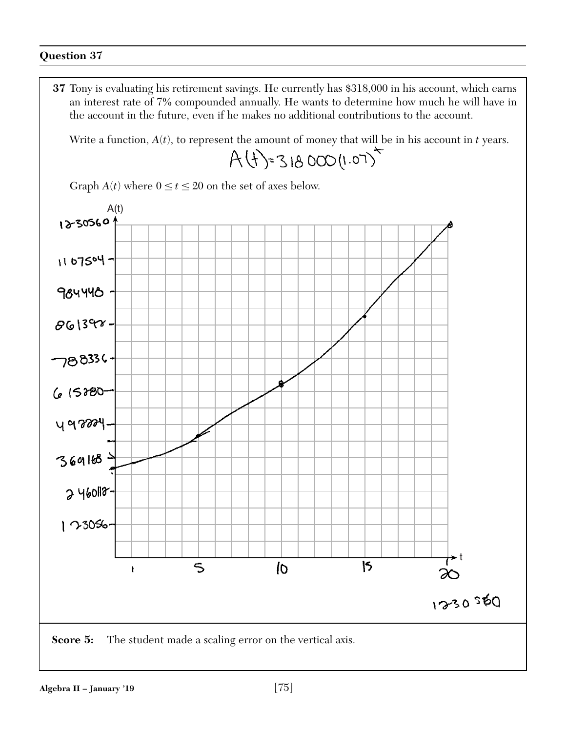## Question 37

**37** Tony is evaluating his retirement savings. He currently has $318,000 in his account, which earns an interest rate of 7% compounded annually. He wants to determine how much he will have in the account in the future, even if he makes no additional contributions to the account.

Write a function, $A(t)$, to represent the amount of money that will be in his account in $t$ years.

$$A(t) = 318000(1.07)^t$$

Graph $A(t)$ where $0 \leq t \leq 20$ on the set of axes below.

A(t)

1230560

1107504

984448

861392

738336

615280

492224

369168

246112

123056

t

1 5 10 15 20

1230560

**Score 5:** The student made a scaling error on the vertical axis.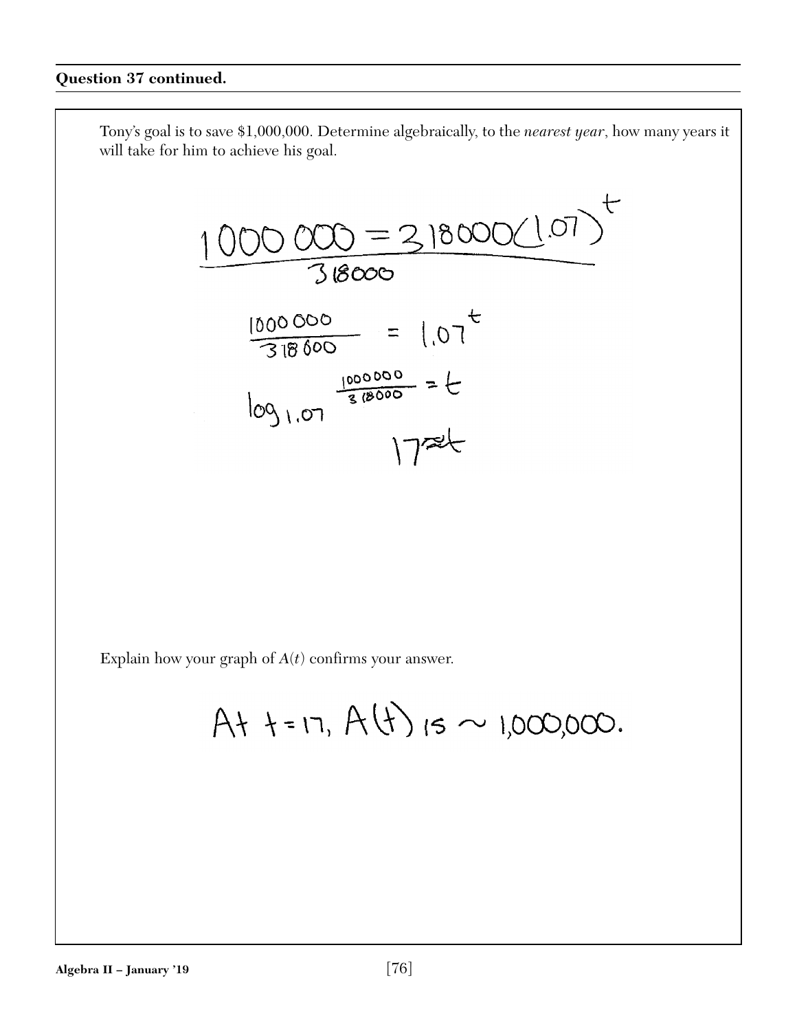**Question 37 continued.**

Tony's goal is to save \$1,000,000. Determine algebraically, to the *nearest year*, how many years it will take for him to achieve his goal.

$$\frac{1000\,000 = 318000(1.07)^t}{318000}$$

$$\frac{1000\,000}{318\,600} = 1.07^t$$

$$\log_{1.07} \frac{1000000}{318000} = t$$

$$17 \approx t$$

Explain how your graph of $A(t)$ confirms your answer.

At $t = 17$, $A(t)$ is $\sim 1{,}000{,}000$.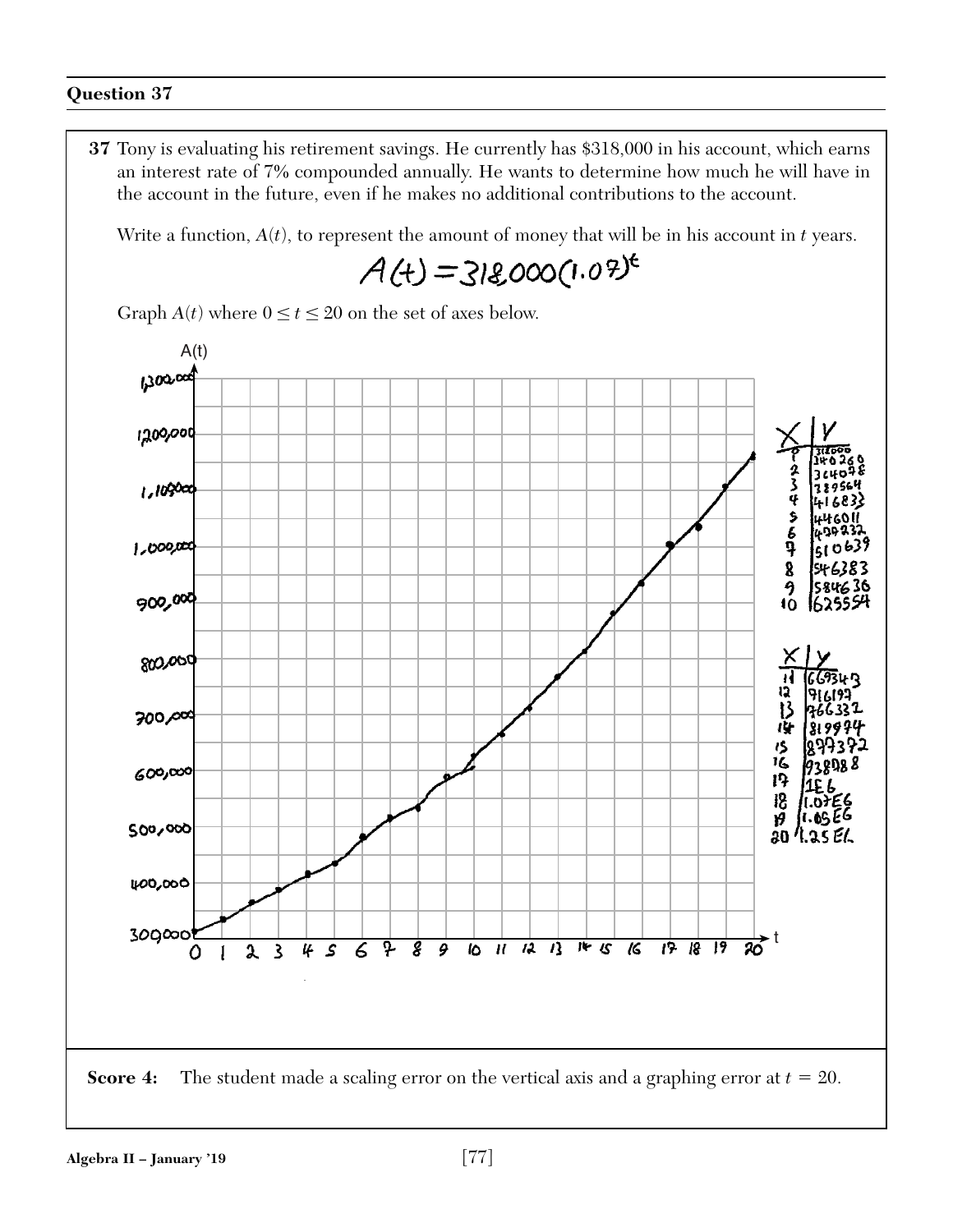## Question 37

**37** Tony is evaluating his retirement savings. He currently has \$318,000 in his account, which earns an interest rate of 7% compounded annually. He wants to determine how much he will have in the account in the future, even if he makes no additional contributions to the account.

Write a function, $A(t)$, to represent the amount of money that will be in his account in $t$ years.

$$A(t) = 318{,}000(1.07)^t$$

Graph $A(t)$ where $0 \leq t \leq 20$ on the set of axes below.

| X | Y |
|---|---|
| 0 | 318000 |
| 1 | 340260 |
| 2 | 364078 |
| 3 | 389564 |
| 4 | 416833 |
| 5 | 446011 |
| 6 | 477232 |
| 7 | 510639 |
| 8 | 546383 |
| 9 | 584636 |
| 10 | 625554 |

| X | Y |
|---|---|
| 11 | 669343 |
| 12 | 716197 |
| 13 | 766332 |
| 14 | 819974 |
| 15 | 877372 |
| 16 | 938088 |
| 17 | 1E6 |
| 18 | 1.07E6 |
| 19 | 1.05E6 |
| 20 | 1.25E6 |

**Score 4:** The student made a scaling error on the vertical axis and a graphing error at $t = 20$.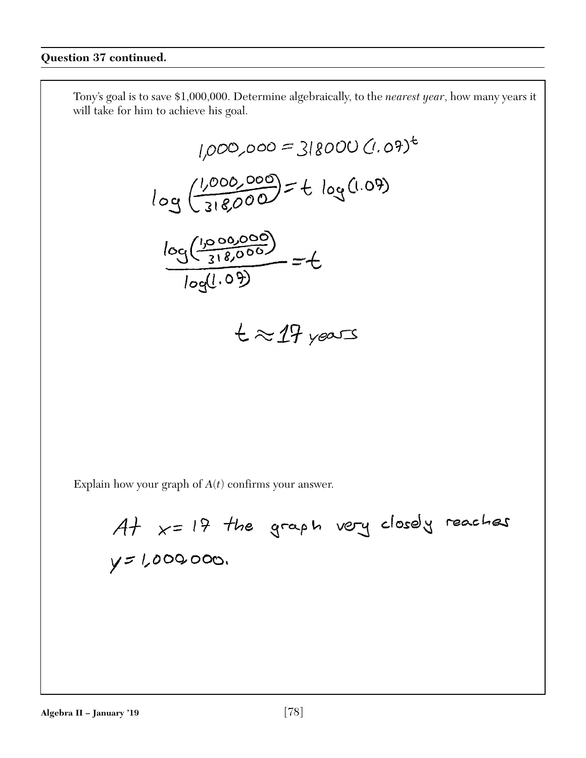**Question 37 continued.**

Tony's goal is to save \$1,000,000. Determine algebraically, to the *nearest year*, how many years it will take for him to achieve his goal.

$$1{,}000{,}000 = 318000(1.07)^t$$

$$\log\left(\frac{1{,}000{,}000}{318{,}000}\right) = t \log(1.07)$$

$$\frac{\log\left(\frac{1{,}000{,}000}{318{,}000}\right)}{\log(1.07)} = t$$

$$t \approx 17 \text{ years}$$

Explain how your graph of $A(t)$ confirms your answer.

At $x = 17$ the graph very closely reaches $y = 1{,}000{,}000$.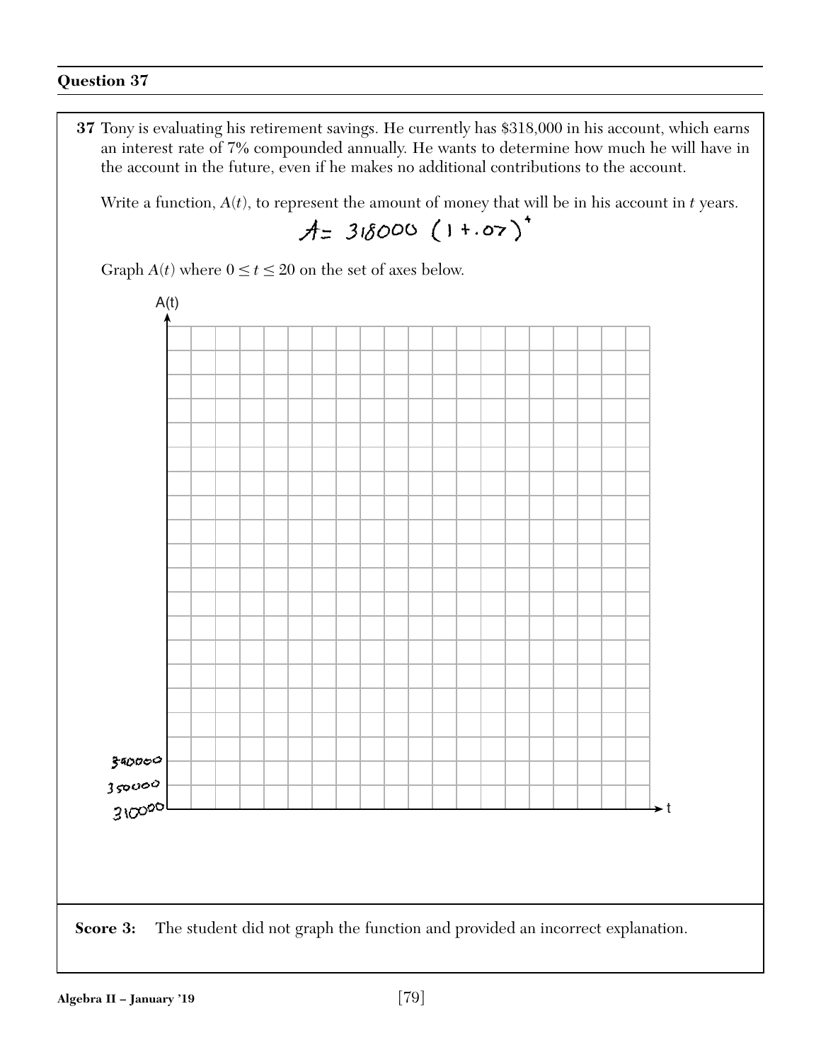## Question 37

**37** Tony is evaluating his retirement savings. He currently has \$318,000 in his account, which earns an interest rate of 7% compounded annually. He wants to determine how much he will have in the account in the future, even if he makes no additional contributions to the account.

Write a function, $A(t)$, to represent the amount of money that will be in his account in $t$ years.

$$A = 318000\,(1 + .07)^t$$

Graph $A(t)$ where $0 \le t \le 20$ on the set of axes below.

A(t)

t

380000

350000

310000

**Score 3:** The student did not graph the function and provided an incorrect explanation.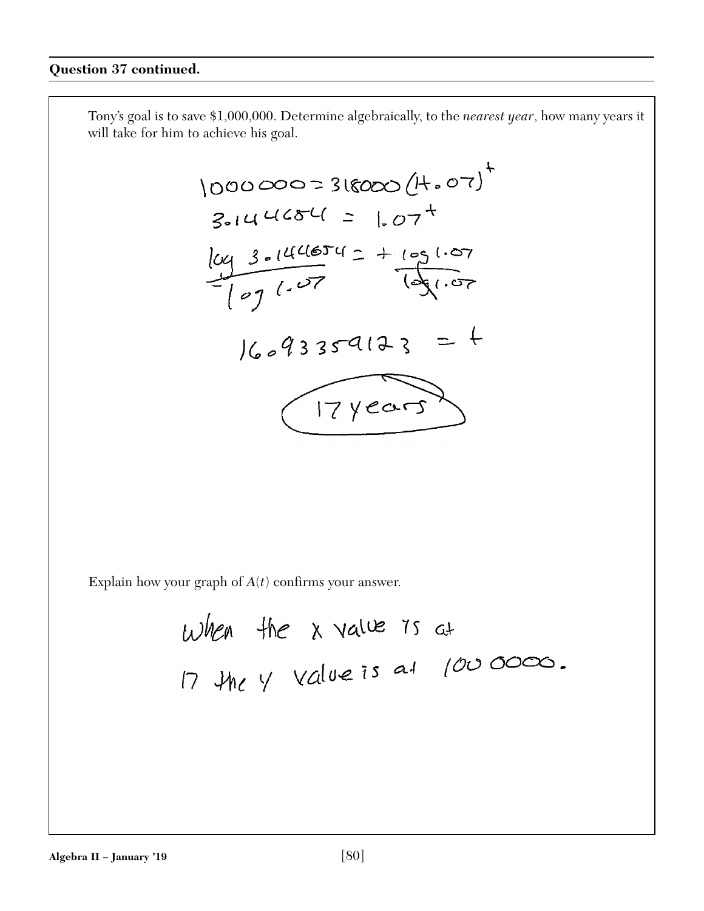**Question 37 continued.**

Tony's goal is to save $1,000,000. Determine algebraically, to the *nearest year*, how many years it will take for him to achieve his goal.

$$1000000 = 318000(1+.07)^t$$

$$3.144654 = 1.07^t$$

$$\frac{\log 3.144654}{\log 1.07} = \frac{t \log 1.07}{\log 1.07}$$

$$16.93359123 = t$$

17 years

Explain how your graph of $A(t)$ confirms your answer.

When the x value is at 17 the y value is at 1000000.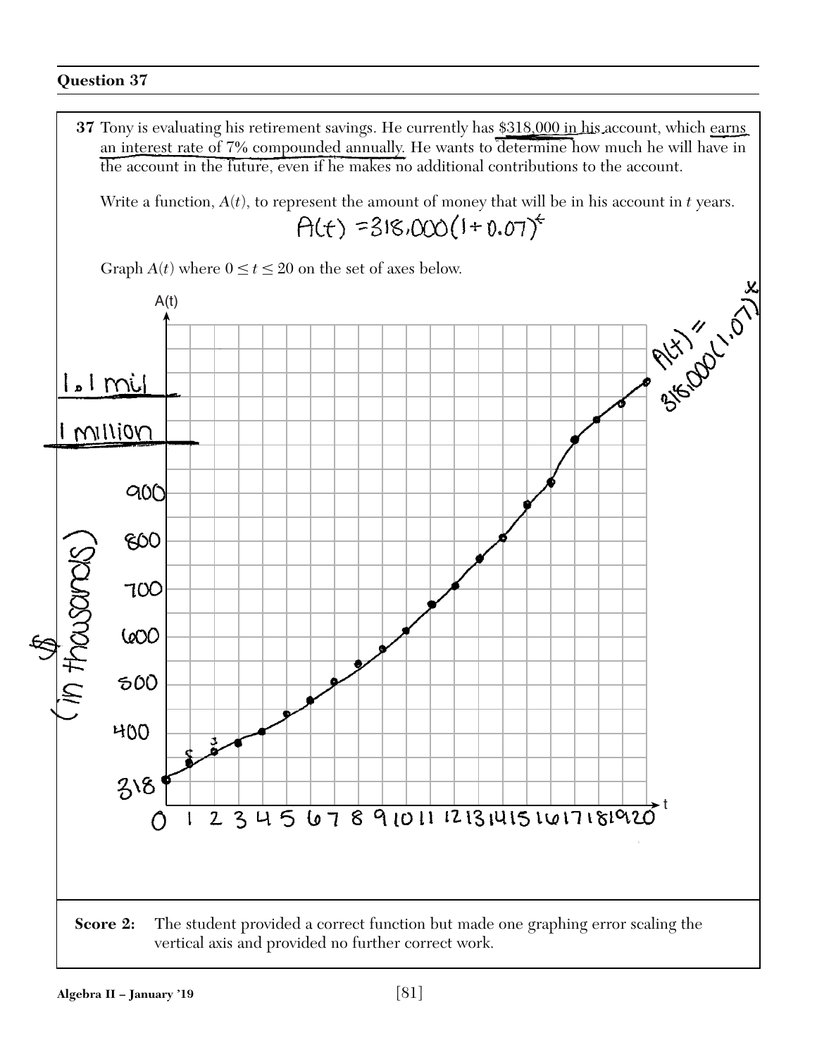## Question 37

**37** Tony is evaluating his retirement savings. He currently has \$318,000 in his account, which earns an interest rate of 7% compounded annually. He wants to determine how much he will have in the account in the future, even if he makes no additional contributions to the account.

Write a function, $A(t)$, to represent the amount of money that will be in his account in $t$ years.

$A(t) = 318{,}000(1 + 0.07)^t$

Graph $A(t)$ where $0 \leq t \leq 20$ on the set of axes below.

$A(t) = 318{,}000(1.07)^t$

**Score 2:** The student provided a correct function but made one graphing error scaling the vertical axis and provided no further correct work.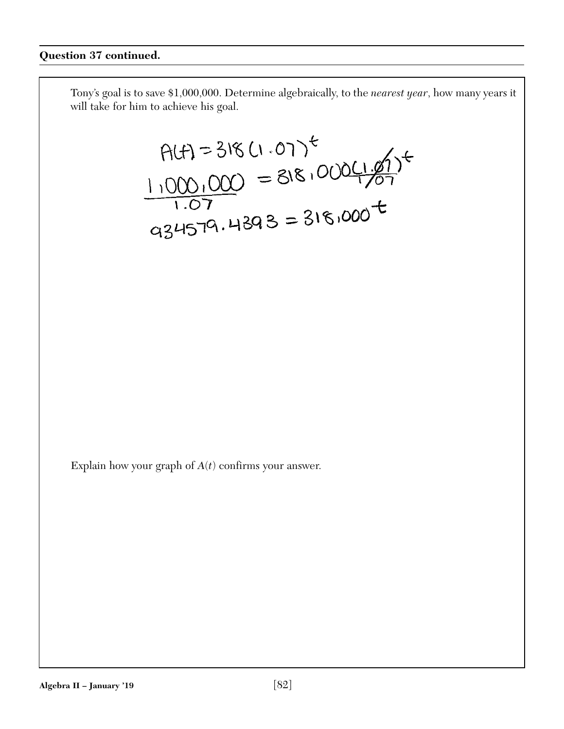**Question 37 continued.**

Tony's goal is to save \$1,000,000. Determine algebraically, to the *nearest year*, how many years it will take for him to achieve his goal.

$$A(t) = 318(1.07)^t$$

$$\frac{1{,}000{,}000}{1.07} = 318{,}000\frac{(1.07)^t}{1.07}$$

$$934579.4393 = 318{,}000^t$$

Explain how your graph of $A(t)$ confirms your answer.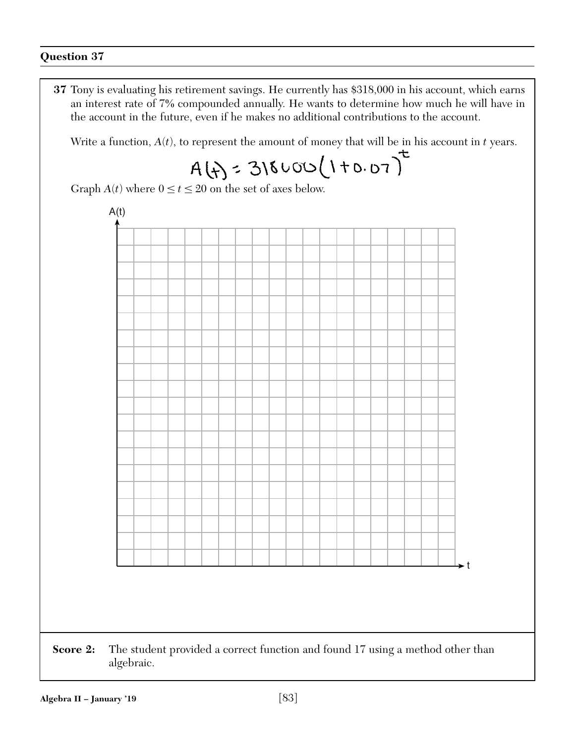## Question 37

**37** Tony is evaluating his retirement savings. He currently has \$318,000 in his account, which earns an interest rate of 7% compounded annually. He wants to determine how much he will have in the account in the future, even if he makes no additional contributions to the account.

Write a function, $A(t)$, to represent the amount of money that will be in his account in $t$ years.

$$A(t) = 318000(1+0.07)^t$$

Graph $A(t)$ where $0 \leq t \leq 20$ on the set of axes below.

**Score 2:** The student provided a correct function and found 17 using a method other than algebraic.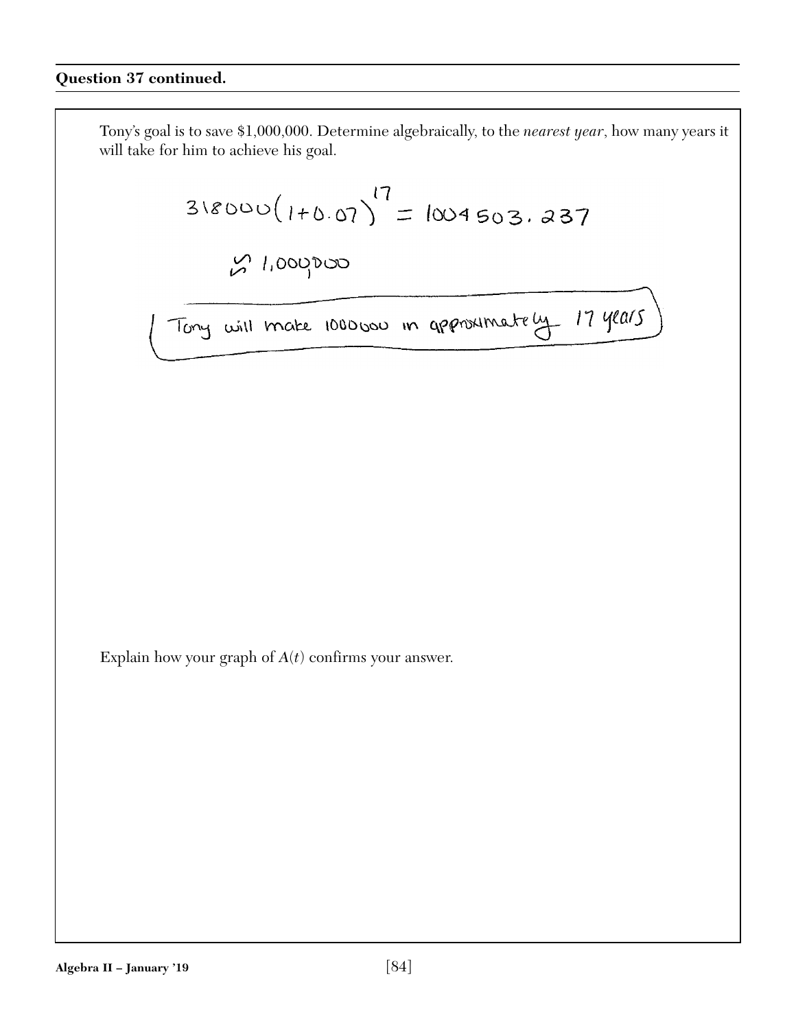**Question 37 continued.**

Tony's goal is to save \$1,000,000. Determine algebraically, to the *nearest year*, how many years it will take for him to achieve his goal.

$$318000(1+0.07)^{17} = 1004503.237$$

$$\approx 1{,}000{,}000$$

Tony will make 1000000 in approximately 17 years

Explain how your graph of $A(t)$ confirms your answer.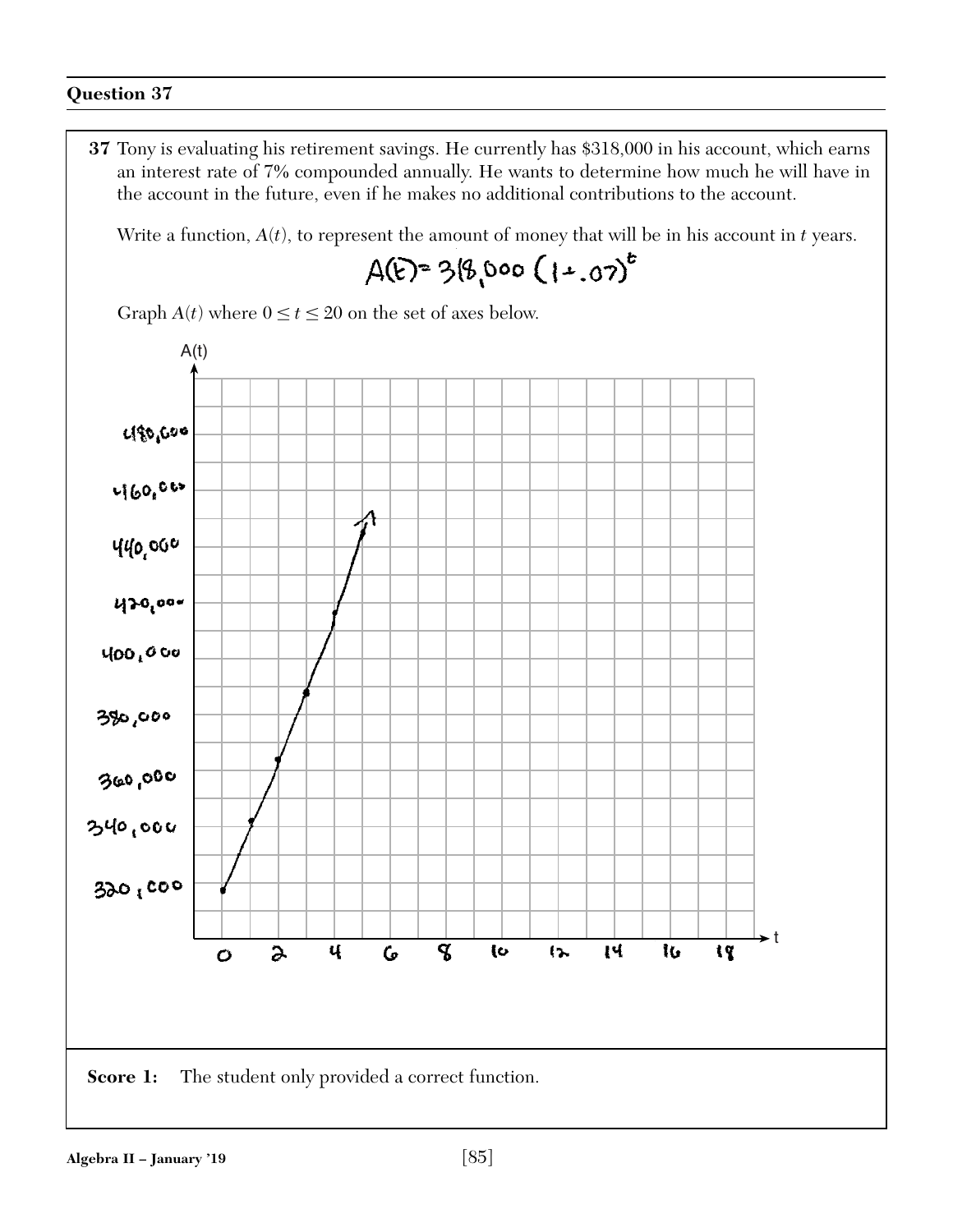## Question 37

**37** Tony is evaluating his retirement savings. He currently has $318,000 in his account, which earns an interest rate of 7% compounded annually. He wants to determine how much he will have in the account in the future, even if he makes no additional contributions to the account.

Write a function, $A(t)$, to represent the amount of money that will be in his account in $t$ years.

$$A(t) = 318{,}000(1 + .07)^t$$

Graph $A(t)$ where $0 \leq t \leq 20$ on the set of axes below.

**Score 1:** The student only provided a correct function.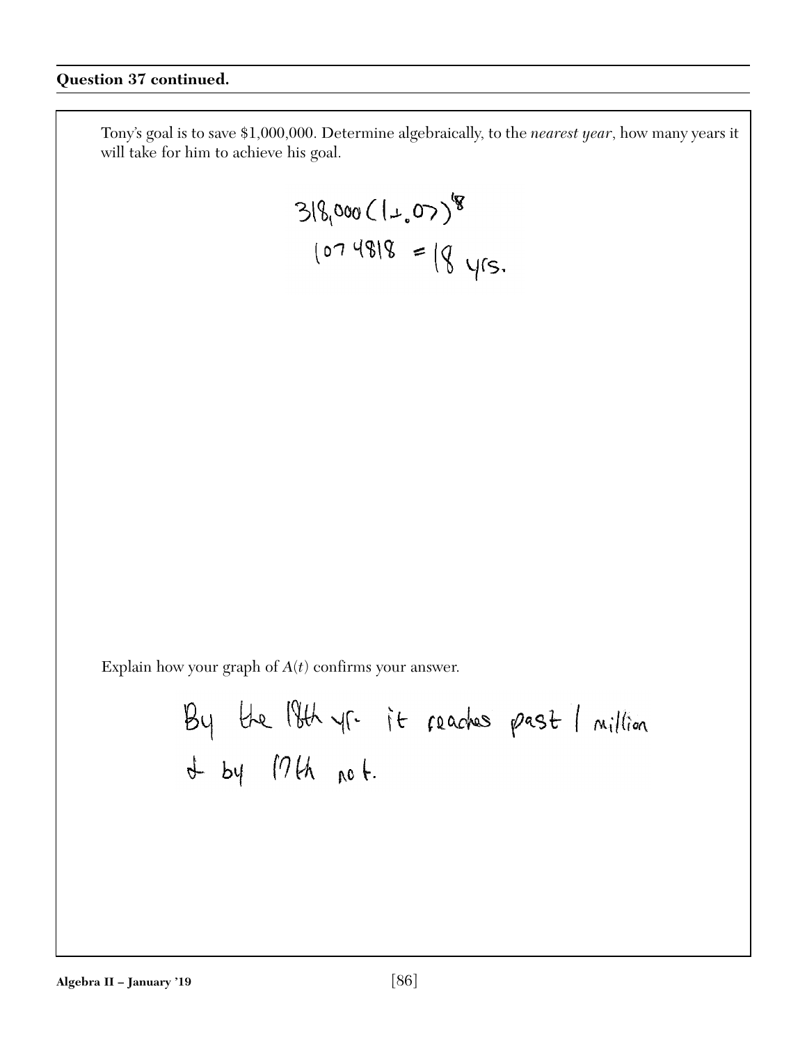**Question 37 continued.**

Tony's goal is to save \$1,000,000. Determine algebraically, to the *nearest year*, how many years it will take for him to achieve his goal.

$$318{,}000(1+.07)^{18}$$

$$1074818 = 18 \text{ yrs.}$$

Explain how your graph of $A(t)$ confirms your answer.

By the 18th yr. it reaches past 1 million & by 17th not.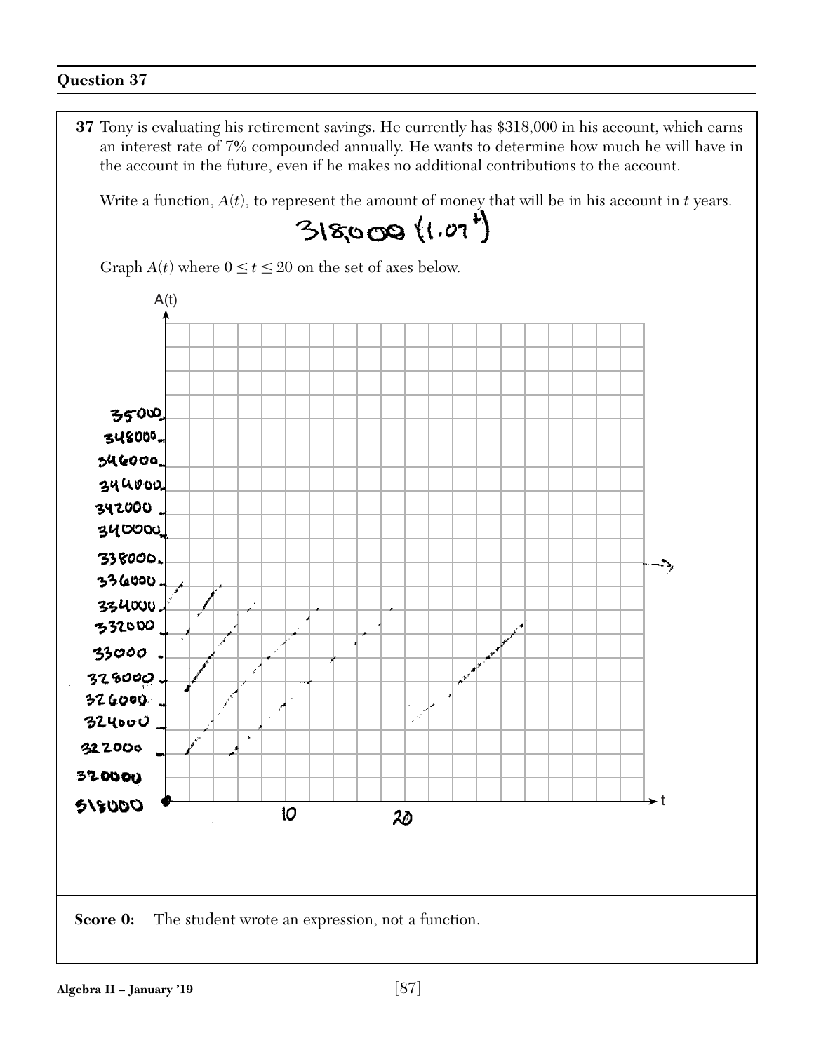## Question 37

**37** Tony is evaluating his retirement savings. He currently has \$318,000 in his account, which earns an interest rate of 7% compounded annually. He wants to determine how much he will have in the account in the future, even if he makes no additional contributions to the account.

Write a function, $A(t)$, to represent the amount of money that will be in his account in $t$ years.

$318{,}000\,(1.07^{t})$

Graph $A(t)$ where $0 \le t \le 20$ on the set of axes below.

A(t)

35000
348000
346000
344000
342000
340000
338000
336000
334000
332000
33000
328000
326000
324000
322000
320000
318000

10
20

t

**Score 0:** The student wrote an expression, not a function.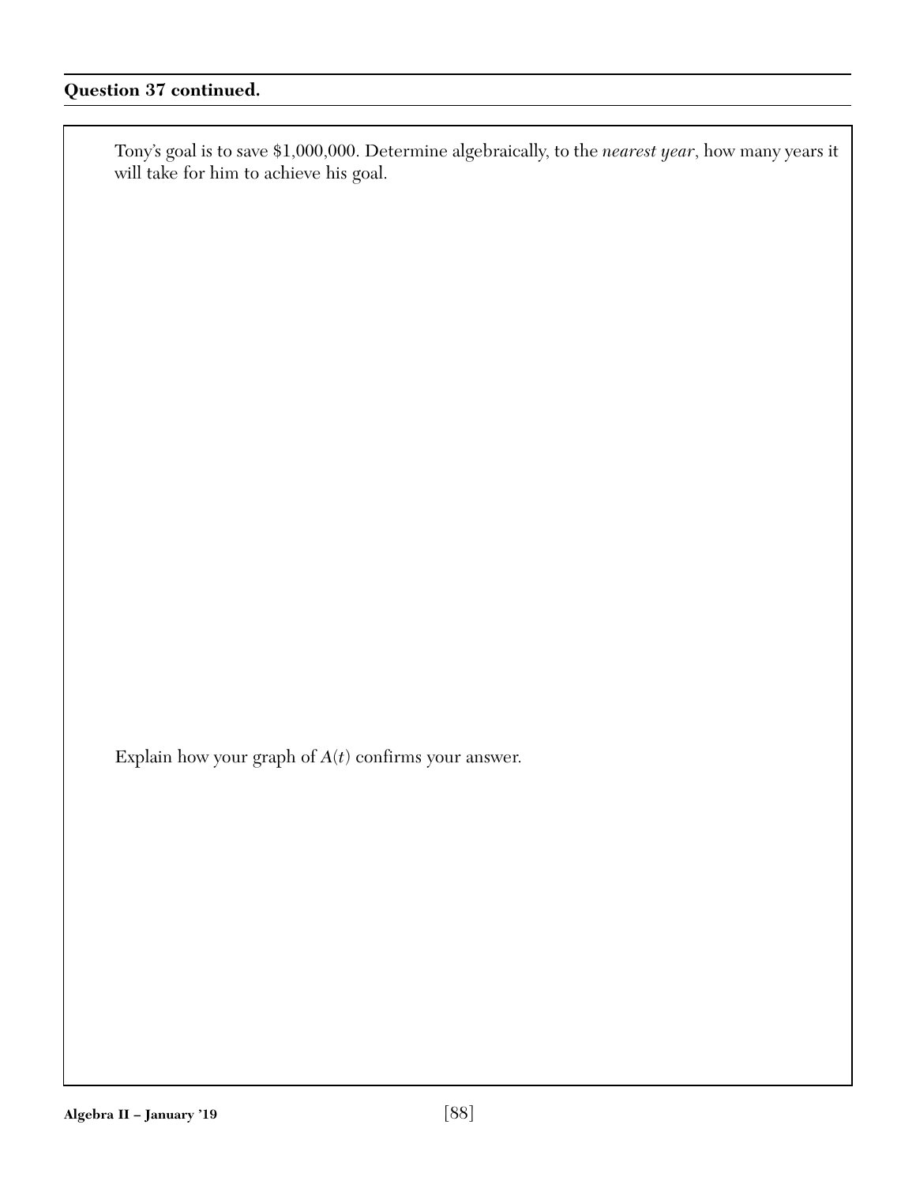**Question 37 continued.**

Tony's goal is to save $1,000,000. Determine algebraically, to the *nearest year*, how many years it will take for him to achieve his goal.

Explain how your graph of $A(t)$ confirms your answer.